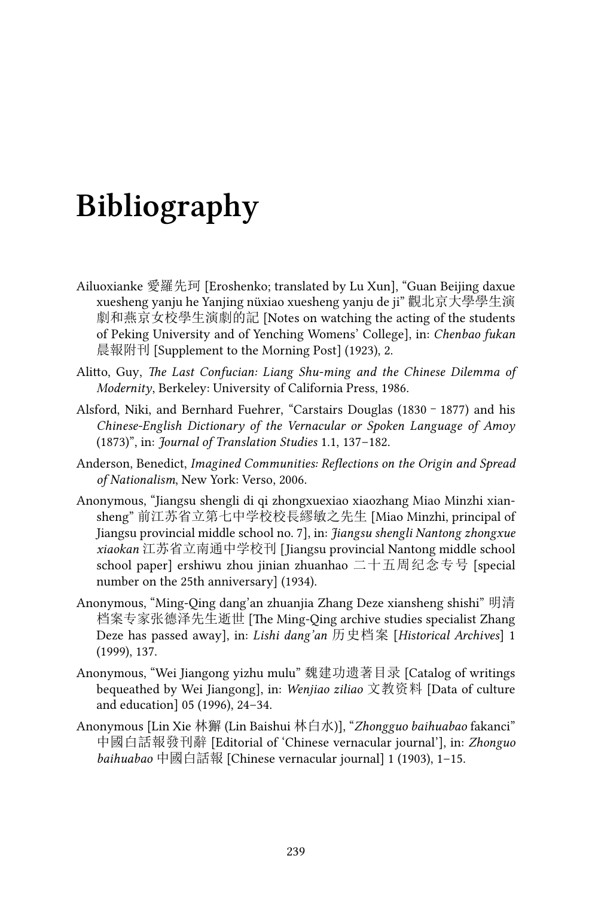# Bibliography

Ailuoxianke 愛羅先珂 [Eroshenko; translated by Lu Xun], "Guan Beijing daxue xuesheng yanju he Yanjing nüxiao xuesheng yanju de ji" 觀北京大學學生演劇和燕京女校學生演劇的記 [Notes on watching the acting of the students of Peking University and of Yenching Womens' College], in: *Chenbao fukan* 晨報附刊 [Supplement to the Morning Post] (1923), 2.

Alitto, Guy, *The Last Confucian: Liang Shu-ming and the Chinese Dilemma of Modernity*, Berkeley: University of California Press, 1986.

Alsford, Niki, and Bernhard Fuehrer, "Carstairs Douglas (1830 – 1877) and his *Chinese-English Dictionary of the Vernacular or Spoken Language of Amoy* (1873)", in: *Journal of Translation Studies* 1.1, 137–182.

Anderson, Benedict, *Imagined Communities: Reflections on the Origin and Spread of Nationalism*, New York: Verso, 2006.

Anonymous, "Jiangsu shengli di qi zhongxuexiao xiaozhang Miao Minzhi xiansheng" 前江苏省立第七中学校校長繆敏之先生 [Miao Minzhi, principal of Jiangsu provincial middle school no. 7], in: *Jiangsu shengli Nantong zhongxue xiaokan* 江苏省立南通中学校刊 [Jiangsu provincial Nantong middle school school paper] ershiwu zhou jinian zhuanhao 二十五周纪念专号 [special number on the 25th anniversary] (1934).

Anonymous, "Ming-Qing dang'an zhuanjia Zhang Deze xiansheng shishi" 明清档案专家张德泽先生逝世 [The Ming-Qing archive studies specialist Zhang Deze has passed away], in: *Lishi dang'an* 历史档案 [*Historical Archives*] 1 (1999), 137.

Anonymous, "Wei Jiangong yizhu mulu" 魏建功遺著目录 [Catalog of writings bequeathed by Wei Jiangong], in: *Wenjiao ziliao* 文教资料 [Data of culture and education] 05 (1996), 24–34.

Anonymous [Lin Xie 林獬 (Lin Baishui 林白水)], "*Zhongguo baihuabao* fakanci" 中國白話報發刊辭 [Editorial of 'Chinese vernacular journal'], in: *Zhonguo baihuabao* 中國白話報 [Chinese vernacular journal] 1 (1903), 1–15.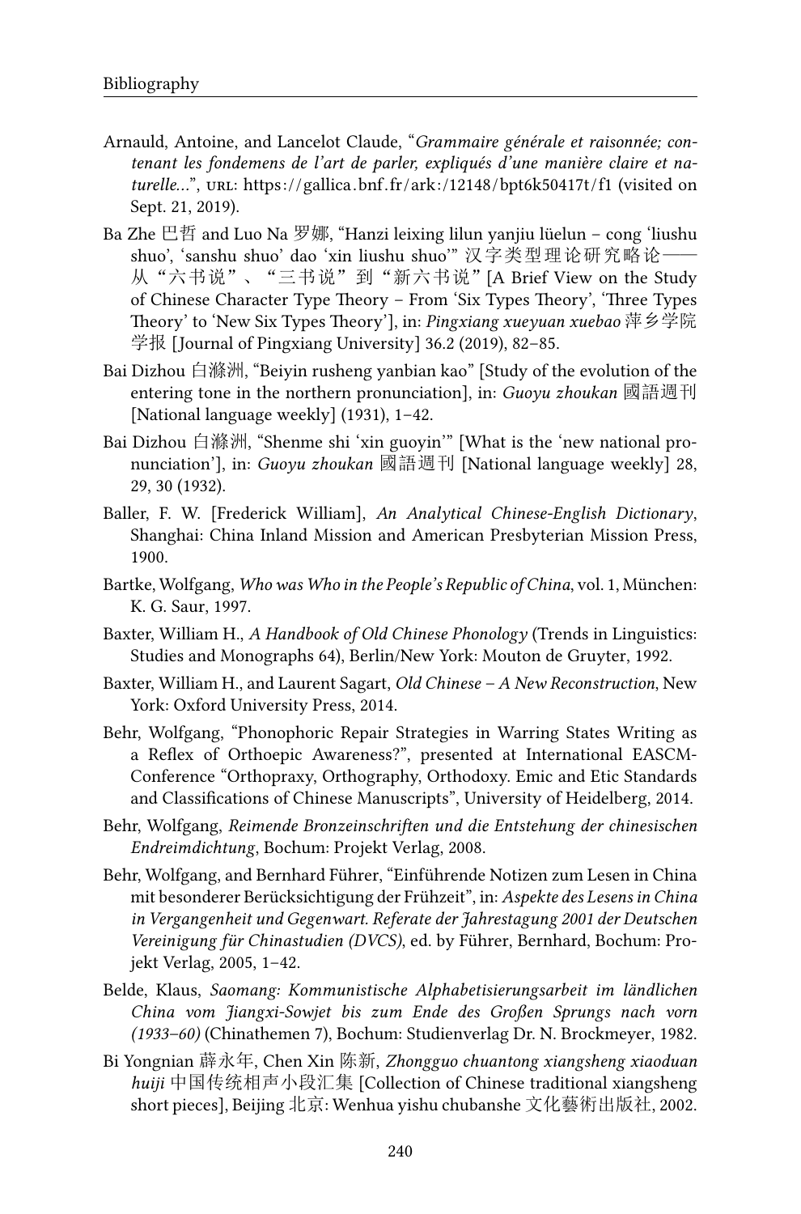Arnauld, Antoine, and Lancelot Claude, "*Grammaire générale et raisonnée; contenant les fondemens de l'art de parler, expliqués d'une manière claire et naturelle…*", URL: https://gallica.bnf.fr/ark:/12148/bpt6k50417t/f1 (visited on Sept. 21, 2019).

Ba Zhe 巴哲 and Luo Na 罗娜, "Hanzi leixing lilun yanjiu lüelun – cong 'liushu shuo', 'sanshu shuo' dao 'xin liushu shuo'" 汉字类型理论研究略论——从"六书说"、"三书说"到"新六书说" [A Brief View on the Study of Chinese Character Type Theory – From 'Six Types Theory', 'Three Types Theory' to 'New Six Types Theory'], in: *Pingxiang xueyuan xuebao* 萍乡学院学报 [Journal of Pingxiang University] 36.2 (2019), 82–85.

Bai Dizhou 白滌洲, "Beiyin rusheng yanbian kao" [Study of the evolution of the entering tone in the northern pronunciation], in: *Guoyu zhoukan* 國語週刊 [National language weekly] (1931), 1–42.

Bai Dizhou 白滌洲, "Shenme shi 'xin guoyin'" [What is the 'new national pronunciation'], in: *Guoyu zhoukan* 國語週刊 [National language weekly] 28, 29, 30 (1932).

Baller, F. W. [Frederick William], *An Analytical Chinese-English Dictionary*, Shanghai: China Inland Mission and American Presbyterian Mission Press, 1900.

Bartke, Wolfgang, *Who was Who in the People's Republic of China*, vol. 1, München: K. G. Saur, 1997.

Baxter, William H., *A Handbook of Old Chinese Phonology* (Trends in Linguistics: Studies and Monographs 64), Berlin/New York: Mouton de Gruyter, 1992.

Baxter, William H., and Laurent Sagart, *Old Chinese – A New Reconstruction*, New York: Oxford University Press, 2014.

Behr, Wolfgang, "Phonophoric Repair Strategies in Warring States Writing as a Reflex of Orthoepic Awareness?", presented at International EASCM-Conference "Orthopraxy, Orthography, Orthodoxy. Emic and Etic Standards and Classifications of Chinese Manuscripts", University of Heidelberg, 2014.

Behr, Wolfgang, *Reimende Bronzeinschriften und die Entstehung der chinesischen Endreimdichtung*, Bochum: Projekt Verlag, 2008.

Behr, Wolfgang, and Bernhard Führer, "Einführende Notizen zum Lesen in China mit besonderer Berücksichtigung der Frühzeit", in: *Aspekte des Lesens in China in Vergangenheit und Gegenwart. Referate der Jahrestagung 2001 der Deutschen Vereinigung für Chinastudien (DVCS)*, ed. by Führer, Bernhard, Bochum: Projekt Verlag, 2005, 1–42.

Belde, Klaus, *Saomang: Kommunistische Alphabetisierungsarbeit im ländlichen China vom Jiangxi-Sowjet bis zum Ende des Großen Sprungs nach vorn (1933–60)* (Chinathemen 7), Bochum: Studienverlag Dr. N. Brockmeyer, 1982.

Bi Yongnian 薛永年, Chen Xin 陈新, *Zhongguo chuantong xiangsheng xiaoduan huiji* 中国传统相声小段汇集 [Collection of Chinese traditional xiangsheng short pieces], Beijing 北京: Wenhua yishu chubanshe 文化藝術出版社, 2002.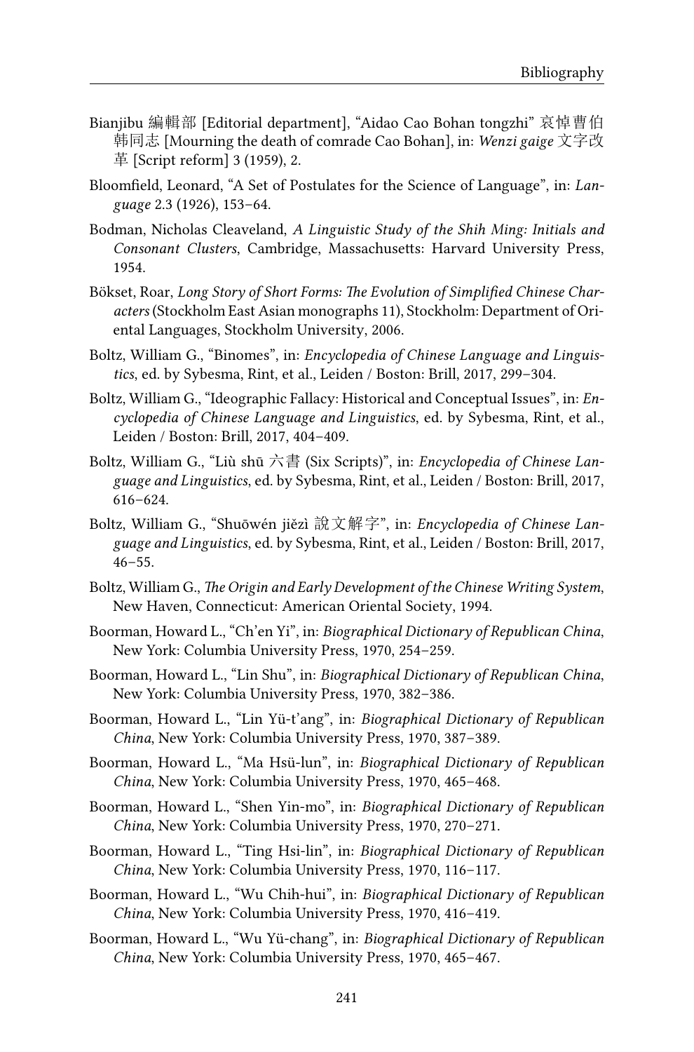Bianjibu 編輯部 [Editorial department], "Aidao Cao Bohan tongzhi" 哀悼曹伯韩同志 [Mourning the death of comrade Cao Bohan], in: *Wenzi gaige* 文字改革 [Script reform] 3 (1959), 2.

Bloomfield, Leonard, "A Set of Postulates for the Science of Language", in: *Language* 2.3 (1926), 153–64.

Bodman, Nicholas Cleaveland, *A Linguistic Study of the Shih Ming: Initials and Consonant Clusters*, Cambridge, Massachusetts: Harvard University Press, 1954.

Bökset, Roar, *Long Story of Short Forms: The Evolution of Simplified Chinese Characters* (Stockholm East Asian monographs 11), Stockholm: Department of Oriental Languages, Stockholm University, 2006.

Boltz, William G., "Binomes", in: *Encyclopedia of Chinese Language and Linguistics*, ed. by Sybesma, Rint, et al., Leiden / Boston: Brill, 2017, 299–304.

Boltz, William G., "Ideographic Fallacy: Historical and Conceptual Issues", in: *Encyclopedia of Chinese Language and Linguistics*, ed. by Sybesma, Rint, et al., Leiden / Boston: Brill, 2017, 404–409.

Boltz, William G., "Liù shū 六書 (Six Scripts)", in: *Encyclopedia of Chinese Language and Linguistics*, ed. by Sybesma, Rint, et al., Leiden / Boston: Brill, 2017, 616–624.

Boltz, William G., "Shuōwén jiězì 說文解字", in: *Encyclopedia of Chinese Language and Linguistics*, ed. by Sybesma, Rint, et al., Leiden / Boston: Brill, 2017, 46–55.

Boltz, William G., *The Origin and Early Development of the Chinese Writing System*, New Haven, Connecticut: American Oriental Society, 1994.

Boorman, Howard L., "Ch'en Yi", in: *Biographical Dictionary of Republican China*, New York: Columbia University Press, 1970, 254–259.

Boorman, Howard L., "Lin Shu", in: *Biographical Dictionary of Republican China*, New York: Columbia University Press, 1970, 382–386.

Boorman, Howard L., "Lin Yü-t'ang", in: *Biographical Dictionary of Republican China*, New York: Columbia University Press, 1970, 387–389.

Boorman, Howard L., "Ma Hsü-lun", in: *Biographical Dictionary of Republican China*, New York: Columbia University Press, 1970, 465–468.

Boorman, Howard L., "Shen Yin-mo", in: *Biographical Dictionary of Republican China*, New York: Columbia University Press, 1970, 270–271.

Boorman, Howard L., "Ting Hsi-lin", in: *Biographical Dictionary of Republican China*, New York: Columbia University Press, 1970, 116–117.

Boorman, Howard L., "Wu Chih-hui", in: *Biographical Dictionary of Republican China*, New York: Columbia University Press, 1970, 416–419.

Boorman, Howard L., "Wu Yü-chang", in: *Biographical Dictionary of Republican China*, New York: Columbia University Press, 1970, 465–467.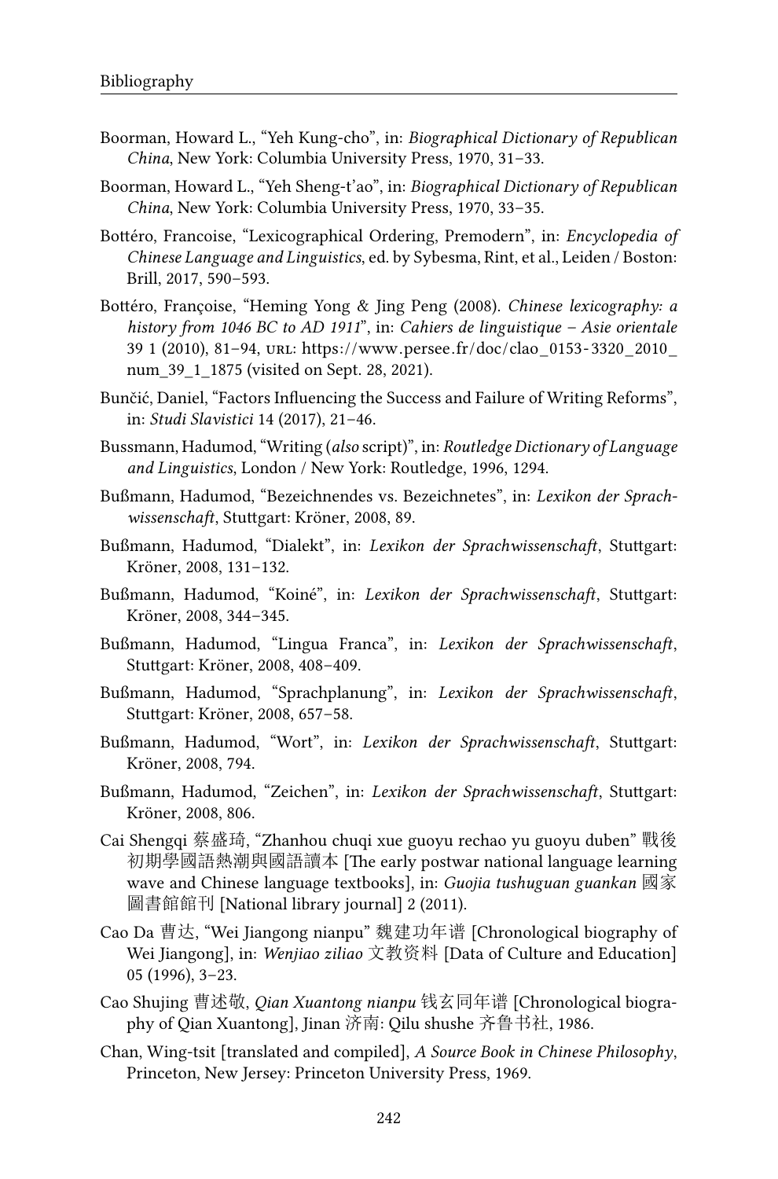Boorman, Howard L., “Yeh Kung-cho”, in: *Biographical Dictionary of Republican China*, New York: Columbia University Press, 1970, 31–33.

Boorman, Howard L., “Yeh Sheng-t’ao”, in: *Biographical Dictionary of Republican China*, New York: Columbia University Press, 1970, 33–35.

Bottéro, Francoise, “Lexicographical Ordering, Premodern”, in: *Encyclopedia of Chinese Language and Linguistics*, ed. by Sybesma, Rint, et al., Leiden / Boston: Brill, 2017, 590–593.

Bottéro, Françoise, “Heming Yong & Jing Peng (2008). *Chinese lexicography: a history from 1046 BC to AD 1911*”, in: *Cahiers de linguistique – Asie orientale* 39 1 (2010), 81–94, URL: https://www.persee.fr/doc/clao_0153-3320_2010_num_39_1_1875 (visited on Sept. 28, 2021).

Bunčić, Daniel, “Factors Influencing the Success and Failure of Writing Reforms”, in: *Studi Slavistici* 14 (2017), 21–46.

Bussmann, Hadumod, “Writing (*also* script)”, in: *Routledge Dictionary of Language and Linguistics*, London / New York: Routledge, 1996, 1294.

Bußmann, Hadumod, “Bezeichnendes vs. Bezeichnetes”, in: *Lexikon der Sprachwissenschaft*, Stuttgart: Kröner, 2008, 89.

Bußmann, Hadumod, “Dialekt”, in: *Lexikon der Sprachwissenschaft*, Stuttgart: Kröner, 2008, 131–132.

Bußmann, Hadumod, “Koiné”, in: *Lexikon der Sprachwissenschaft*, Stuttgart: Kröner, 2008, 344–345.

Bußmann, Hadumod, “Lingua Franca”, in: *Lexikon der Sprachwissenschaft*, Stuttgart: Kröner, 2008, 408–409.

Bußmann, Hadumod, “Sprachplanung”, in: *Lexikon der Sprachwissenschaft*, Stuttgart: Kröner, 2008, 657–58.

Bußmann, Hadumod, “Wort”, in: *Lexikon der Sprachwissenschaft*, Stuttgart: Kröner, 2008, 794.

Bußmann, Hadumod, “Zeichen”, in: *Lexikon der Sprachwissenschaft*, Stuttgart: Kröner, 2008, 806.

Cai Shengqi 蔡盛琦, “Zhanhou chuqi xue guoyu rechao yu guoyu duben” 戰後初期學國語熱潮與國語讀本 [The early postwar national language learning wave and Chinese language textbooks], in: *Guojia tushuguan guankan* 國家圖書館館刊 [National library journal] 2 (2011).

Cao Da 曹达, “Wei Jiangong nianpu” 魏建功年谱 [Chronological biography of Wei Jiangong], in: *Wenjiao ziliao* 文教资料 [Data of Culture and Education] 05 (1996), 3–23.

Cao Shujing 曹述敬, *Qian Xuantong nianpu* 钱玄同年谱 [Chronological biography of Qian Xuantong], Jinan 济南: Qilu shushe 齐鲁书社, 1986.

Chan, Wing-tsit [translated and compiled], *A Source Book in Chinese Philosophy*, Princeton, New Jersey: Princeton University Press, 1969.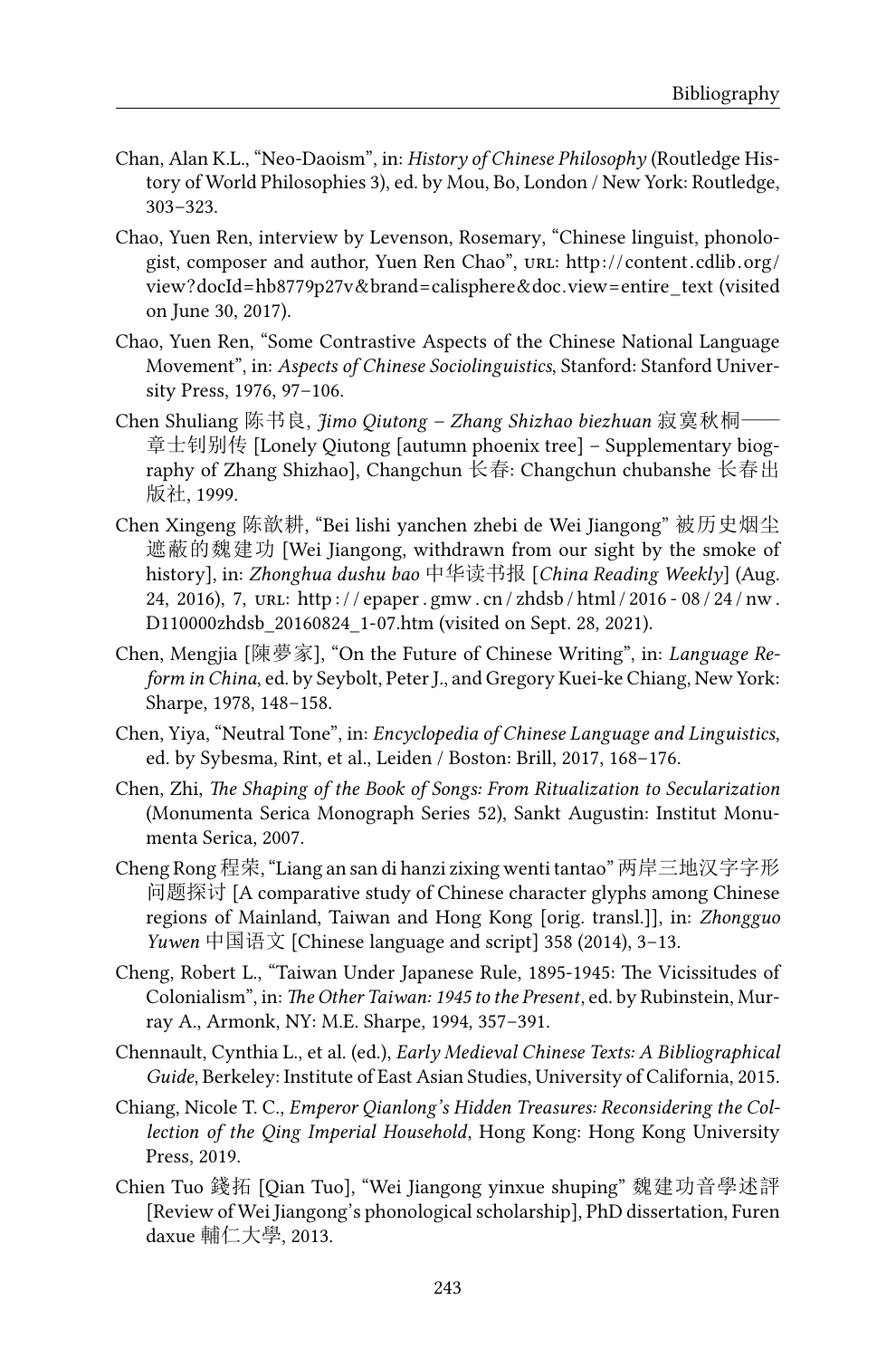Chan, Alan K.L., "Neo-Daoism", in: *History of Chinese Philosophy* (Routledge History of World Philosophies 3), ed. by Mou, Bo, London / New York: Routledge, 303–323.

Chao, Yuen Ren, interview by Levenson, Rosemary, "Chinese linguist, phonologist, composer and author, Yuen Ren Chao", URL: http://content.cdlib.org/view?docId=hb8779p27v&brand=calisphere&doc.view=entire_text (visited on June 30, 2017).

Chao, Yuen Ren, "Some Contrastive Aspects of the Chinese National Language Movement", in: *Aspects of Chinese Sociolinguistics*, Stanford: Stanford University Press, 1976, 97–106.

Chen Shuliang 陈书良, *Jimo Qiutong – Zhang Shizhao biezhuan* 寂寞秋桐——章士钊别传 [Lonely Qiutong [autumn phoenix tree] – Supplementary biography of Zhang Shizhao], Changchun 长春: Changchun chubanshe 长春出版社, 1999.

Chen Xingeng 陈歆耕, "Bei lishi yanchen zhebi de Wei Jiangong" 被历史烟尘遮蔽的魏建功 [Wei Jiangong, withdrawn from our sight by the smoke of history], in: *Zhonghua dushu bao* 中华读书报 [*China Reading Weekly*] (Aug. 24, 2016), 7, URL: http://epaper.gmw.cn/zhdsb/html/2016-08/24/nw.D110000zhdsb_20160824_1-07.htm (visited on Sept. 28, 2021).

Chen, Mengjia [陳夢家], "On the Future of Chinese Writing", in: *Language Reform in China*, ed. by Seybolt, Peter J., and Gregory Kuei-ke Chiang, New York: Sharpe, 1978, 148–158.

Chen, Yiya, "Neutral Tone", in: *Encyclopedia of Chinese Language and Linguistics*, ed. by Sybesma, Rint, et al., Leiden / Boston: Brill, 2017, 168–176.

Chen, Zhi, *The Shaping of the Book of Songs: From Ritualization to Secularization* (Monumenta Serica Monograph Series 52), Sankt Augustin: Institut Monumenta Serica, 2007.

Cheng Rong 程荣, "Liang an san di hanzi zixing wenti tantao" 两岸三地汉字字形问题探讨 [A comparative study of Chinese character glyphs among Chinese regions of Mainland, Taiwan and Hong Kong [orig. transl.]], in: *Zhongguo Yuwen* 中国语文 [Chinese language and script] 358 (2014), 3–13.

Cheng, Robert L., "Taiwan Under Japanese Rule, 1895-1945: The Vicissitudes of Colonialism", in: *The Other Taiwan: 1945 to the Present*, ed. by Rubinstein, Murray A., Armonk, NY: M.E. Sharpe, 1994, 357–391.

Chennault, Cynthia L., et al. (ed.), *Early Medieval Chinese Texts: A Bibliographical Guide*, Berkeley: Institute of East Asian Studies, University of California, 2015.

Chiang, Nicole T. C., *Emperor Qianlong's Hidden Treasures: Reconsidering the Collection of the Qing Imperial Household*, Hong Kong: Hong Kong University Press, 2019.

Chien Tuo 錢拓 [Qian Tuo], "Wei Jiangong yinxue shuping" 魏建功音學述評 [Review of Wei Jiangong's phonological scholarship], PhD dissertation, Furen daxue 輔仁大學, 2013.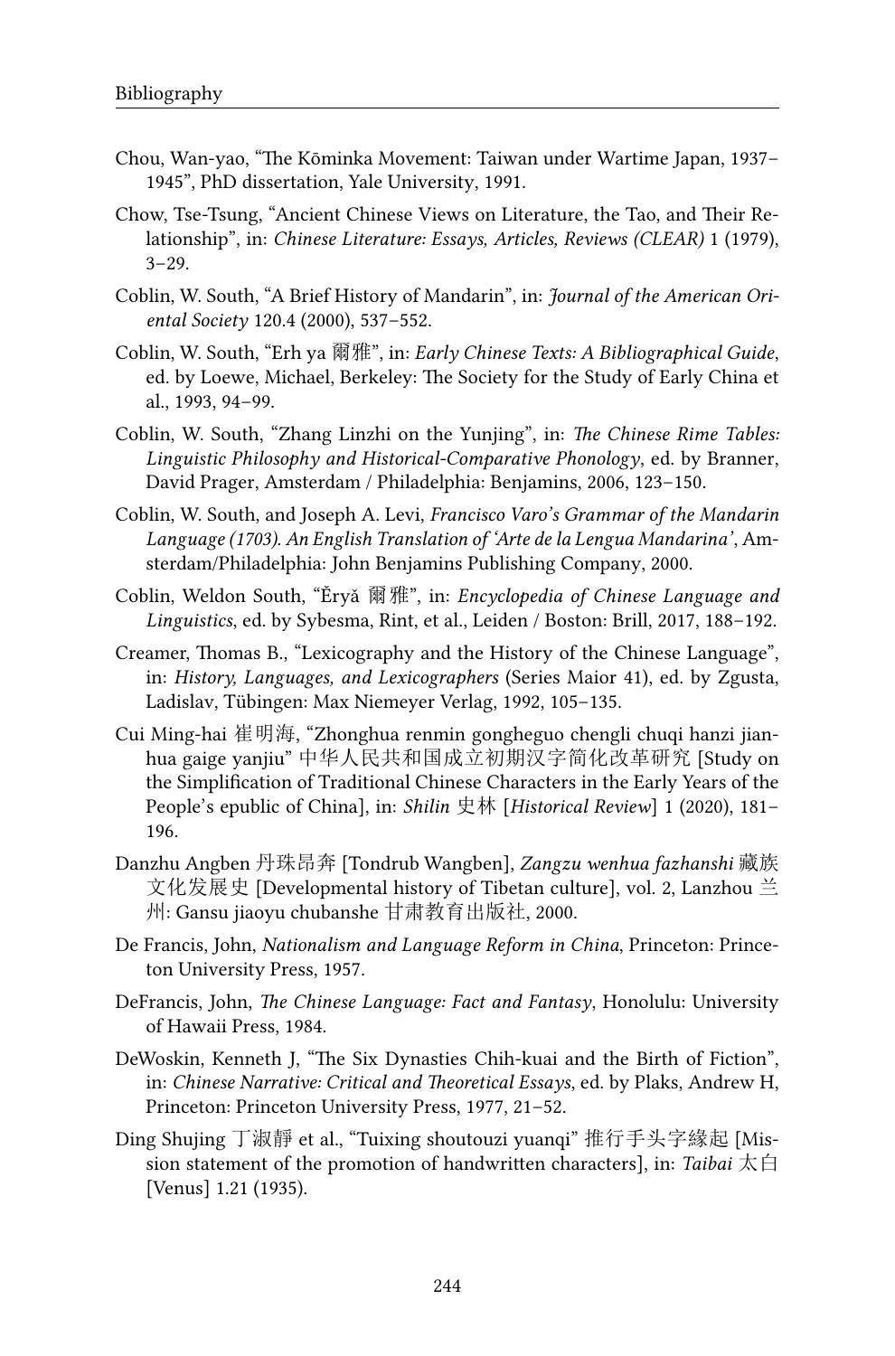Chou, Wan-yao, "The Kōminka Movement: Taiwan under Wartime Japan, 1937–1945", PhD dissertation, Yale University, 1991.

Chow, Tse-Tsung, "Ancient Chinese Views on Literature, the Tao, and Their Relationship", in: *Chinese Literature: Essays, Articles, Reviews (CLEAR)* 1 (1979), 3–29.

Coblin, W. South, "A Brief History of Mandarin", in: *Journal of the American Oriental Society* 120.4 (2000), 537–552.

Coblin, W. South, "Erh ya 爾雅", in: *Early Chinese Texts: A Bibliographical Guide*, ed. by Loewe, Michael, Berkeley: The Society for the Study of Early China et al., 1993, 94–99.

Coblin, W. South, "Zhang Linzhi on the Yunjing", in: *The Chinese Rime Tables: Linguistic Philosophy and Historical-Comparative Phonology*, ed. by Branner, David Prager, Amsterdam / Philadelphia: Benjamins, 2006, 123–150.

Coblin, W. South, and Joseph A. Levi, *Francisco Varo's Grammar of the Mandarin Language (1703). An English Translation of 'Arte de la Lengua Mandarina'*, Amsterdam/Philadelphia: John Benjamins Publishing Company, 2000.

Coblin, Weldon South, "Ěryǎ 爾雅", in: *Encyclopedia of Chinese Language and Linguistics*, ed. by Sybesma, Rint, et al., Leiden / Boston: Brill, 2017, 188–192.

Creamer, Thomas B., "Lexicography and the History of the Chinese Language", in: *History, Languages, and Lexicographers* (Series Maior 41), ed. by Zgusta, Ladislav, Tübingen: Max Niemeyer Verlag, 1992, 105–135.

Cui Ming-hai 崔明海, "Zhonghua renmin gongheguo chengli chuqi hanzi jianhua gaige yanjiu" 中华人民共和国成立初期汉字简化改革研究 [Study on the Simplification of Traditional Chinese Characters in the Early Years of the People's epublic of China], in: *Shilin* 史林 [*Historical Review*] 1 (2020), 181–196.

Danzhu Angben 丹珠昂奔 [Tondrub Wangben], *Zangzu wenhua fazhanshi* 藏族文化发展史 [Developmental history of Tibetan culture], vol. 2, Lanzhou 兰州: Gansu jiaoyu chubanshe 甘肃教育出版社, 2000.

De Francis, John, *Nationalism and Language Reform in China*, Princeton: Princeton University Press, 1957.

DeFrancis, John, *The Chinese Language: Fact and Fantasy*, Honolulu: University of Hawaii Press, 1984.

DeWoskin, Kenneth J, "The Six Dynasties Chih-kuai and the Birth of Fiction", in: *Chinese Narrative: Critical and Theoretical Essays*, ed. by Plaks, Andrew H, Princeton: Princeton University Press, 1977, 21–52.

Ding Shujing 丁淑靜 et al., "Tuixing shoutouzi yuanqi" 推行手头字緣起 [Mission statement of the promotion of handwritten characters], in: *Taibai* 太白 [Venus] 1.21 (1935).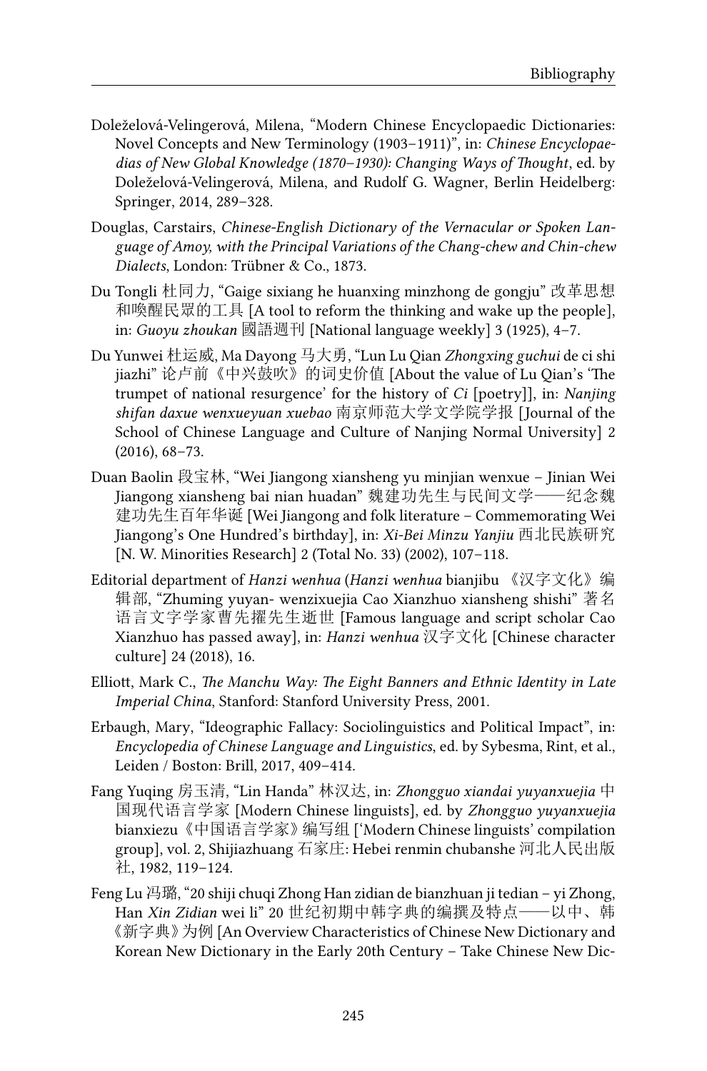Doleželová-Velingerová, Milena, "Modern Chinese Encyclopaedic Dictionaries: Novel Concepts and New Terminology (1903–1911)", in: *Chinese Encyclopaedias of New Global Knowledge (1870–1930): Changing Ways of Thought*, ed. by Doleželová-Velingerová, Milena, and Rudolf G. Wagner, Berlin Heidelberg: Springer, 2014, 289–328.

Douglas, Carstairs, *Chinese-English Dictionary of the Vernacular or Spoken Language of Amoy, with the Principal Variations of the Chang-chew and Chin-chew Dialects*, London: Trübner & Co., 1873.

Du Tongli 杜同力, "Gaige sixiang he huanxing minzhong de gongju" 改革思想和喚醒民眾的工具 [A tool to reform the thinking and wake up the people], in: *Guoyu zhoukan* 國語週刊 [National language weekly] 3 (1925), 4–7.

Du Yunwei 杜运威, Ma Dayong 马大勇, "Lun Lu Qian *Zhongxing guchui* de ci shi jiazhi" 论卢前《中兴鼓吹》的词史价值 [About the value of Lu Qian's 'The trumpet of national resurgence' for the history of *Ci* [poetry]], in: *Nanjing shifan daxue wenxueyuan xuebao* 南京师范大学文学院学报 [Journal of the School of Chinese Language and Culture of Nanjing Normal University] 2 (2016), 68–73.

Duan Baolin 段宝林, "Wei Jiangong xiansheng yu minjian wenxue – Jinian Wei Jiangong xiansheng bai nian huadan" 魏建功先生与民间文学——纪念魏建功先生百年华诞 [Wei Jiangong and folk literature – Commemorating Wei Jiangong's One Hundred's birthday], in: *Xi-Bei Minzu Yanjiu* 西北民族研究 [N. W. Minorities Research] 2 (Total No. 33) (2002), 107–118.

Editorial department of *Hanzi wenhua* (*Hanzi wenhua* bianjibu 《汉字文化》编辑部, "Zhuming yuyan- wenzixuejia Cao Xianzhuo xiansheng shishi" 著名语言文字学家曹先擢先生逝世 [Famous language and script scholar Cao Xianzhuo has passed away], in: *Hanzi wenhua* 汉字文化 [Chinese character culture] 24 (2018), 16.

Elliott, Mark C., *The Manchu Way: The Eight Banners and Ethnic Identity in Late Imperial China*, Stanford: Stanford University Press, 2001.

Erbaugh, Mary, "Ideographic Fallacy: Sociolinguistics and Political Impact", in: *Encyclopedia of Chinese Language and Linguistics*, ed. by Sybesma, Rint, et al., Leiden / Boston: Brill, 2017, 409–414.

Fang Yuqing 房玉清, "Lin Handa" 林汉达, in: *Zhongguo xiandai yuyanxuejia* 中国现代语言学家 [Modern Chinese linguists], ed. by *Zhongguo yuyanxuejia* bianxiezu《中国语言学家》编写组 ['Modern Chinese linguists' compilation group], vol. 2, Shijiazhuang 石家庄: Hebei renmin chubanshe 河北人民出版社, 1982, 119–124.

Feng Lu 冯璐, "20 shiji chuqi Zhong Han zidian de bianzhuan ji tedian – yi Zhong, Han *Xin Zidian* wei li" 20 世纪初期中韩字典的编撰及特点——以中、韩《新字典》为例 [An Overview Characteristics of Chinese New Dictionary and Korean New Dictionary in the Early 20th Century – Take Chinese New Dic-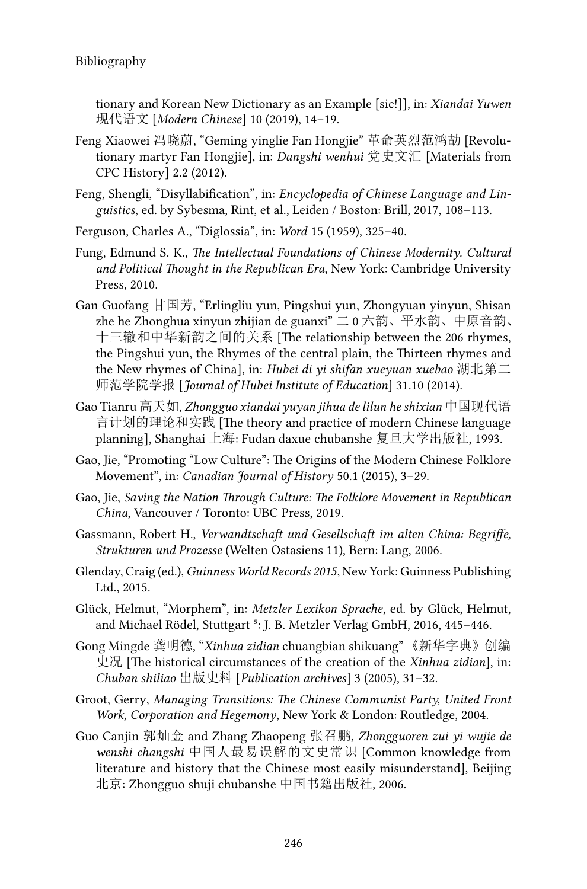tionary and Korean New Dictionary as an Example [sic!]], in: *Xiandai Yuwen* 现代语文 [*Modern Chinese*] 10 (2019), 14–19.

Feng Xiaowei 冯晓蔚, "Geming yinglie Fan Hongjie" 革命英烈范鸿劼 [Revolutionary martyr Fan Hongjie], in: *Dangshi wenhui* 党史文汇 [Materials from CPC History] 2.2 (2012).

Feng, Shengli, "Disyllabification", in: *Encyclopedia of Chinese Language and Linguistics*, ed. by Sybesma, Rint, et al., Leiden / Boston: Brill, 2017, 108–113.

Ferguson, Charles A., "Diglossia", in: *Word* 15 (1959), 325–40.

Fung, Edmund S. K., *The Intellectual Foundations of Chinese Modernity. Cultural and Political Thought in the Republican Era*, New York: Cambridge University Press, 2010.

Gan Guofang 甘国芳, "Erlingliu yun, Pingshui yun, Zhongyuan yinyun, Shisan zhe he Zhonghua xinyun zhijian de guanxi" 二0六韵、平水韵、中原音韵、十三辙和中华新韵之间的关系 [The relationship between the 206 rhymes, the Pingshui yun, the Rhymes of the central plain, the Thirteen rhymes and the New rhymes of China], in: *Hubei di yi shifan xueyuan xuebao* 湖北第二师范学院学报 [*Journal of Hubei Institute of Education*] 31.10 (2014).

Gao Tianru 高天如, *Zhongguo xiandai yuyan jihua de lilun he shixian* 中国现代语言计划的理论和实践 [The theory and practice of modern Chinese language planning], Shanghai 上海: Fudan daxue chubanshe 复旦大学出版社, 1993.

Gao, Jie, "Promoting "Low Culture": The Origins of the Modern Chinese Folklore Movement", in: *Canadian Journal of History* 50.1 (2015), 3–29.

Gao, Jie, *Saving the Nation Through Culture: The Folklore Movement in Republican China*, Vancouver / Toronto: UBC Press, 2019.

Gassmann, Robert H., *Verwandtschaft und Gesellschaft im alten China: Begriffe, Strukturen und Prozesse* (Welten Ostasiens 11), Bern: Lang, 2006.

Glenday, Craig (ed.), *Guinness World Records 2015*, New York: Guinness Publishing Ltd., 2015.

Glück, Helmut, "Morphem", in: *Metzler Lexikon Sprache*, ed. by Glück, Helmut, and Michael Rödel, Stuttgart [5]: J. B. Metzler Verlag GmbH, 2016, 445–446.

Gong Mingde 龚明德, "*Xinhua zidian* chuangbian shikuang" 《新华字典》创编史况 [The historical circumstances of the creation of the *Xinhua zidian*], in: *Chuban shiliao* 出版史料 [*Publication archives*] 3 (2005), 31–32.

Groot, Gerry, *Managing Transitions: The Chinese Communist Party, United Front Work, Corporation and Hegemony*, New York & London: Routledge, 2004.

Guo Canjin 郭灿金 and Zhang Zhaopeng 张召鹏, *Zhongguoren zui yi wujie de wenshi changshi* 中国人最易误解的文史常识 [Common knowledge from literature and history that the Chinese most easily misunderstand], Beijing 北京: Zhongguo shuji chubanshe 中国书籍出版社, 2006.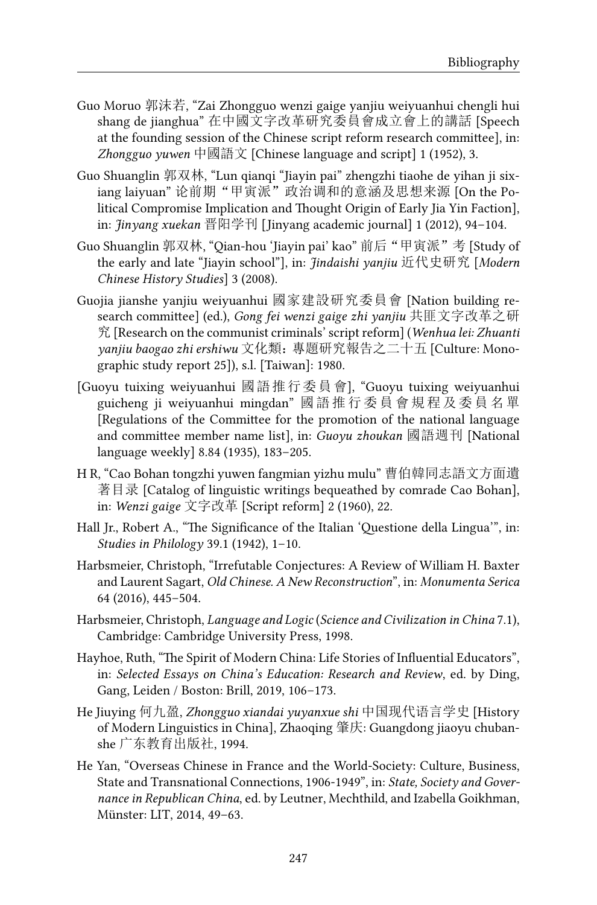Guo Moruo 郭沫若, "Zai Zhongguo wenzi gaige yanjiu weiyuanhui chengli hui shang de jianghua" 在中國文字改革研究委員會成立會上的講話 [Speech at the founding session of the Chinese script reform research committee], in: *Zhongguo yuwen* 中國語文 [Chinese language and script] 1 (1952), 3.

Guo Shuanglin 郭双林, "Lun qianqi "Jiayin pai" zhengzhi tiaohe de yihan ji sixiang laiyuan" 论前期"甲寅派"政治调和的意涵及思想来源 [On the Political Compromise Implication and Thought Origin of Early Jia Yin Faction], in: *Jinyang xuekan* 晋阳学刊 [Jinyang academic journal] 1 (2012), 94–104.

Guo Shuanglin 郭双林, "Qian-hou 'Jiayin pai' kao" 前后"甲寅派"考 [Study of the early and late "Jiayin school"], in: *Jindaishi yanjiu* 近代史研究 [*Modern Chinese History Studies*] 3 (2008).

Guojia jianshe yanjiu weiyuanhui 國家建設研究委員會 [Nation building research committee] (ed.), *Gong fei wenzi gaige zhi yanjiu* 共匪文字改革之研究 [Research on the communist criminals' script reform] (*Wenhua lei: Zhuanti yanjiu baogao zhi ershiwu* 文化類：專題研究報告之二十五 [Culture: Monographic study report 25]), s.l. [Taiwan]: 1980.

[Guoyu tuixing weiyuanhui 國語推行委員會], "Guoyu tuixing weiyuanhui guicheng ji weiyuanhui mingdan" 國語推行委員會規程及委員名單 [Regulations of the Committee for the promotion of the national language and committee member name list], in: *Guoyu zhoukan* 國語週刊 [National language weekly] 8.84 (1935), 183–205.

H R, "Cao Bohan tongzhi yuwen fangmian yizhu mulu" 曹伯韓同志語文方面遺著目录 [Catalog of linguistic writings bequeathed by comrade Cao Bohan], in: *Wenzi gaige* 文字改革 [Script reform] 2 (1960), 22.

Hall Jr., Robert A., "The Significance of the Italian 'Questione della Lingua'", in: *Studies in Philology* 39.1 (1942), 1–10.

Harbsmeier, Christoph, "Irrefutable Conjectures: A Review of William H. Baxter and Laurent Sagart, *Old Chinese. A New Reconstruction*", in: *Monumenta Serica* 64 (2016), 445–504.

Harbsmeier, Christoph, *Language and Logic* (*Science and Civilization in China* 7.1), Cambridge: Cambridge University Press, 1998.

Hayhoe, Ruth, "The Spirit of Modern China: Life Stories of Influential Educators", in: *Selected Essays on China's Education: Research and Review*, ed. by Ding, Gang, Leiden / Boston: Brill, 2019, 106–173.

He Jiuying 何九盈, *Zhongguo xiandai yuyanxue shi* 中国现代语言学史 [History of Modern Linguistics in China], Zhaoqing 肇庆: Guangdong jiaoyu chubanshe 广东教育出版社, 1994.

He Yan, "Overseas Chinese in France and the World-Society: Culture, Business, State and Transnational Connections, 1906-1949", in: *State, Society and Governance in Republican China*, ed. by Leutner, Mechthild, and Izabella Goikhman, Münster: LIT, 2014, 49–63.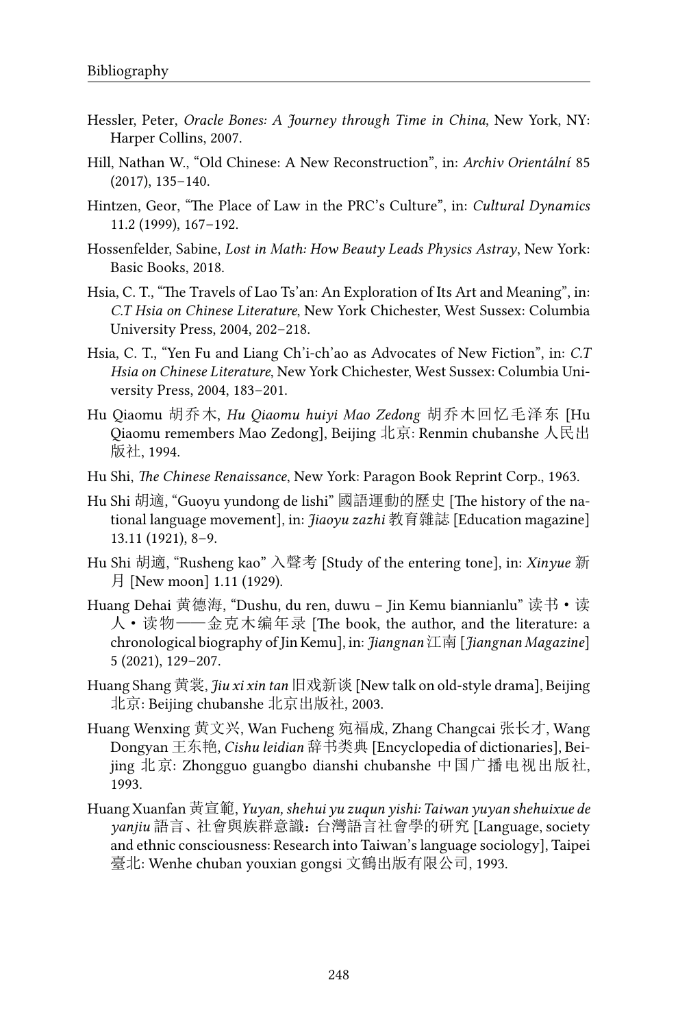Hessler, Peter, *Oracle Bones: A Journey through Time in China*, New York, NY: Harper Collins, 2007.

Hill, Nathan W., "Old Chinese: A New Reconstruction", in: *Archiv Orientální* 85 (2017), 135–140.

Hintzen, Geor, "The Place of Law in the PRC's Culture", in: *Cultural Dynamics* 11.2 (1999), 167–192.

Hossenfelder, Sabine, *Lost in Math: How Beauty Leads Physics Astray*, New York: Basic Books, 2018.

Hsia, C. T., "The Travels of Lao Ts'an: An Exploration of Its Art and Meaning", in: *C.T Hsia on Chinese Literature*, New York Chichester, West Sussex: Columbia University Press, 2004, 202–218.

Hsia, C. T., "Yen Fu and Liang Ch'i-ch'ao as Advocates of New Fiction", in: *C.T Hsia on Chinese Literature*, New York Chichester, West Sussex: Columbia University Press, 2004, 183–201.

Hu Qiaomu 胡乔木, *Hu Qiaomu huiyi Mao Zedong* 胡乔木回忆毛泽东 [Hu Qiaomu remembers Mao Zedong], Beijing 北京: Renmin chubanshe 人民出版社, 1994.

Hu Shi, *The Chinese Renaissance*, New York: Paragon Book Reprint Corp., 1963.

Hu Shi 胡適, "Guoyu yundong de lishi" 國語運動的歷史 [The history of the national language movement], in: *Jiaoyu zazhi* 教育雜誌 [Education magazine] 13.11 (1921), 8–9.

Hu Shi 胡適, "Rusheng kao" 入聲考 [Study of the entering tone], in: *Xinyue* 新月 [New moon] 1.11 (1929).

Huang Dehai 黄德海, "Dushu, du ren, duwu – Jin Kemu biannianlu" 读书・读人・读物——金克木编年录 [The book, the author, and the literature: a chronological biography of Jin Kemu], in: *Jiangnan* 江南 [*Jiangnan Magazine*] 5 (2021), 129–207.

Huang Shang 黄裳, *Jiu xi xin tan* 旧戏新谈 [New talk on old-style drama], Beijing 北京: Beijing chubanshe 北京出版社, 2003.

Huang Wenxing 黄文兴, Wan Fucheng 宛福成, Zhang Changcai 张长才, Wang Dongyan 王东艳, *Cishu leidian* 辞书类典 [Encyclopedia of dictionaries], Beijing 北京: Zhongguo guangbo dianshi chubanshe 中国广播电视出版社, 1993.

Huang Xuanfan 黃宣範, *Yuyan, shehui yu zuqun yishi: Taiwan yuyan shehuixue de yanjiu* 語言、社會與族群意識：台灣語言社會學的研究 [Language, society and ethnic consciousness: Research into Taiwan's language sociology], Taipei 臺北: Wenhe chuban youxian gongsi 文鶴出版有限公司, 1993.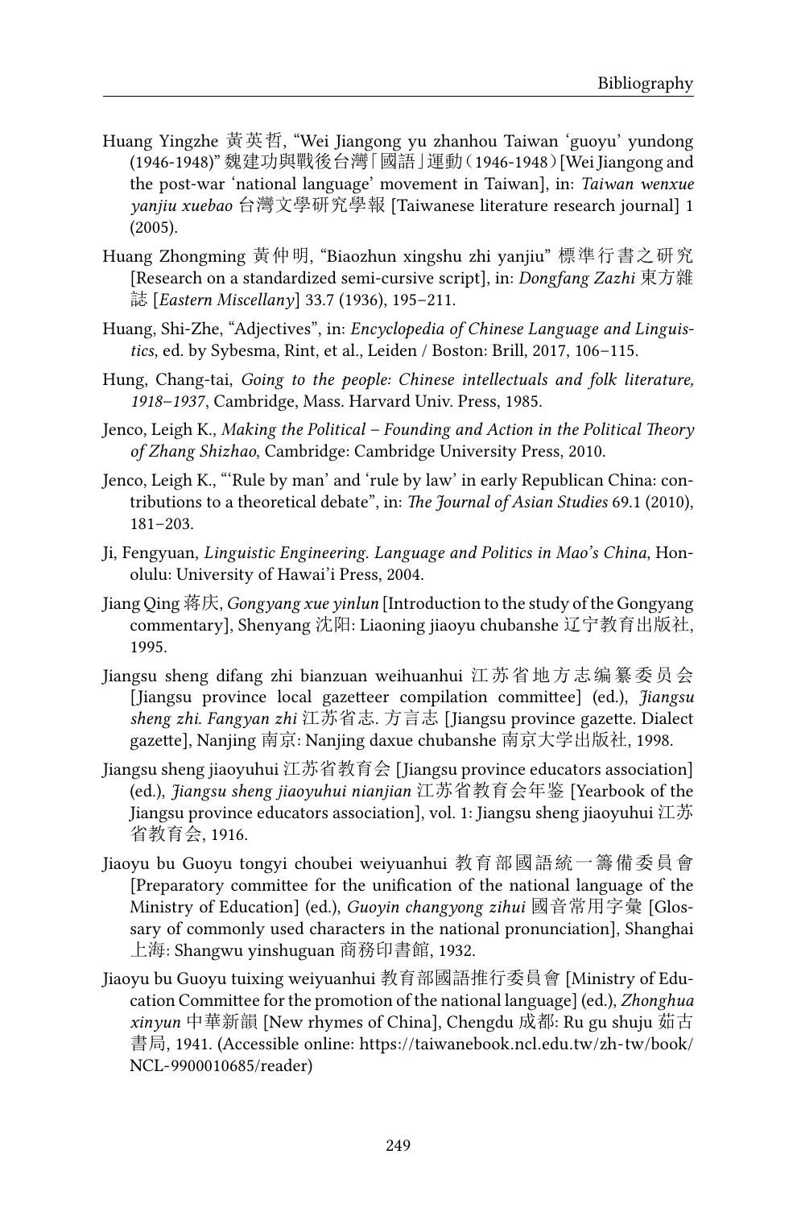Huang Yingzhe 黃英哲, “Wei Jiangong yu zhanhou Taiwan ‘guoyu’ yundong (1946-1948)” 魏建功與戰後台灣「國語」運動（1946-1948）[Wei Jiangong and the post-war ‘national language’ movement in Taiwan], in: *Taiwan wenxue yanjiu xuebao* 台灣文學研究學報 [Taiwanese literature research journal] 1 (2005).

Huang Zhongming 黄仲明, “Biaozhun xingshu zhi yanjiu” 標準行書之研究 [Research on a standardized semi-cursive script], in: *Dongfang Zazhi* 東方雜誌 [*Eastern Miscellany*] 33.7 (1936), 195–211.

Huang, Shi-Zhe, “Adjectives”, in: *Encyclopedia of Chinese Language and Linguistics*, ed. by Sybesma, Rint, et al., Leiden / Boston: Brill, 2017, 106–115.

Hung, Chang-tai, *Going to the people: Chinese intellectuals and folk literature, 1918–1937*, Cambridge, Mass. Harvard Univ. Press, 1985.

Jenco, Leigh K., *Making the Political – Founding and Action in the Political Theory of Zhang Shizhao*, Cambridge: Cambridge University Press, 2010.

Jenco, Leigh K., “‘Rule by man’ and ‘rule by law’ in early Republican China: contributions to a theoretical debate”, in: *The Journal of Asian Studies* 69.1 (2010), 181–203.

Ji, Fengyuan, *Linguistic Engineering. Language and Politics in Mao’s China*, Honolulu: University of Hawai’i Press, 2004.

Jiang Qing 蒋庆, *Gongyang xue yinlun* [Introduction to the study of the Gongyang commentary], Shenyang 沈阳: Liaoning jiaoyu chubanshe 辽宁教育出版社, 1995.

Jiangsu sheng difang zhi bianzuan weihuanhui 江苏省地方志编纂委员会 [Jiangsu province local gazetteer compilation committee] (ed.), *Jiangsu sheng zhi. Fangyan zhi* 江苏省志. 方言志 [Jiangsu province gazette. Dialect gazette], Nanjing 南京: Nanjing daxue chubanshe 南京大学出版社, 1998.

Jiangsu sheng jiaoyuhui 江苏省教育会 [Jiangsu province educators association] (ed.), *Jiangsu sheng jiaoyuhui nianjian* 江苏省教育会年鉴 [Yearbook of the Jiangsu province educators association], vol. 1: Jiangsu sheng jiaoyuhui 江苏省教育会, 1916.

Jiaoyu bu Guoyu tongyi choubei weiyuanhui 教育部國語統一籌備委員會 [Preparatory committee for the unification of the national language of the Ministry of Education] (ed.), *Guoyin changyong zihui* 國音常用字彙 [Glossary of commonly used characters in the national pronunciation], Shanghai 上海: Shangwu yinshuguan 商務印書館, 1932.

Jiaoyu bu Guoyu tuixing weiyuanhui 教育部國語推行委員會 [Ministry of Education Committee for the promotion of the national language] (ed.), *Zhonghua xinyun* 中華新韻 [New rhymes of China], Chengdu 成都: Ru gu shuju 茹古書局, 1941. (Accessible online: https://taiwanebook.ncl.edu.tw/zh-tw/book/NCL-9900010685/reader)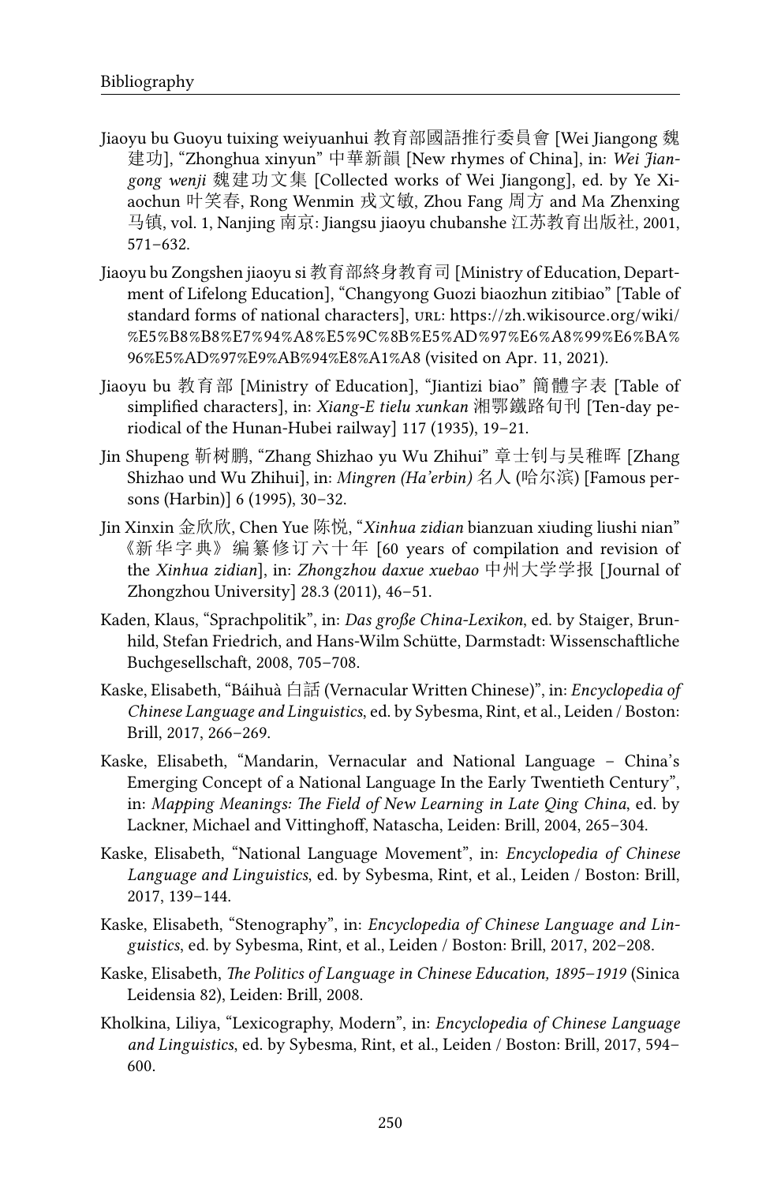Jiaoyu bu Guoyu tuixing weiyuanhui 教育部國語推行委員會 [Wei Jiangong 魏建功], "Zhonghua xinyun" 中華新韻 [New rhymes of China], in: *Wei Jiangong wenji* 魏建功文集 [Collected works of Wei Jiangong], ed. by Ye Xiaochun 叶笑春, Rong Wenmin 戎文敏, Zhou Fang 周方 and Ma Zhenxing 马镇, vol. 1, Nanjing 南京: Jiangsu jiaoyu chubanshe 江苏教育出版社, 2001, 571–632.

Jiaoyu bu Zongshen jiaoyu si 教育部終身教育司 [Ministry of Education, Department of Lifelong Education], "Changyong Guozi biaozhun zitibiao" [Table of standard forms of national characters], URL: https://zh.wikisource.org/wiki/%E5%B8%B8%E7%94%A8%E5%9C%8B%E5%AD%97%E6%A8%99%E6%BA%96%E5%AD%97%E9%AB%94%E8%A1%A8 (visited on Apr. 11, 2021).

Jiaoyu bu 教育部 [Ministry of Education], "Jiantizi biao" 簡體字表 [Table of simplified characters], in: *Xiang-E tielu xunkan* 湘鄂鐵路旬刊 [Ten-day periodical of the Hunan-Hubei railway] 117 (1935), 19–21.

Jin Shupeng 靳树鹏, "Zhang Shizhao yu Wu Zhihui" 章士钊与吴稚晖 [Zhang Shizhao und Wu Zhihui], in: *Mingren (Ha'erbin)* 名人 (哈尔滨) [Famous persons (Harbin)] 6 (1995), 30–32.

Jin Xinxin 金欣欣, Chen Yue 陈悦, "*Xinhua zidian* bianzuan xiuding liushi nian" 《新华字典》编纂修订六十年 [60 years of compilation and revision of the *Xinhua zidian*], in: *Zhongzhou daxue xuebao* 中州大学学报 [Journal of Zhongzhou University] 28.3 (2011), 46–51.

Kaden, Klaus, "Sprachpolitik", in: *Das große China-Lexikon*, ed. by Staiger, Brunhild, Stefan Friedrich, and Hans-Wilm Schütte, Darmstadt: Wissenschaftliche Buchgesellschaft, 2008, 705–708.

Kaske, Elisabeth, "Báihuà 白話 (Vernacular Written Chinese)", in: *Encyclopedia of Chinese Language and Linguistics*, ed. by Sybesma, Rint, et al., Leiden / Boston: Brill, 2017, 266–269.

Kaske, Elisabeth, "Mandarin, Vernacular and National Language – China's Emerging Concept of a National Language In the Early Twentieth Century", in: *Mapping Meanings: The Field of New Learning in Late Qing China*, ed. by Lackner, Michael and Vittinghoff, Natascha, Leiden: Brill, 2004, 265–304.

Kaske, Elisabeth, "National Language Movement", in: *Encyclopedia of Chinese Language and Linguistics*, ed. by Sybesma, Rint, et al., Leiden / Boston: Brill, 2017, 139–144.

Kaske, Elisabeth, "Stenography", in: *Encyclopedia of Chinese Language and Linguistics*, ed. by Sybesma, Rint, et al., Leiden / Boston: Brill, 2017, 202–208.

Kaske, Elisabeth, *The Politics of Language in Chinese Education, 1895–1919* (Sinica Leidensia 82), Leiden: Brill, 2008.

Kholkina, Liliya, "Lexicography, Modern", in: *Encyclopedia of Chinese Language and Linguistics*, ed. by Sybesma, Rint, et al., Leiden / Boston: Brill, 2017, 594–600.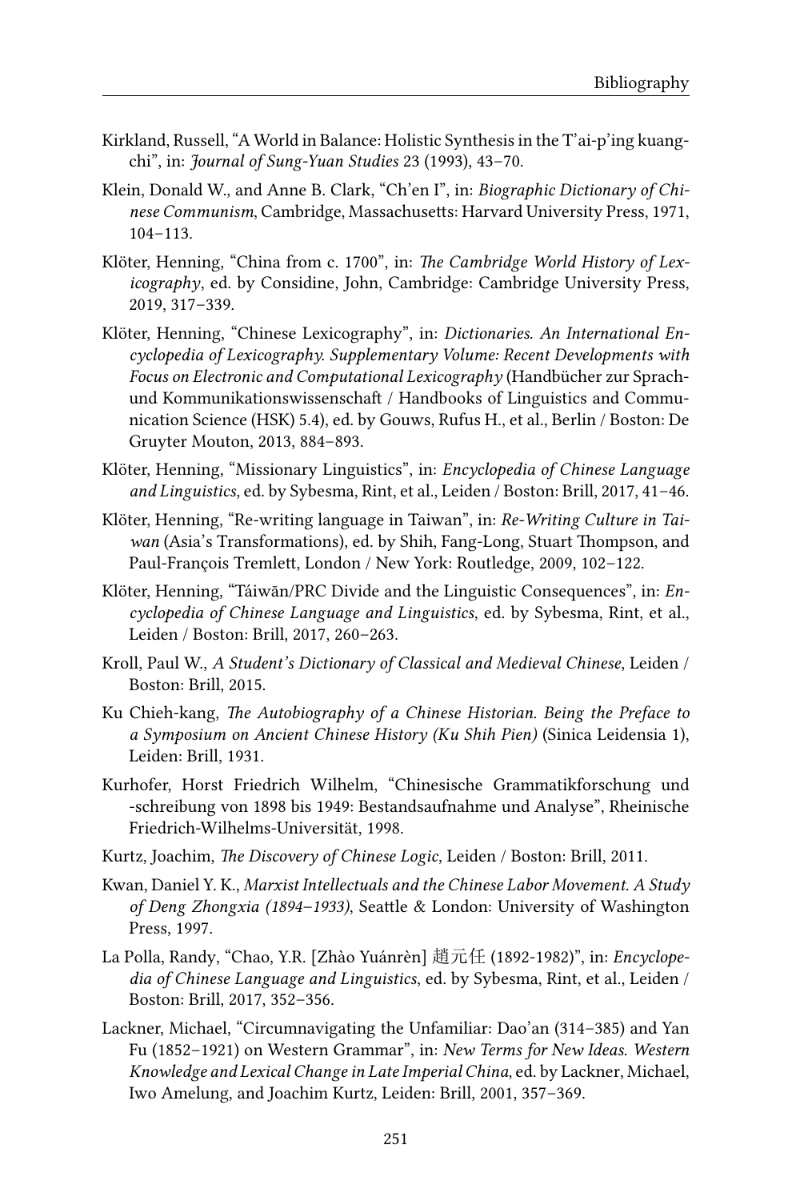Kirkland, Russell, "A World in Balance: Holistic Synthesis in the T'ai-p'ing kuang-chi", in: *Journal of Sung-Yuan Studies* 23 (1993), 43–70.

Klein, Donald W., and Anne B. Clark, "Ch'en I", in: *Biographic Dictionary of Chinese Communism*, Cambridge, Massachusetts: Harvard University Press, 1971, 104–113.

Klöter, Henning, "China from c. 1700", in: *The Cambridge World History of Lexicography*, ed. by Considine, John, Cambridge: Cambridge University Press, 2019, 317–339.

Klöter, Henning, "Chinese Lexicography", in: *Dictionaries. An International Encyclopedia of Lexicography. Supplementary Volume: Recent Developments with Focus on Electronic and Computational Lexicography* (Handbücher zur Sprach- und Kommunikationswissenschaft / Handbooks of Linguistics and Communication Science (HSK) 5.4), ed. by Gouws, Rufus H., et al., Berlin / Boston: De Gruyter Mouton, 2013, 884–893.

Klöter, Henning, "Missionary Linguistics", in: *Encyclopedia of Chinese Language and Linguistics*, ed. by Sybesma, Rint, et al., Leiden / Boston: Brill, 2017, 41–46.

Klöter, Henning, "Re-writing language in Taiwan", in: *Re-Writing Culture in Taiwan* (Asia's Transformations), ed. by Shih, Fang-Long, Stuart Thompson, and Paul-François Tremlett, London / New York: Routledge, 2009, 102–122.

Klöter, Henning, "Táiwān/PRC Divide and the Linguistic Consequences", in: *Encyclopedia of Chinese Language and Linguistics*, ed. by Sybesma, Rint, et al., Leiden / Boston: Brill, 2017, 260–263.

Kroll, Paul W., *A Student's Dictionary of Classical and Medieval Chinese*, Leiden / Boston: Brill, 2015.

Ku Chieh-kang, *The Autobiography of a Chinese Historian. Being the Preface to a Symposium on Ancient Chinese History (Ku Shih Pien)* (Sinica Leidensia 1), Leiden: Brill, 1931.

Kurhofer, Horst Friedrich Wilhelm, "Chinesische Grammatikforschung und -schreibung von 1898 bis 1949: Bestandsaufnahme und Analyse", Rheinische Friedrich-Wilhelms-Universität, 1998.

Kurtz, Joachim, *The Discovery of Chinese Logic*, Leiden / Boston: Brill, 2011.

Kwan, Daniel Y. K., *Marxist Intellectuals and the Chinese Labor Movement. A Study of Deng Zhongxia (1894–1933)*, Seattle & London: University of Washington Press, 1997.

La Polla, Randy, "Chao, Y.R. [Zhào Yuánrèn] 趙元任 (1892-1982)", in: *Encyclopedia of Chinese Language and Linguistics*, ed. by Sybesma, Rint, et al., Leiden / Boston: Brill, 2017, 352–356.

Lackner, Michael, "Circumnavigating the Unfamiliar: Dao'an (314–385) and Yan Fu (1852–1921) on Western Grammar", in: *New Terms for New Ideas. Western Knowledge and Lexical Change in Late Imperial China*, ed. by Lackner, Michael, Iwo Amelung, and Joachim Kurtz, Leiden: Brill, 2001, 357–369.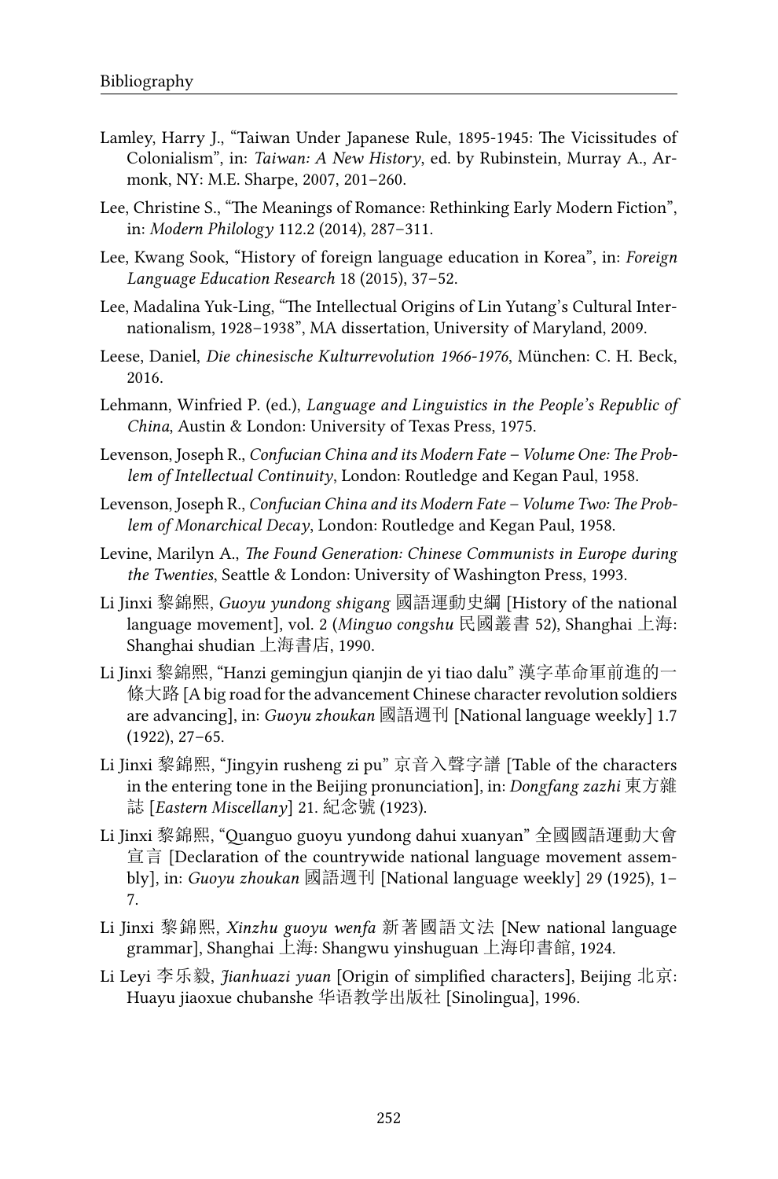Lamley, Harry J., "Taiwan Under Japanese Rule, 1895-1945: The Vicissitudes of Colonialism", in: *Taiwan: A New History*, ed. by Rubinstein, Murray A., Armonk, NY: M.E. Sharpe, 2007, 201–260.

Lee, Christine S., "The Meanings of Romance: Rethinking Early Modern Fiction", in: *Modern Philology* 112.2 (2014), 287–311.

Lee, Kwang Sook, "History of foreign language education in Korea", in: *Foreign Language Education Research* 18 (2015), 37–52.

Lee, Madalina Yuk-Ling, "The Intellectual Origins of Lin Yutang's Cultural Internationalism, 1928–1938", MA dissertation, University of Maryland, 2009.

Leese, Daniel, *Die chinesische Kulturrevolution 1966-1976*, München: C. H. Beck, 2016.

Lehmann, Winfried P. (ed.), *Language and Linguistics in the People's Republic of China*, Austin & London: University of Texas Press, 1975.

Levenson, Joseph R., *Confucian China and its Modern Fate – Volume One: The Problem of Intellectual Continuity*, London: Routledge and Kegan Paul, 1958.

Levenson, Joseph R., *Confucian China and its Modern Fate – Volume Two: The Problem of Monarchical Decay*, London: Routledge and Kegan Paul, 1958.

Levine, Marilyn A., *The Found Generation: Chinese Communists in Europe during the Twenties*, Seattle & London: University of Washington Press, 1993.

Li Jinxi 黎錦熙, *Guoyu yundong shigang* 國語運動史綱 [History of the national language movement], vol. 2 (*Minguo congshu* 民國叢書 52), Shanghai 上海: Shanghai shudian 上海書店, 1990.

Li Jinxi 黎錦熙, "Hanzi gemingjun qianjin de yi tiao dalu" 漢字革命軍前進的一條大路 [A big road for the advancement Chinese character revolution soldiers are advancing], in: *Guoyu zhoukan* 國語週刊 [National language weekly] 1.7 (1922), 27–65.

Li Jinxi 黎錦熙, "Jingyin rusheng zi pu" 京音入聲字譜 [Table of the characters in the entering tone in the Beijing pronunciation], in: *Dongfang zazhi* 東方雜誌 [*Eastern Miscellany*] 21. 紀念號 (1923).

Li Jinxi 黎錦熙, "Quanguo guoyu yundong dahui xuanyan" 全國國語運動大會宣言 [Declaration of the countrywide national language movement assembly], in: *Guoyu zhoukan* 國語週刊 [National language weekly] 29 (1925), 1–7.

Li Jinxi 黎錦熙, *Xinzhu guoyu wenfa* 新著國語文法 [New national language grammar], Shanghai 上海: Shangwu yinshuguan 上海印書館, 1924.

Li Leyi 李乐毅, *Jianhuazi yuan* [Origin of simplified characters], Beijing 北京: Huayu jiaoxue chubanshe 华语教学出版社 [Sinolingua], 1996.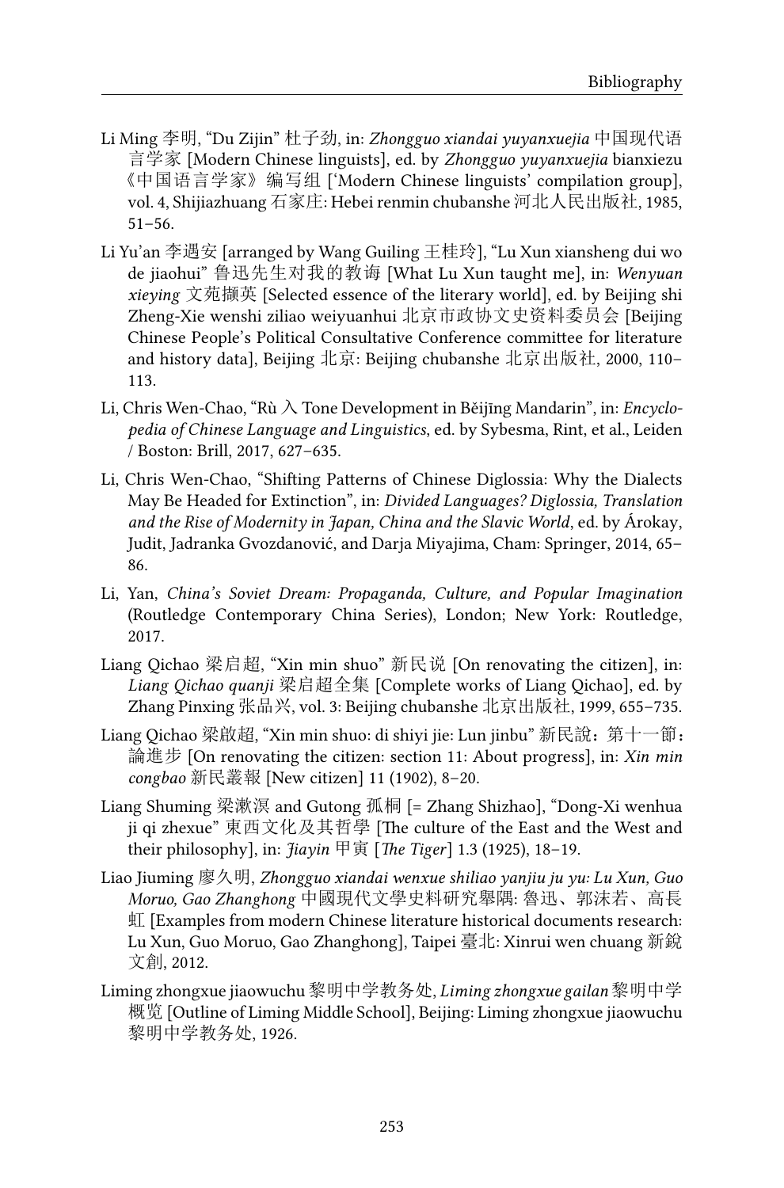Li Ming 李明, “Du Zijin” 杜子劲, in: *Zhongguo xiandai yuyanxuejia* 中国现代语言学家 [Modern Chinese linguists], ed. by *Zhongguo yuyanxuejia* bianxiezu《中国语言学家》编写组 [‘Modern Chinese linguists’ compilation group], vol. 4, Shijiazhuang 石家庄: Hebei renmin chubanshe 河北人民出版社, 1985, 51–56.

Li Yu’an 李遇安 [arranged by Wang Guiling 王桂玲], “Lu Xun xiansheng dui wo de jiaohui” 鲁迅先生对我的教诲 [What Lu Xun taught me], in: *Wenyuan xieying* 文苑撷英 [Selected essence of the literary world], ed. by Beijing shi Zheng-Xie wenshi ziliao weiyuanhui 北京市政协文史资料委员会 [Beijing Chinese People’s Political Consultative Conference committee for literature and history data], Beijing 北京: Beijing chubanshe 北京出版社, 2000, 110–113.

Li, Chris Wen-Chao, “Rù 入 Tone Development in Běijīng Mandarin”, in: *Encyclopedia of Chinese Language and Linguistics*, ed. by Sybesma, Rint, et al., Leiden / Boston: Brill, 2017, 627–635.

Li, Chris Wen-Chao, “Shifting Patterns of Chinese Diglossia: Why the Dialects May Be Headed for Extinction”, in: *Divided Languages? Diglossia, Translation and the Rise of Modernity in Japan, China and the Slavic World*, ed. by Árokay, Judit, Jadranka Gvozdanović, and Darja Miyajima, Cham: Springer, 2014, 65–86.

Li, Yan, *China’s Soviet Dream: Propaganda, Culture, and Popular Imagination* (Routledge Contemporary China Series), London; New York: Routledge, 2017.

Liang Qichao 梁启超, “Xin min shuo” 新民说 [On renovating the citizen], in: *Liang Qichao quanji* 梁启超全集 [Complete works of Liang Qichao], ed. by Zhang Pinxing 张品兴, vol. 3: Beijing chubanshe 北京出版社, 1999, 655–735.

Liang Qichao 梁啟超, “Xin min shuo: di shiyi jie: Lun jinbu” 新民說：第十一節：論進步 [On renovating the citizen: section 11: About progress], in: *Xin min congbao* 新民叢報 [New citizen] 11 (1902), 8–20.

Liang Shuming 梁漱溟 and Gutong 孤桐 [= Zhang Shizhao], “Dong-Xi wenhua ji qi zhexue” 東西文化及其哲學 [The culture of the East and the West and their philosophy], in: *Jiayin* 甲寅 [*The Tiger*] 1.3 (1925), 18–19.

Liao Jiuming 廖久明, *Zhongguo xiandai wenxue shiliao yanjiu ju yu: Lu Xun, Guo Moruo, Gao Zhanghong* 中國現代文學史料研究舉隅: 魯迅、郭沫若、高長虹 [Examples from modern Chinese literature historical documents research: Lu Xun, Guo Moruo, Gao Zhanghong], Taipei 臺北: Xinrui wen chuang 新銳文創, 2012.

Liming zhongxue jiaowuchu 黎明中学教务处, *Liming zhongxue gailan* 黎明中学概览 [Outline of Liming Middle School], Beijing: Liming zhongxue jiaowuchu 黎明中学教务处, 1926.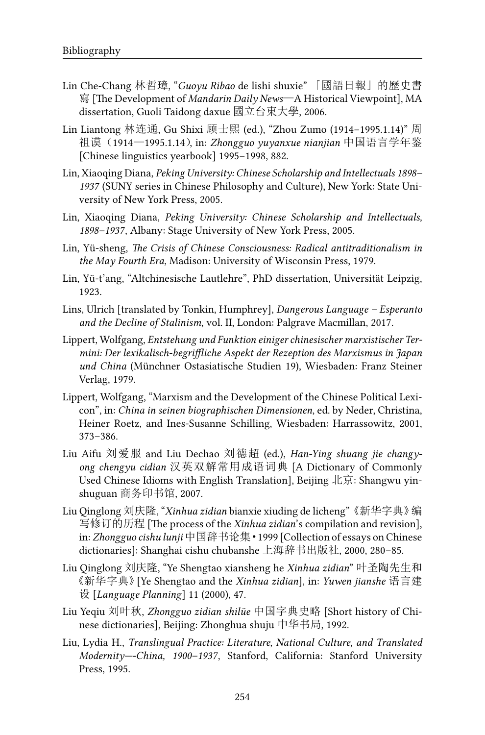Lin Che-Chang 林哲璋, "*Guoyu Ribao* de lishi shuxie"「國語日報」的歷史書寫 [The Development of *Mandarin Daily News*—A Historical Viewpoint], MA dissertation, Guoli Taidong daxue 國立台東大學, 2006.

Lin Liantong 林连通, Gu Shixi 顾士熙 (ed.), "Zhou Zumo (1914–1995.1.14)" 周祖谟（1914—1995.1.14）, in: *Zhongguo yuyanxue nianjian* 中国语言学年鉴 [Chinese linguistics yearbook] 1995–1998, 882.

Lin, Xiaoqing Diana, *Peking University: Chinese Scholarship and Intellectuals 1898–1937* (SUNY series in Chinese Philosophy and Culture), New York: State University of New York Press, 2005.

Lin, Xiaoqing Diana, *Peking University: Chinese Scholarship and Intellectuals, 1898–1937*, Albany: Stage University of New York Press, 2005.

Lin, Yü-sheng, *The Crisis of Chinese Consciousness: Radical antitraditionalism in the May Fourth Era*, Madison: University of Wisconsin Press, 1979.

Lin, Yü-t'ang, "Altchinesische Lautlehre", PhD dissertation, Universität Leipzig, 1923.

Lins, Ulrich [translated by Tonkin, Humphrey], *Dangerous Language – Esperanto and the Decline of Stalinism*, vol. II, London: Palgrave Macmillan, 2017.

Lippert, Wolfgang, *Entstehung und Funktion einiger chinesischer marxistischer Termini: Der lexikalisch-begriffliche Aspekt der Rezeption des Marxismus in Japan und China* (Münchner Ostasiatische Studien 19), Wiesbaden: Franz Steiner Verlag, 1979.

Lippert, Wolfgang, "Marxism and the Development of the Chinese Political Lexicon", in: *China in seinen biographischen Dimensionen*, ed. by Neder, Christina, Heiner Roetz, and Ines-Susanne Schilling, Wiesbaden: Harrassowitz, 2001, 373–386.

Liu Aifu 刘爱服 and Liu Dechao 刘德超 (ed.), *Han-Ying shuang jie changyong chengyu cidian* 汉英双解常用成语词典 [A Dictionary of Commonly Used Chinese Idioms with English Translation], Beijing 北京: Shangwu yinshuguan 商务印书馆, 2007.

Liu Qinglong 刘庆隆, "*Xinhua zidian* bianxie xiuding de licheng"《新华字典》编写修订的历程 [The process of the *Xinhua zidian*'s compilation and revision], in: *Zhongguo cishu lunji* 中国辞书论集 • 1999 [Collection of essays on Chinese dictionaries]: Shanghai cishu chubanshe 上海辞书出版社, 2000, 280–85.

Liu Qinglong 刘庆隆, "Ye Shengtao xiansheng he *Xinhua zidian*" 叶圣陶先生和《新华字典》[Ye Shengtao and the *Xinhua zidian*], in: *Yuwen jianshe* 语言建设 [*Language Planning*] 11 (2000), 47.

Liu Yeqiu 刘叶秋, *Zhongguo zidian shilüe* 中国字典史略 [Short history of Chinese dictionaries], Beijing: Zhonghua shuju 中华书局, 1992.

Liu, Lydia H., *Translingual Practice: Literature, National Culture, and Translated Modernity—-China, 1900–1937*, Stanford, California: Stanford University Press, 1995.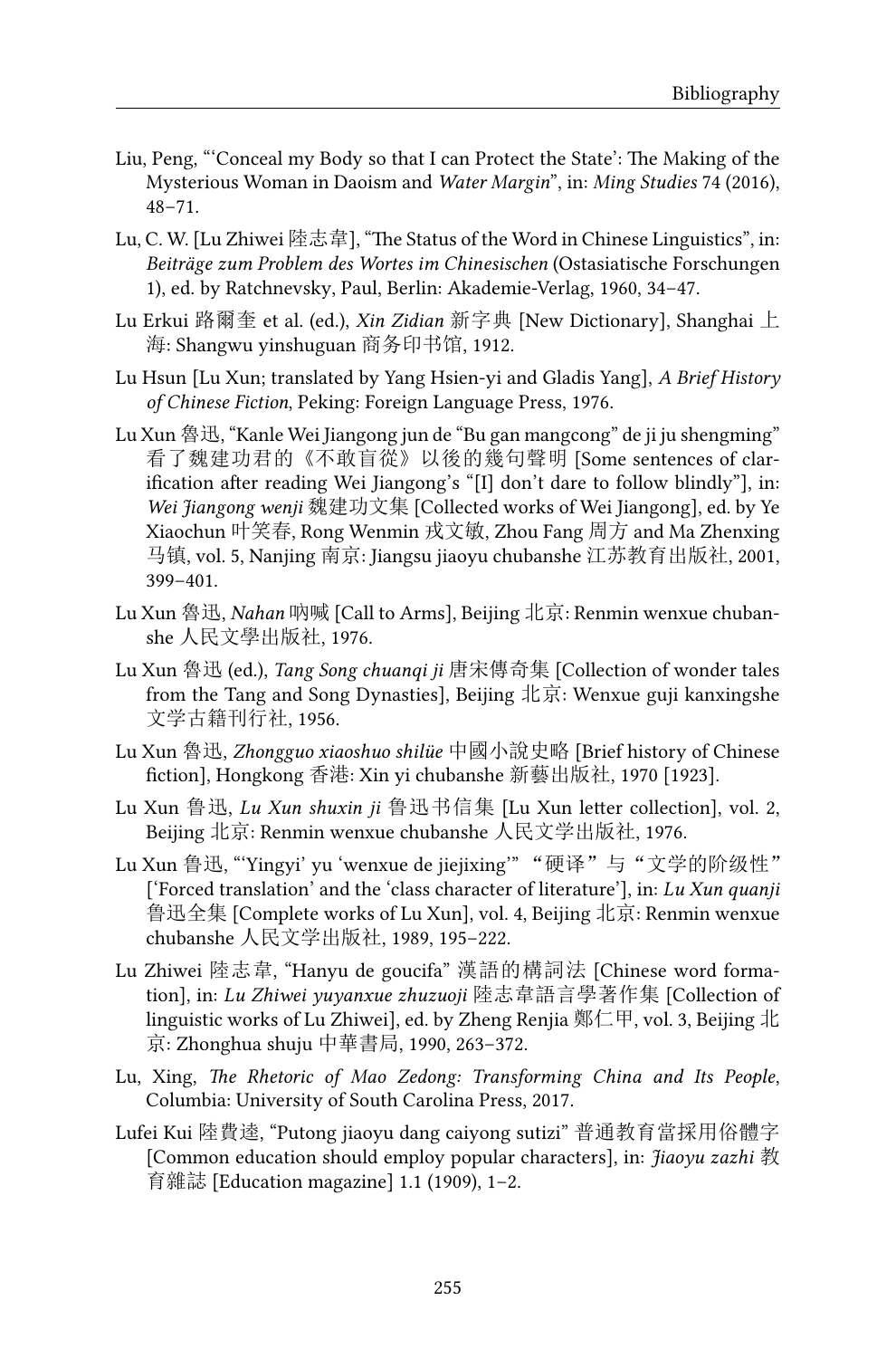Liu, Peng, "'Conceal my Body so that I can Protect the State': The Making of the Mysterious Woman in Daoism and *Water Margin*", in: *Ming Studies* 74 (2016), 48–71.

Lu, C. W. [Lu Zhiwei 陸志韋], "The Status of the Word in Chinese Linguistics", in: *Beiträge zum Problem des Wortes im Chinesischen* (Ostasiatische Forschungen 1), ed. by Ratchnevsky, Paul, Berlin: Akademie-Verlag, 1960, 34–47.

Lu Erkui 路爾奎 et al. (ed.), *Xin Zidian* 新字典 [New Dictionary], Shanghai 上海: Shangwu yinshuguan 商务印书馆, 1912.

Lu Hsun [Lu Xun; translated by Yang Hsien-yi and Gladis Yang], *A Brief History of Chinese Fiction*, Peking: Foreign Language Press, 1976.

Lu Xun 鲁迅, "Kanle Wei Jiangong jun de "Bu gan mangcong" de ji ju shengming" 看了魏建功君的《不敢盲從》以後的幾句聲明 [Some sentences of clarification after reading Wei Jiangong's "[I] don't dare to follow blindly"], in: *Wei Jiangong wenji* 魏建功文集 [Collected works of Wei Jiangong], ed. by Ye Xiaochun 叶笑春, Rong Wenmin 戎文敏, Zhou Fang 周方 and Ma Zhenxing 马镇, vol. 5, Nanjing 南京: Jiangsu jiaoyu chubanshe 江苏教育出版社, 2001, 399–401.

Lu Xun 鲁迅, *Nahan* 吶喊 [Call to Arms], Beijing 北京: Renmin wenxue chubanshe 人民文學出版社, 1976.

Lu Xun 鲁迅 (ed.), *Tang Song chuanqi ji* 唐宋傳奇集 [Collection of wonder tales from the Tang and Song Dynasties], Beijing 北京: Wenxue guji kanxingshe 文学古籍刊行社, 1956.

Lu Xun 鲁迅, *Zhongguo xiaoshuo shilüe* 中國小說史略 [Brief history of Chinese fiction], Hongkong 香港: Xin yi chubanshe 新藝出版社, 1970 [1923].

Lu Xun 鲁迅, *Lu Xun shuxin ji* 鲁迅书信集 [Lu Xun letter collection], vol. 2, Beijing 北京: Renmin wenxue chubanshe 人民文学出版社, 1976.

Lu Xun 鲁迅, "'Yingyi' yu 'wenxue de jiejixing'" "硬译"与"文学的阶级性" ['Forced translation' and the 'class character of literature'], in: *Lu Xun quanji* 鲁迅全集 [Complete works of Lu Xun], vol. 4, Beijing 北京: Renmin wenxue chubanshe 人民文学出版社, 1989, 195–222.

Lu Zhiwei 陸志韋, "Hanyu de goucifa" 漢語的構詞法 [Chinese word formation], in: *Lu Zhiwei yuyanxue zhuzuoji* 陸志韋語言學著作集 [Collection of linguistic works of Lu Zhiwei], ed. by Zheng Renjia 鄭仁甲, vol. 3, Beijing 北京: Zhonghua shuju 中華書局, 1990, 263–372.

Lu, Xing, *The Rhetoric of Mao Zedong: Transforming China and Its People*, Columbia: University of South Carolina Press, 2017.

Lufei Kui 陸費逵, "Putong jiaoyu dang caiyong sutizi" 普通教育當採用俗體字 [Common education should employ popular characters], in: *Jiaoyu zazhi* 教育雜誌 [Education magazine] 1.1 (1909), 1–2.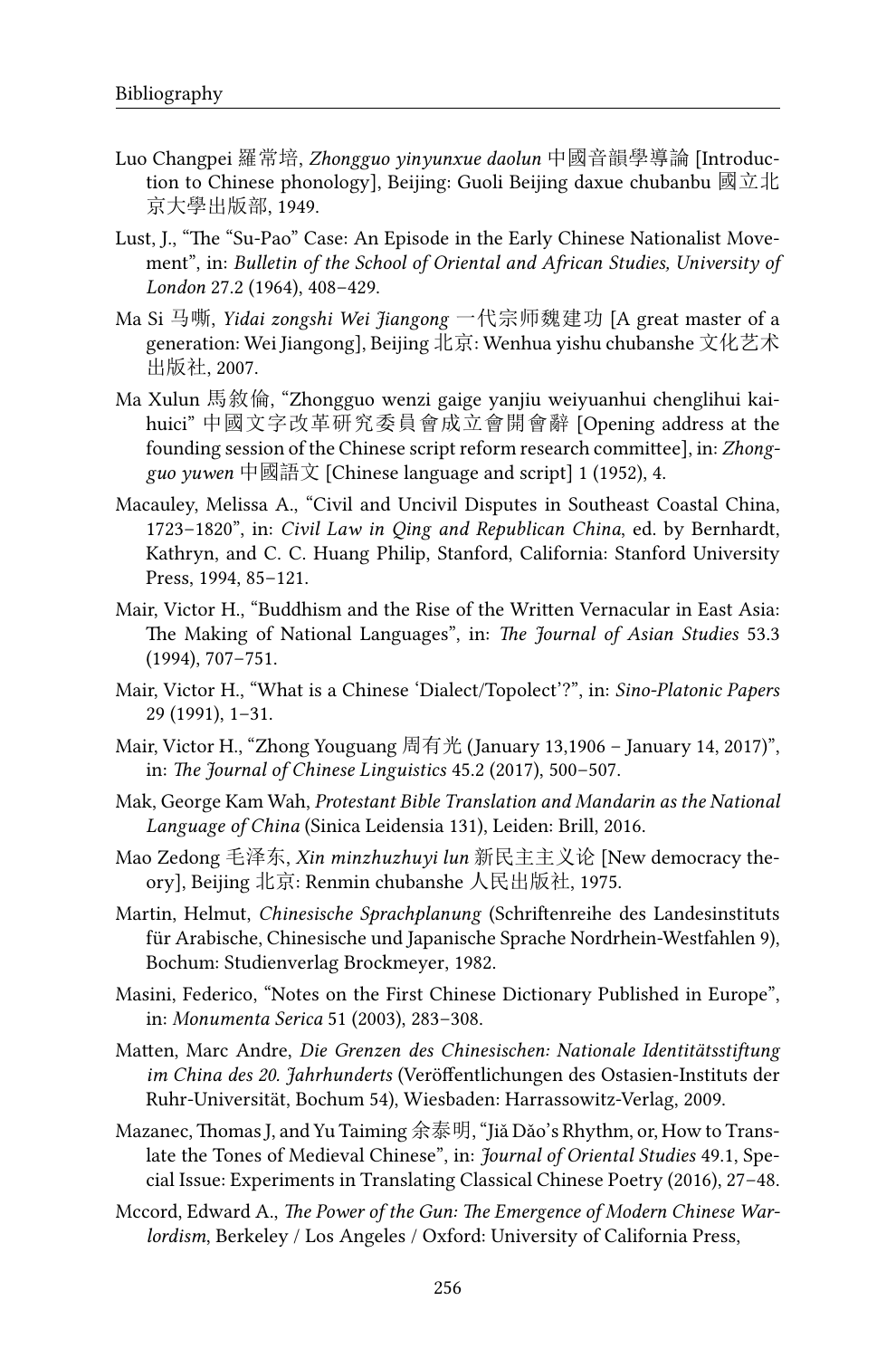Luo Changpei 羅常培, *Zhongguo yinyunxue daolun* 中國音韻學導論 [Introduction to Chinese phonology], Beijing: Guoli Beijing daxue chubanbu 國立北京大學出版部, 1949.

Lust, J., "The "Su-Pao" Case: An Episode in the Early Chinese Nationalist Movement", in: *Bulletin of the School of Oriental and African Studies, University of London* 27.2 (1964), 408–429.

Ma Si 马嘶, *Yidai zongshi Wei Jiangong* 一代宗师魏建功 [A great master of a generation: Wei Jiangong], Beijing 北京: Wenhua yishu chubanshe 文化艺术出版社, 2007.

Ma Xulun 馬敘倫, "Zhongguo wenzi gaige yanjiu weiyuanhui chenglihui kaihuici" 中國文字改革研究委員會成立會開會辭 [Opening address at the founding session of the Chinese script reform research committee], in: *Zhongguo yuwen* 中國語文 [Chinese language and script] 1 (1952), 4.

Macauley, Melissa A., "Civil and Uncivil Disputes in Southeast Coastal China, 1723–1820", in: *Civil Law in Qing and Republican China*, ed. by Bernhardt, Kathryn, and C. C. Huang Philip, Stanford, California: Stanford University Press, 1994, 85–121.

Mair, Victor H., "Buddhism and the Rise of the Written Vernacular in East Asia: The Making of National Languages", in: *The Journal of Asian Studies* 53.3 (1994), 707–751.

Mair, Victor H., "What is a Chinese 'Dialect/Topolect'?", in: *Sino-Platonic Papers* 29 (1991), 1–31.

Mair, Victor H., "Zhong Youguang 周有光 (January 13,1906 – January 14, 2017)", in: *The Journal of Chinese Linguistics* 45.2 (2017), 500–507.

Mak, George Kam Wah, *Protestant Bible Translation and Mandarin as the National Language of China* (Sinica Leidensia 131), Leiden: Brill, 2016.

Mao Zedong 毛泽东, *Xin minzhuzhuyi lun* 新民主主义论 [New democracy theory], Beijing 北京: Renmin chubanshe 人民出版社, 1975.

Martin, Helmut, *Chinesische Sprachplanung* (Schriftenreihe des Landesinstituts für Arabische, Chinesische und Japanische Sprache Nordrhein-Westfahlen 9), Bochum: Studienverlag Brockmeyer, 1982.

Masini, Federico, "Notes on the First Chinese Dictionary Published in Europe", in: *Monumenta Serica* 51 (2003), 283–308.

Matten, Marc Andre, *Die Grenzen des Chinesischen: Nationale Identitätsstiftung im China des 20. Jahrhunderts* (Veröffentlichungen des Ostasien-Instituts der Ruhr-Universität, Bochum 54), Wiesbaden: Harrassowitz-Verlag, 2009.

Mazanec, Thomas J, and Yu Taiming 余泰明, "Jiǎ Dǎo's Rhythm, or, How to Translate the Tones of Medieval Chinese", in: *Journal of Oriental Studies* 49.1, Special Issue: Experiments in Translating Classical Chinese Poetry (2016), 27–48.

Mccord, Edward A., *The Power of the Gun: The Emergence of Modern Chinese Warlordism*, Berkeley / Los Angeles / Oxford: University of California Press,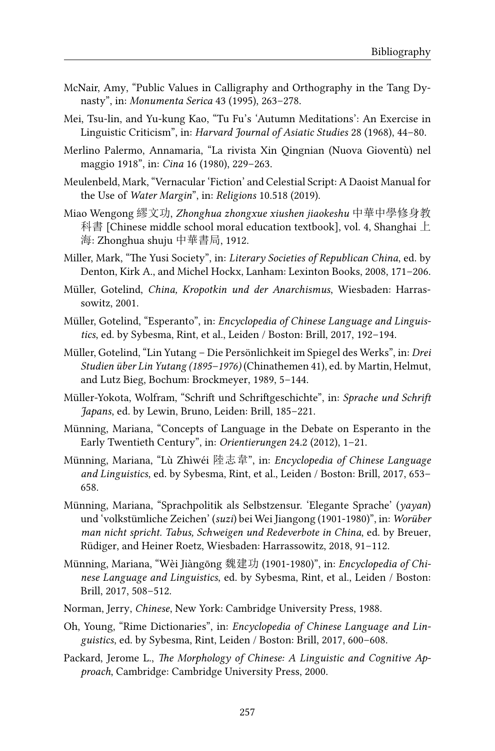McNair, Amy, "Public Values in Calligraphy and Orthography in the Tang Dynasty", in: *Monumenta Serica* 43 (1995), 263–278.

Mei, Tsu-lin, and Yu-kung Kao, "Tu Fu's 'Autumn Meditations': An Exercise in Linguistic Criticism", in: *Harvard Journal of Asiatic Studies* 28 (1968), 44–80.

Merlino Palermo, Annamaria, "La rivista Xin Qingnian (Nuova Gioventù) nel maggio 1918", in: *Cina* 16 (1980), 229–263.

Meulenbeld, Mark, "Vernacular 'Fiction' and Celestial Script: A Daoist Manual for the Use of *Water Margin*", in: *Religions* 10.518 (2019).

Miao Wengong 繆文功, *Zhonghua zhongxue xiushen jiaokeshu* 中華中學修身教科書 [Chinese middle school moral education textbook], vol. 4, Shanghai 上海: Zhonghua shuju 中華書局, 1912.

Miller, Mark, "The Yusi Society", in: *Literary Societies of Republican China*, ed. by Denton, Kirk A., and Michel Hockx, Lanham: Lexinton Books, 2008, 171–206.

Müller, Gotelind, *China, Kropotkin und der Anarchismus*, Wiesbaden: Harrassowitz, 2001.

Müller, Gotelind, "Esperanto", in: *Encyclopedia of Chinese Language and Linguistics*, ed. by Sybesma, Rint, et al., Leiden / Boston: Brill, 2017, 192–194.

Müller, Gotelind, "Lin Yutang – Die Persönlichkeit im Spiegel des Werks", in: *Drei Studien über Lin Yutang (1895–1976)* (Chinathemen 41), ed. by Martin, Helmut, and Lutz Bieg, Bochum: Brockmeyer, 1989, 5–144.

Müller-Yokota, Wolfram, "Schrift und Schriftgeschichte", in: *Sprache und Schrift Japans*, ed. by Lewin, Bruno, Leiden: Brill, 185–221.

Münning, Mariana, "Concepts of Language in the Debate on Esperanto in the Early Twentieth Century", in: *Orientierungen* 24.2 (2012), 1–21.

Münning, Mariana, "Lù Zhìwéi 陸志韋", in: *Encyclopedia of Chinese Language and Linguistics*, ed. by Sybesma, Rint, et al., Leiden / Boston: Brill, 2017, 653–658.

Münning, Mariana, "Sprachpolitik als Selbstzensur. 'Elegante Sprache' (*yayan*) und 'volkstümliche Zeichen' (*suzi*) bei Wei Jiangong (1901-1980)", in: *Worüber man nicht spricht. Tabus, Schweigen und Redeverbote in China*, ed. by Breuer, Rüdiger, and Heiner Roetz, Wiesbaden: Harrassowitz, 2018, 91–112.

Münning, Mariana, "Wèi Jiàngōng 魏建功 (1901-1980)", in: *Encyclopedia of Chinese Language and Linguistics*, ed. by Sybesma, Rint, et al., Leiden / Boston: Brill, 2017, 508–512.

Norman, Jerry, *Chinese*, New York: Cambridge University Press, 1988.

Oh, Young, "Rime Dictionaries", in: *Encyclopedia of Chinese Language and Linguistics*, ed. by Sybesma, Rint, Leiden / Boston: Brill, 2017, 600–608.

Packard, Jerome L., *The Morphology of Chinese: A Linguistic and Cognitive Approach*, Cambridge: Cambridge University Press, 2000.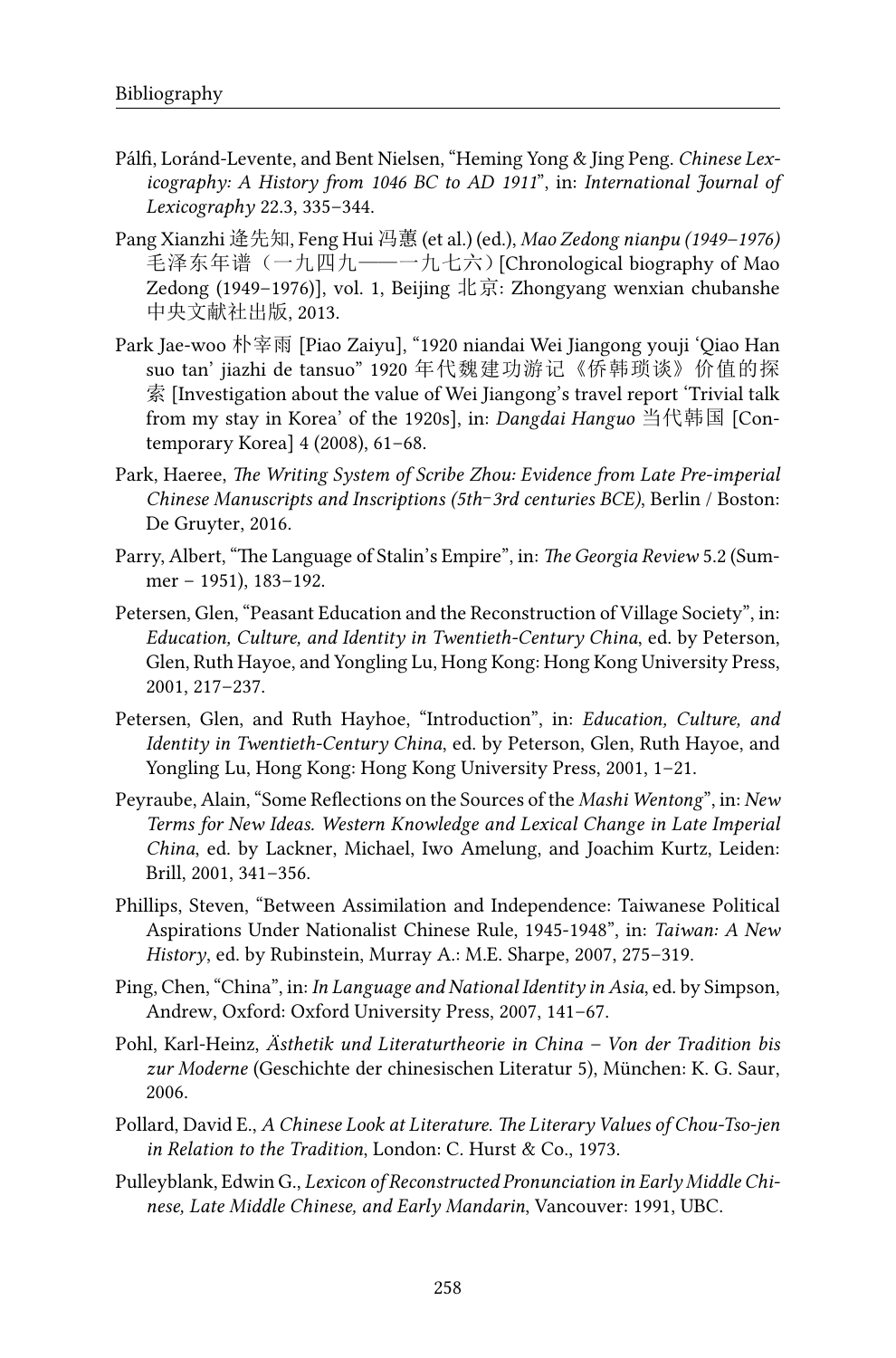Pálfi, Loránd-Levente, and Bent Nielsen, "Heming Yong & Jing Peng. *Chinese Lexicography: A History from 1046 BC to AD 1911*", in: *International Journal of Lexicography* 22.3, 335–344.

Pang Xianzhi 逄先知, Feng Hui 冯蕙 (et al.) (ed.), *Mao Zedong nianpu (1949–1976)* 毛泽东年谱（一九四九——一九七六）[Chronological biography of Mao Zedong (1949–1976)], vol. 1, Beijing 北京: Zhongyang wenxian chubanshe 中央文献社出版, 2013.

Park Jae-woo 朴宰雨 [Piao Zaiyu], "1920 niandai Wei Jiangong youji 'Qiao Han suo tan' jiazhi de tansuo" 1920 年代魏建功游记《侨韩琐谈》价值的探索 [Investigation about the value of Wei Jiangong's travel report 'Trivial talk from my stay in Korea' of the 1920s], in: *Dangdai Hanguo* 当代韩国 [Contemporary Korea] 4 (2008), 61–68.

Park, Haeree, *The Writing System of Scribe Zhou: Evidence from Late Pre-imperial Chinese Manuscripts and Inscriptions (5th–3rd centuries BCE)*, Berlin / Boston: De Gruyter, 2016.

Parry, Albert, "The Language of Stalin's Empire", in: *The Georgia Review* 5.2 (Summer – 1951), 183–192.

Petersen, Glen, "Peasant Education and the Reconstruction of Village Society", in: *Education, Culture, and Identity in Twentieth-Century China*, ed. by Peterson, Glen, Ruth Hayoe, and Yongling Lu, Hong Kong: Hong Kong University Press, 2001, 217–237.

Petersen, Glen, and Ruth Hayhoe, "Introduction", in: *Education, Culture, and Identity in Twentieth-Century China*, ed. by Peterson, Glen, Ruth Hayoe, and Yongling Lu, Hong Kong: Hong Kong University Press, 2001, 1–21.

Peyraube, Alain, "Some Reflections on the Sources of the *Mashi Wentong*", in: *New Terms for New Ideas. Western Knowledge and Lexical Change in Late Imperial China*, ed. by Lackner, Michael, Iwo Amelung, and Joachim Kurtz, Leiden: Brill, 2001, 341–356.

Phillips, Steven, "Between Assimilation and Independence: Taiwanese Political Aspirations Under Nationalist Chinese Rule, 1945-1948", in: *Taiwan: A New History*, ed. by Rubinstein, Murray A.: M.E. Sharpe, 2007, 275–319.

Ping, Chen, "China", in: *In Language and National Identity in Asia*, ed. by Simpson, Andrew, Oxford: Oxford University Press, 2007, 141–67.

Pohl, Karl-Heinz, *Ästhetik und Literaturtheorie in China – Von der Tradition bis zur Moderne* (Geschichte der chinesischen Literatur 5), München: K. G. Saur, 2006.

Pollard, David E., *A Chinese Look at Literature. The Literary Values of Chou-Tso-jen in Relation to the Tradition*, London: C. Hurst & Co., 1973.

Pulleyblank, Edwin G., *Lexicon of Reconstructed Pronunciation in Early Middle Chinese, Late Middle Chinese, and Early Mandarin*, Vancouver: 1991, UBC.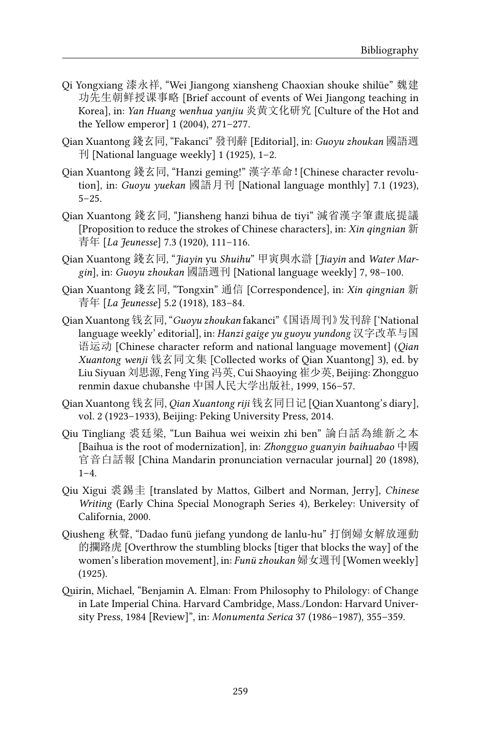Qi Yongxiang 漆永祥, "Wei Jiangong xiansheng Chaoxian shouke shilüe" 魏建功先生朝鲜授课事略 [Brief account of events of Wei Jiangong teaching in Korea], in: *Yan Huang wenhua yanjiu* 炎黄文化研究 [Culture of the Hot and the Yellow emperor] 1 (2004), 271–277.

Qian Xuantong 錢玄同, "Fakanci" 發刊辭 [Editorial], in: *Guoyu zhoukan* 國語週刊 [National language weekly] 1 (1925), 1–2.

Qian Xuantong 錢玄同, "Hanzi geming!" 漢字革命！[Chinese character revolution], in: *Guoyu yuekan* 國語月刊 [National language monthly] 7.1 (1923), 5–25.

Qian Xuantong 錢玄同, "Jiansheng hanzi bihua de tiyi" 減省漢字筆畫底提議 [Proposition to reduce the strokes of Chinese characters], in: *Xin qingnian* 新青年 [*La Jeunesse*] 7.3 (1920), 111–116.

Qian Xuantong 錢玄同, "*Jiayin* yu *Shuihu*" 甲寅與水滸 [*Jiayin* and *Water Margin*], in: *Guoyu zhoukan* 國語週刊 [National language weekly] 7, 98–100.

Qian Xuantong 錢玄同, "Tongxin" 通信 [Correspondence], in: *Xin qingnian* 新青年 [*La Jeunesse*] 5.2 (1918), 183–84.

Qian Xuantong 钱玄同, "*Guoyu zhoukan* fakanci" 《国语周刊》发刊辞 ['National language weekly' editorial], in: *Hanzi gaige yu guoyu yundong* 汉字改革与国语运动 [Chinese character reform and national language movement] (*Qian Xuantong wenji* 钱玄同文集 [Collected works of Qian Xuantong] 3), ed. by Liu Siyuan 刘思源, Feng Ying 冯英, Cui Shaoying 崔少英, Beijing: Zhongguo renmin daxue chubanshe 中国人民大学出版社, 1999, 156–57.

Qian Xuantong 钱玄同, *Qian Xuantong riji* 钱玄同日记 [Qian Xuantong's diary], vol. 2 (1923–1933), Beijing: Peking University Press, 2014.

Qiu Tingliang 裘廷梁, "Lun Baihua wei weixin zhi ben" 論白話為維新之本 [Baihua is the root of modernization], in: *Zhongguo guanyin baihuabao* 中國官音白話報 [China Mandarin pronunciation vernacular journal] 20 (1898), 1–4.

Qiu Xigui 裘錫圭 [translated by Mattos, Gilbert and Norman, Jerry], *Chinese Writing* (Early China Special Monograph Series 4), Berkeley: University of California, 2000.

Qiusheng 秋聲, "Dadao funü jiefang yundong de lanlu-hu" 打倒婦女解放運動的攔路虎 [Overthrow the stumbling blocks [tiger that blocks the way] of the women's liberation movement], in: *Funü zhoukan* 婦女週刊 [Women weekly] (1925).

Quirin, Michael, "Benjamin A. Elman: From Philosophy to Philology: of Change in Late Imperial China. Harvard Cambridge, Mass./London: Harvard University Press, 1984 [Review]", in: *Monumenta Serica* 37 (1986–1987), 355–359.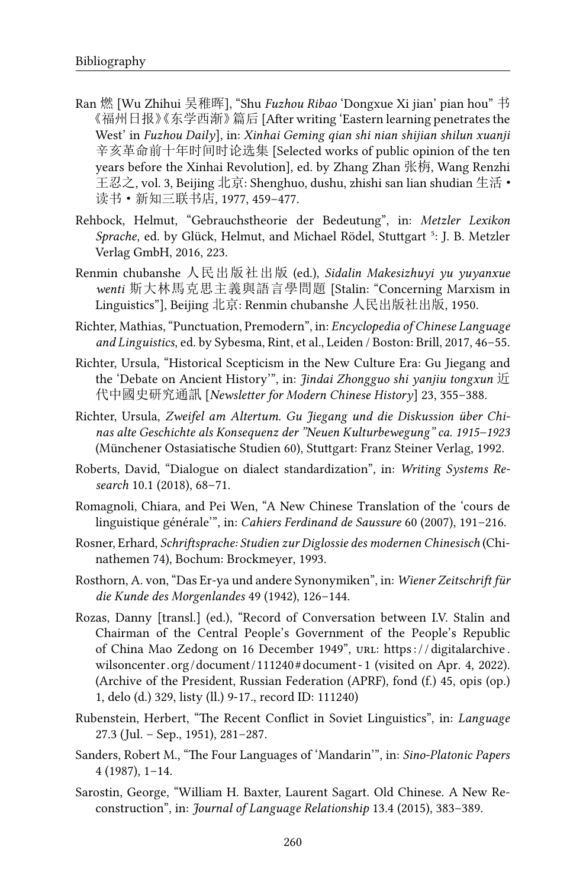Ran 燃 [Wu Zhihui 吴稚晖], "Shu *Fuzhou Ribao* 'Dongxue Xi jian' pian hou" 书《福州日报》《东学西渐》篇后 [After writing 'Eastern learning penetrates the West' in *Fuzhou Daily*], in: *Xinhai Geming qian shi nian shijian shilun xuanji* 辛亥革命前十年时间时论选集 [Selected works of public opinion of the ten years before the Xinhai Revolution], ed. by Zhang Zhan 张栴, Wang Renzhi 王忍之, vol. 3, Beijing 北京: Shenghuo, dushu, zhishi san lian shudian 生活・读书・新知三联书店, 1977, 459–477.

Rehbock, Helmut, "Gebrauchstheorie der Bedeutung", in: *Metzler Lexikon Sprache*, ed. by Glück, Helmut, and Michael Rödel, Stuttgart [5]: J. B. Metzler Verlag GmbH, 2016, 223.

Renmin chubanshe 人民出版社出版 (ed.), *Sidalin Makesizhuyi yu yuyanxue wenti* 斯大林馬克思主義與語言學問題 [Stalin: "Concerning Marxism in Linguistics"], Beijing 北京: Renmin chubanshe 人民出版社出版, 1950.

Richter, Mathias, "Punctuation, Premodern", in: *Encyclopedia of Chinese Language and Linguistics*, ed. by Sybesma, Rint, et al., Leiden / Boston: Brill, 2017, 46–55.

Richter, Ursula, "Historical Scepticism in the New Culture Era: Gu Jiegang and the 'Debate on Ancient History'", in: *Jindai Zhongguo shi yanjiu tongxun* 近代中國史研究通訊 [*Newsletter for Modern Chinese History*] 23, 355–388.

Richter, Ursula, *Zweifel am Altertum. Gu Jiegang und die Diskussion über Chinas alte Geschichte als Konsequenz der "Neuen Kulturbewegung" ca. 1915–1923* (Münchener Ostasiatische Studien 60), Stuttgart: Franz Steiner Verlag, 1992.

Roberts, David, "Dialogue on dialect standardization", in: *Writing Systems Research* 10.1 (2018), 68–71.

Romagnoli, Chiara, and Pei Wen, "A New Chinese Translation of the 'cours de linguistique générale'", in: *Cahiers Ferdinand de Saussure* 60 (2007), 191–216.

Rosner, Erhard, *Schriftsprache: Studien zur Diglossie des modernen Chinesisch* (Chinathemen 74), Bochum: Brockmeyer, 1993.

Rosthorn, A. von, "Das Er-ya und andere Synonymiken", in: *Wiener Zeitschrift für die Kunde des Morgenlandes* 49 (1942), 126–144.

Rozas, Danny [transl.] (ed.), "Record of Conversation between I.V. Stalin and Chairman of the Central People's Government of the People's Republic of China Mao Zedong on 16 December 1949", URL: https://digitalarchive.wilsoncenter.org/document/111240#document-1 (visited on Apr. 4, 2022). (Archive of the President, Russian Federation (APRF), fond (f.) 45, opis (op.) 1, delo (d.) 329, listy (ll.) 9-17., record ID: 111240)

Rubenstein, Herbert, "The Recent Conflict in Soviet Linguistics", in: *Language* 27.3 (Jul. – Sep., 1951), 281–287.

Sanders, Robert M., "The Four Languages of 'Mandarin'", in: *Sino-Platonic Papers* 4 (1987), 1–14.

Sarostin, George, "William H. Baxter, Laurent Sagart. Old Chinese. A New Reconstruction", in: *Journal of Language Relationship* 13.4 (2015), 383–389.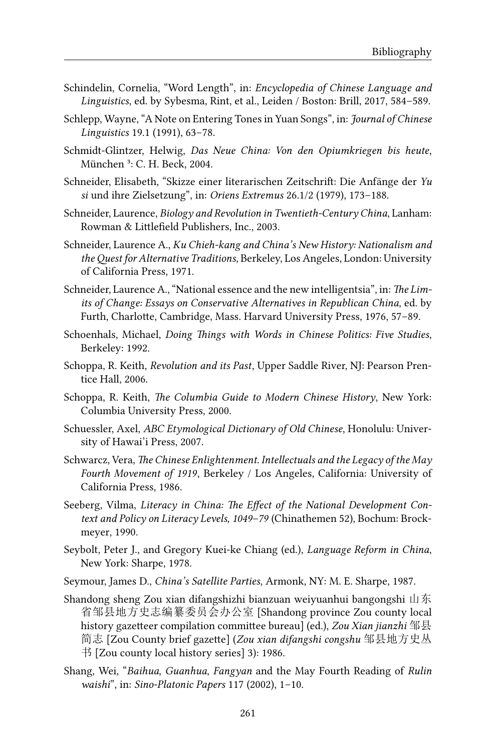Schindelin, Cornelia, "Word Length", in: *Encyclopedia of Chinese Language and Linguistics*, ed. by Sybesma, Rint, et al., Leiden / Boston: Brill, 2017, 584–589.

Schlepp, Wayne, "A Note on Entering Tones in Yuan Songs", in: *Journal of Chinese Linguistics* 19.1 (1991), 63–78.

Schmidt-Glintzer, Helwig, *Das Neue China: Von den Opiumkriegen bis heute*, München ³: C. H. Beck, 2004.

Schneider, Elisabeth, "Skizze einer literarischen Zeitschrift: Die Anfänge der *Yu si* und ihre Zielsetzung", in: *Oriens Extremus* 26.1/2 (1979), 173–188.

Schneider, Laurence, *Biology and Revolution in Twentieth-Century China*, Lanham: Rowman & Littlefield Publishers, Inc., 2003.

Schneider, Laurence A., *Ku Chieh-kang and China's New History: Nationalism and the Quest for Alternative Traditions*, Berkeley, Los Angeles, London: University of California Press, 1971.

Schneider, Laurence A., "National essence and the new intelligentsia", in: *The Limits of Change: Essays on Conservative Alternatives in Republican China*, ed. by Furth, Charlotte, Cambridge, Mass. Harvard University Press, 1976, 57–89.

Schoenhals, Michael, *Doing Things with Words in Chinese Politics: Five Studies*, Berkeley: 1992.

Schoppa, R. Keith, *Revolution and its Past*, Upper Saddle River, NJ: Pearson Prentice Hall, 2006.

Schoppa, R. Keith, *The Columbia Guide to Modern Chinese History*, New York: Columbia University Press, 2000.

Schuessler, Axel, *ABC Etymological Dictionary of Old Chinese*, Honolulu: University of Hawai'i Press, 2007.

Schwarcz, Vera, *The Chinese Enlightenment. Intellectuals and the Legacy of the May Fourth Movement of 1919*, Berkeley / Los Angeles, California: University of California Press, 1986.

Seeberg, Vilma, *Literacy in China: The Effect of the National Development Context and Policy on Literacy Levels, 1049–79* (Chinathemen 52), Bochum: Brockmeyer, 1990.

Seybolt, Peter J., and Gregory Kuei-ke Chiang (ed.), *Language Reform in China*, New York: Sharpe, 1978.

Seymour, James D., *China's Satellite Parties*, Armonk, NY: M. E. Sharpe, 1987.

Shandong sheng Zou xian difangshizhi bianzuan weiyuanhui bangongshi 山东省邹县地方史志编纂委员会办公室 [Shandong province Zou county local history gazetteer compilation committee bureau] (ed.), *Zou Xian jianzhi* 邹县简志 [Zou County brief gazette] (*Zou xian difangshi congshu* 邹县地方史丛书 [Zou county local history series] 3): 1986.

Shang, Wei, "*Baihua*, *Guanhua*, *Fangyan* and the May Fourth Reading of *Rulin waishi*", in: *Sino-Platonic Papers* 117 (2002), 1–10.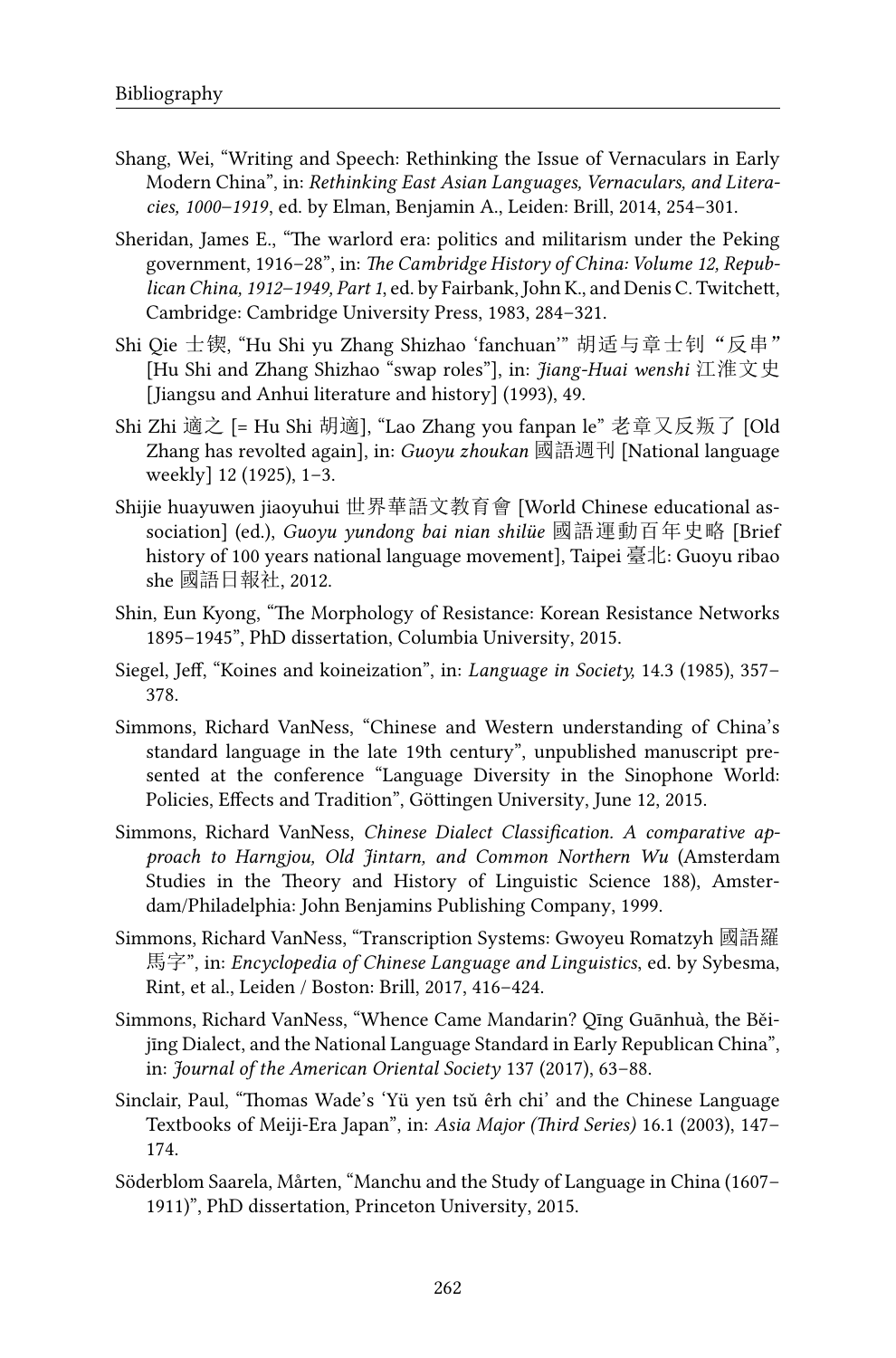Shang, Wei, “Writing and Speech: Rethinking the Issue of Vernaculars in Early Modern China”, in: *Rethinking East Asian Languages, Vernaculars, and Literacies, 1000–1919*, ed. by Elman, Benjamin A., Leiden: Brill, 2014, 254–301.

Sheridan, James E., “The warlord era: politics and militarism under the Peking government, 1916–28”, in: *The Cambridge History of China: Volume 12, Republican China, 1912–1949, Part 1*, ed. by Fairbank, John K., and Denis C. Twitchett, Cambridge: Cambridge University Press, 1983, 284–321.

Shi Qie 士锲, “Hu Shi yu Zhang Shizhao ‘fanchuan’” 胡适与章士钊“反串” [Hu Shi and Zhang Shizhao “swap roles”], in: *Jiang-Huai wenshi* 江淮文史 [Jiangsu and Anhui literature and history] (1993), 49.

Shi Zhi 適之 [= Hu Shi 胡適], “Lao Zhang you fanpan le” 老章又反叛了 [Old Zhang has revolted again], in: *Guoyu zhoukan* 國語週刊 [National language weekly] 12 (1925), 1–3.

Shijie huayuwen jiaoyuhui 世界華語文教育會 [World Chinese educational association] (ed.), *Guoyu yundong bai nian shilüe* 國語運動百年史略 [Brief history of 100 years national language movement], Taipei 臺北: Guoyu ribao she 國語日報社, 2012.

Shin, Eun Kyong, “The Morphology of Resistance: Korean Resistance Networks 1895–1945”, PhD dissertation, Columbia University, 2015.

Siegel, Jeff, “Koines and koineization”, in: *Language in Society,* 14.3 (1985), 357–378.

Simmons, Richard VanNess, “Chinese and Western understanding of China’s standard language in the late 19th century”, unpublished manuscript presented at the conference “Language Diversity in the Sinophone World: Policies, Effects and Tradition”, Göttingen University, June 12, 2015.

Simmons, Richard VanNess, *Chinese Dialect Classification. A comparative approach to Harngjou, Old Jintarn, and Common Northern Wu* (Amsterdam Studies in the Theory and History of Linguistic Science 188), Amsterdam/Philadelphia: John Benjamins Publishing Company, 1999.

Simmons, Richard VanNess, “Transcription Systems: Gwoyeu Romatzyh 國語羅馬字”, in: *Encyclopedia of Chinese Language and Linguistics*, ed. by Sybesma, Rint, et al., Leiden / Boston: Brill, 2017, 416–424.

Simmons, Richard VanNess, “Whence Came Mandarin? Qīng Guānhuà, the Běijīng Dialect, and the National Language Standard in Early Republican China”, in: *Journal of the American Oriental Society* 137 (2017), 63–88.

Sinclair, Paul, “Thomas Wade’s ‘Yü yen tsǔ êrh chi’ and the Chinese Language Textbooks of Meiji-Era Japan”, in: *Asia Major (Third Series)* 16.1 (2003), 147–174.

Söderblom Saarela, Mårten, “Manchu and the Study of Language in China (1607–1911)”, PhD dissertation, Princeton University, 2015.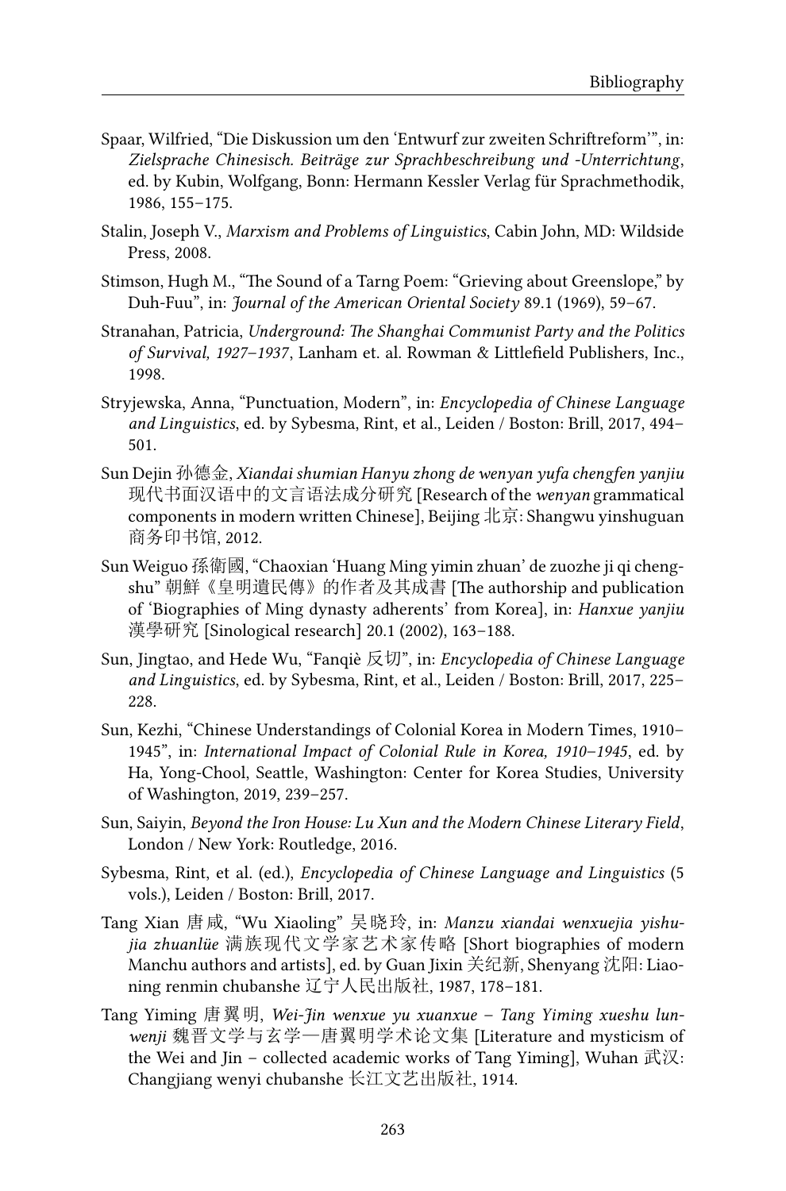Spaar, Wilfried, "Die Diskussion um den 'Entwurf zur zweiten Schriftreform'", in: *Zielsprache Chinesisch. Beiträge zur Sprachbeschreibung und -Unterrichtung*, ed. by Kubin, Wolfgang, Bonn: Hermann Kessler Verlag für Sprachmethodik, 1986, 155–175.

Stalin, Joseph V., *Marxism and Problems of Linguistics*, Cabin John, MD: Wildside Press, 2008.

Stimson, Hugh M., "The Sound of a Tarng Poem: "Grieving about Greenslope," by Duh-Fuu", in: *Journal of the American Oriental Society* 89.1 (1969), 59–67.

Stranahan, Patricia, *Underground: The Shanghai Communist Party and the Politics of Survival, 1927–1937*, Lanham et. al. Rowman & Littlefield Publishers, Inc., 1998.

Stryjewska, Anna, "Punctuation, Modern", in: *Encyclopedia of Chinese Language and Linguistics*, ed. by Sybesma, Rint, et al., Leiden / Boston: Brill, 2017, 494–501.

Sun Dejin 孙德金, *Xiandai shumian Hanyu zhong de wenyan yufa chengfen yanjiu* 现代书面汉语中的文言语法成分研究 [Research of the *wenyan* grammatical components in modern written Chinese], Beijing 北京: Shangwu yinshuguan 商务印书馆, 2012.

Sun Weiguo 孫衛國, "Chaoxian 'Huang Ming yimin zhuan' de zuozhe ji qi chengshu" 朝鮮《皇明遺民傳》的作者及其成書 [The authorship and publication of 'Biographies of Ming dynasty adherents' from Korea], in: *Hanxue yanjiu* 漢學研究 [Sinological research] 20.1 (2002), 163–188.

Sun, Jingtao, and Hede Wu, "Fanqiè 反切", in: *Encyclopedia of Chinese Language and Linguistics*, ed. by Sybesma, Rint, et al., Leiden / Boston: Brill, 2017, 225–228.

Sun, Kezhi, "Chinese Understandings of Colonial Korea in Modern Times, 1910–1945", in: *International Impact of Colonial Rule in Korea, 1910–1945*, ed. by Ha, Yong-Chool, Seattle, Washington: Center for Korea Studies, University of Washington, 2019, 239–257.

Sun, Saiyin, *Beyond the Iron House: Lu Xun and the Modern Chinese Literary Field*, London / New York: Routledge, 2016.

Sybesma, Rint, et al. (ed.), *Encyclopedia of Chinese Language and Linguistics* (5 vols.), Leiden / Boston: Brill, 2017.

Tang Xian 唐咸, "Wu Xiaoling" 吴晓玲, in: *Manzu xiandai wenxuejia yishujia zhuanlüe* 满族现代文学家艺术家传略 [Short biographies of modern Manchu authors and artists], ed. by Guan Jixin 关纪新, Shenyang 沈阳: Liaoning renmin chubanshe 辽宁人民出版社, 1987, 178–181.

Tang Yiming 唐翼明, *Wei-Jin wenxue yu xuanxue – Tang Yiming xueshu lunwenji* 魏晋文学与玄学—唐翼明学术论文集 [Literature and mysticism of the Wei and Jin – collected academic works of Tang Yiming], Wuhan 武汉: Changjiang wenyi chubanshe 长江文艺出版社, 1914.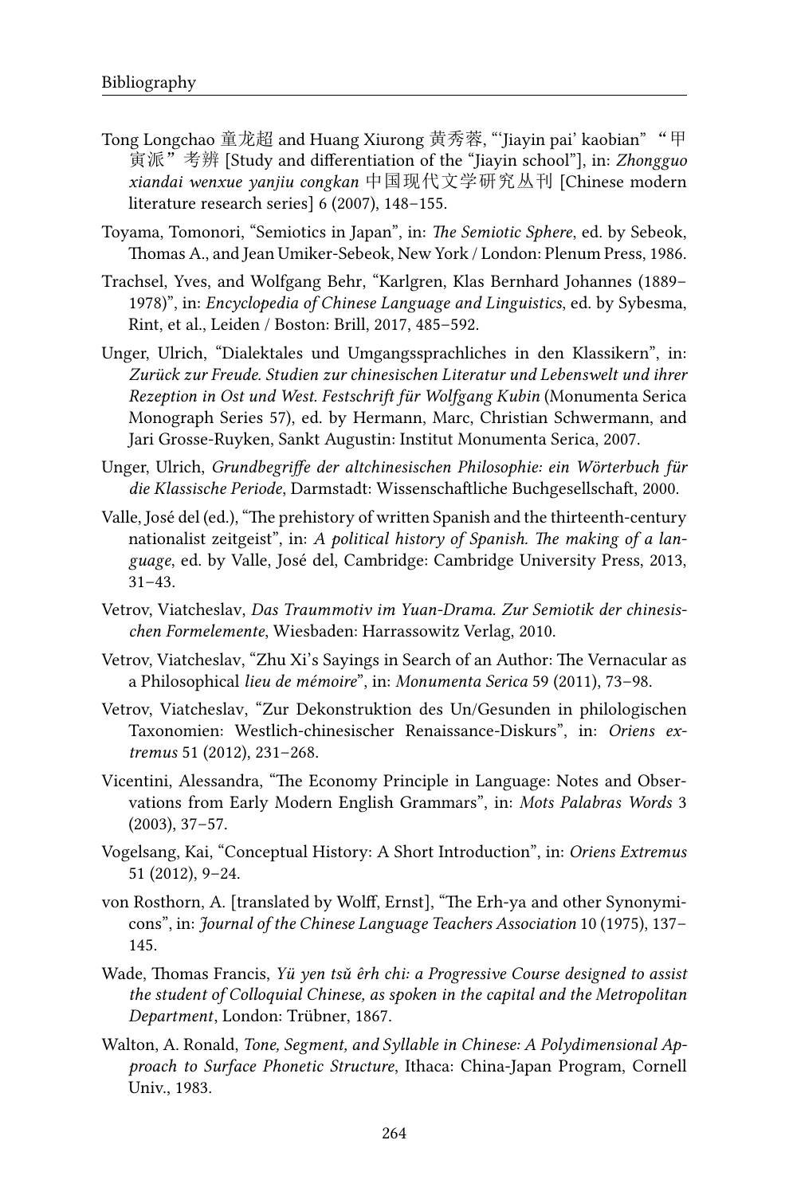Tong Longchao 童龙超 and Huang Xiurong 黄秀蓉, "'Jiayin pai' kaobian" "甲寅派" 考辨 [Study and differentiation of the "Jiayin school"], in: *Zhongguo xiandai wenxue yanjiu congkan* 中国现代文学研究丛刊 [Chinese modern literature research series] 6 (2007), 148–155.

Toyama, Tomonori, "Semiotics in Japan", in: *The Semiotic Sphere*, ed. by Sebeok, Thomas A., and Jean Umiker-Sebeok, New York / London: Plenum Press, 1986.

Trachsel, Yves, and Wolfgang Behr, "Karlgren, Klas Bernhard Johannes (1889–1978)", in: *Encyclopedia of Chinese Language and Linguistics*, ed. by Sybesma, Rint, et al., Leiden / Boston: Brill, 2017, 485–592.

Unger, Ulrich, "Dialektales und Umgangssprachliches in den Klassikern", in: *Zurück zur Freude. Studien zur chinesischen Literatur und Lebenswelt und ihrer Rezeption in Ost und West. Festschrift für Wolfgang Kubin* (Monumenta Serica Monograph Series 57), ed. by Hermann, Marc, Christian Schwermann, and Jari Grosse-Ruyken, Sankt Augustin: Institut Monumenta Serica, 2007.

Unger, Ulrich, *Grundbegriffe der altchinesischen Philosophie: ein Wörterbuch für die Klassische Periode*, Darmstadt: Wissenschaftliche Buchgesellschaft, 2000.

Valle, José del (ed.), "The prehistory of written Spanish and the thirteenth-century nationalist zeitgeist", in: *A political history of Spanish. The making of a language*, ed. by Valle, José del, Cambridge: Cambridge University Press, 2013, 31–43.

Vetrov, Viatcheslav, *Das Traummotiv im Yuan-Drama. Zur Semiotik der chinesischen Formelemente*, Wiesbaden: Harrassowitz Verlag, 2010.

Vetrov, Viatcheslav, "Zhu Xi's Sayings in Search of an Author: The Vernacular as a Philosophical *lieu de mémoire*", in: *Monumenta Serica* 59 (2011), 73–98.

Vetrov, Viatcheslav, "Zur Dekonstruktion des Un/Gesunden in philologischen Taxonomien: Westlich-chinesischer Renaissance-Diskurs", in: *Oriens extremus* 51 (2012), 231–268.

Vicentini, Alessandra, "The Economy Principle in Language: Notes and Observations from Early Modern English Grammars", in: *Mots Palabras Words* 3 (2003), 37–57.

Vogelsang, Kai, "Conceptual History: A Short Introduction", in: *Oriens Extremus* 51 (2012), 9–24.

von Rosthorn, A. [translated by Wolff, Ernst], "The Erh-ya and other Synonymicons", in: *Journal of the Chinese Language Teachers Association* 10 (1975), 137–145.

Wade, Thomas Francis, *Yü yen tsŭ êrh chi: a Progressive Course designed to assist the student of Colloquial Chinese, as spoken in the capital and the Metropolitan Department*, London: Trübner, 1867.

Walton, A. Ronald, *Tone, Segment, and Syllable in Chinese: A Polydimensional Approach to Surface Phonetic Structure*, Ithaca: China-Japan Program, Cornell Univ., 1983.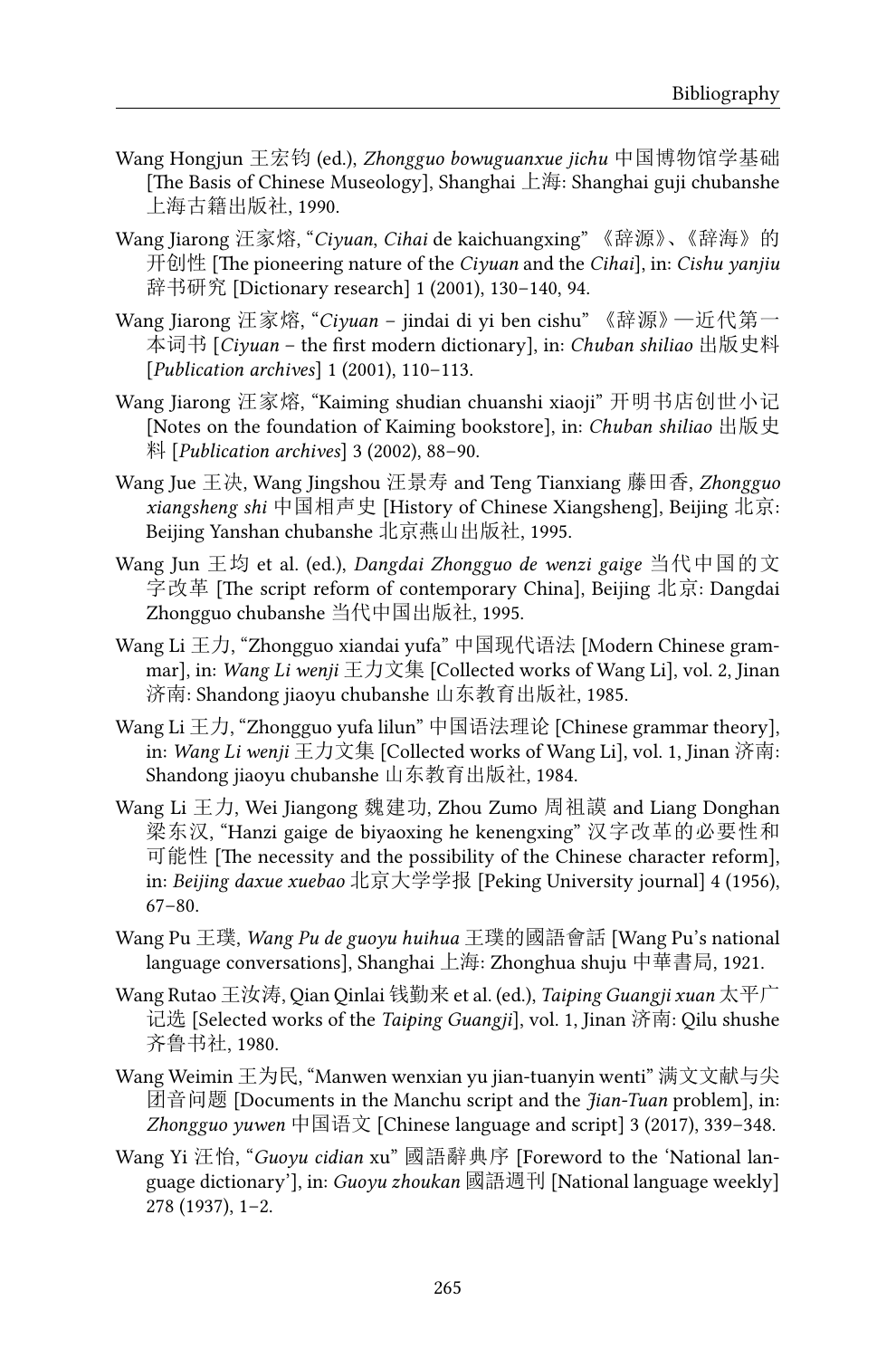Wang Hongjun 王宏钧 (ed.), *Zhongguo bowuguanxue jichu* 中国博物馆学基础 [The Basis of Chinese Museology], Shanghai 上海: Shanghai guji chubanshe 上海古籍出版社, 1990.

Wang Jiarong 汪家熔, "*Ciyuan*, *Cihai* de kaichuangxing" 《辞源》、《辞海》的开创性 [The pioneering nature of the *Ciyuan* and the *Cihai*], in: *Cishu yanjiu* 辞书研究 [Dictionary research] 1 (2001), 130–140, 94.

Wang Jiarong 汪家熔, "*Ciyuan* – jindai di yi ben cishu" 《辞源》—近代第一本词书 [*Ciyuan* – the first modern dictionary], in: *Chuban shiliao* 出版史料 [*Publication archives*] 1 (2001), 110–113.

Wang Jiarong 汪家熔, "Kaiming shudian chuanshi xiaoji" 开明书店创世小记 [Notes on the foundation of Kaiming bookstore], in: *Chuban shiliao* 出版史料 [*Publication archives*] 3 (2002), 88–90.

Wang Jue 王决, Wang Jingshou 汪景寿 and Teng Tianxiang 藤田香, *Zhongguo xiangsheng shi* 中国相声史 [History of Chinese Xiangsheng], Beijing 北京: Beijing Yanshan chubanshe 北京燕山出版社, 1995.

Wang Jun 王均 et al. (ed.), *Dangdai Zhongguo de wenzi gaige* 当代中国的文字改革 [The script reform of contemporary China], Beijing 北京: Dangdai Zhongguo chubanshe 当代中国出版社, 1995.

Wang Li 王力, "Zhongguo xiandai yufa" 中国现代语法 [Modern Chinese grammar], in: *Wang Li wenji* 王力文集 [Collected works of Wang Li], vol. 2, Jinan 济南: Shandong jiaoyu chubanshe 山东教育出版社, 1985.

Wang Li 王力, "Zhongguo yufa lilun" 中国语法理论 [Chinese grammar theory], in: *Wang Li wenji* 王力文集 [Collected works of Wang Li], vol. 1, Jinan 济南: Shandong jiaoyu chubanshe 山东教育出版社, 1984.

Wang Li 王力, Wei Jiangong 魏建功, Zhou Zumo 周祖謨 and Liang Donghan 梁东汉, "Hanzi gaige de biyaoxing he kenengxing" 汉字改革的必要性和可能性 [The necessity and the possibility of the Chinese character reform], in: *Beijing daxue xuebao* 北京大学学报 [Peking University journal] 4 (1956), 67–80.

Wang Pu 王璞, *Wang Pu de guoyu huihua* 王璞的國語會話 [Wang Pu's national language conversations], Shanghai 上海: Zhonghua shuju 中華書局, 1921.

Wang Rutao 王汝涛, Qian Qinlai 钱勤来 et al. (ed.), *Taiping Guangji xuan* 太平广记选 [Selected works of the *Taiping Guangji*], vol. 1, Jinan 济南: Qilu shushe 齐鲁书社, 1980.

Wang Weimin 王为民, "Manwen wenxian yu jian-tuanyin wenti" 满文文献与尖团音问题 [Documents in the Manchu script and the *Jian-Tuan* problem], in: *Zhongguo yuwen* 中国语文 [Chinese language and script] 3 (2017), 339–348.

Wang Yi 汪怡, "*Guoyu cidian* xu" 國語辭典序 [Foreword to the 'National language dictionary'], in: *Guoyu zhoukan* 國語週刊 [National language weekly] 278 (1937), 1–2.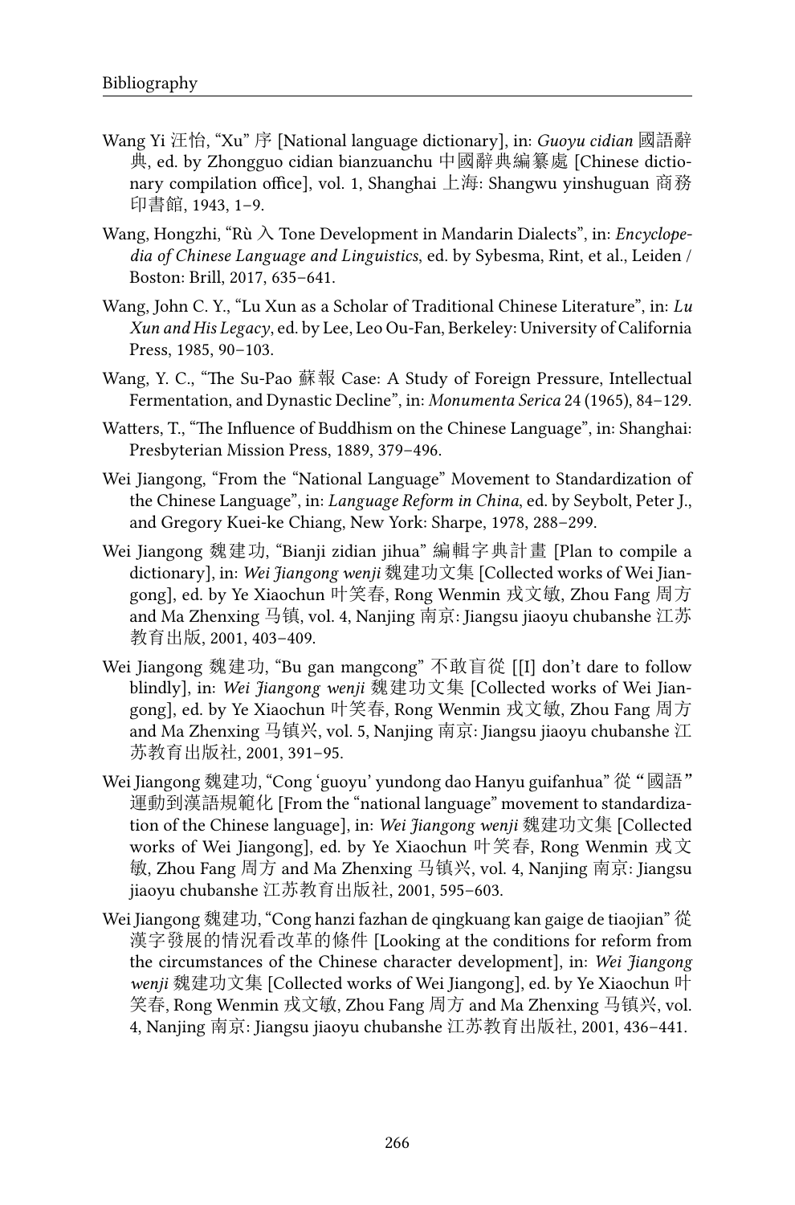Wang Yi 汪怡, “Xu” 序 [National language dictionary], in: *Guoyu cidian* 國語辭典, ed. by Zhongguo cidian bianzuanchu 中國辭典編纂處 [Chinese dictionary compilation office], vol. 1, Shanghai 上海: Shangwu yinshuguan 商務印書館, 1943, 1–9.

Wang, Hongzhi, “Rù 入 Tone Development in Mandarin Dialects”, in: *Encyclopedia of Chinese Language and Linguistics*, ed. by Sybesma, Rint, et al., Leiden / Boston: Brill, 2017, 635–641.

Wang, John C. Y., “Lu Xun as a Scholar of Traditional Chinese Literature”, in: *Lu Xun and His Legacy*, ed. by Lee, Leo Ou-Fan, Berkeley: University of California Press, 1985, 90–103.

Wang, Y. C., “The Su-Pao 蘇報 Case: A Study of Foreign Pressure, Intellectual Fermentation, and Dynastic Decline”, in: *Monumenta Serica* 24 (1965), 84–129.

Watters, T., “The Influence of Buddhism on the Chinese Language”, in: Shanghai: Presbyterian Mission Press, 1889, 379–496.

Wei Jiangong, “From the “National Language” Movement to Standardization of the Chinese Language”, in: *Language Reform in China*, ed. by Seybolt, Peter J., and Gregory Kuei-ke Chiang, New York: Sharpe, 1978, 288–299.

Wei Jiangong 魏建功, “Bianji zidian jihua” 編輯字典計畫 [Plan to compile a dictionary], in: *Wei Jiangong wenji* 魏建功文集 [Collected works of Wei Jiangong], ed. by Ye Xiaochun 叶笑春, Rong Wenmin 戎文敏, Zhou Fang 周方 and Ma Zhenxing 马镇, vol. 4, Nanjing 南京: Jiangsu jiaoyu chubanshe 江苏教育出版, 2001, 403–409.

Wei Jiangong 魏建功, “Bu gan mangcong” 不敢盲從 [[I] don’t dare to follow blindly], in: *Wei Jiangong wenji* 魏建功文集 [Collected works of Wei Jiangong], ed. by Ye Xiaochun 叶笑春, Rong Wenmin 戎文敏, Zhou Fang 周方 and Ma Zhenxing 马镇兴, vol. 5, Nanjing 南京: Jiangsu jiaoyu chubanshe 江苏教育出版社, 2001, 391–95.

Wei Jiangong 魏建功, “Cong ‘guoyu’ yundong dao Hanyu guifanhua” 從“國語”運動到漢語規範化 [From the “national language” movement to standardization of the Chinese language], in: *Wei Jiangong wenji* 魏建功文集 [Collected works of Wei Jiangong], ed. by Ye Xiaochun 叶笑春, Rong Wenmin 戎文敏, Zhou Fang 周方 and Ma Zhenxing 马镇兴, vol. 4, Nanjing 南京: Jiangsu jiaoyu chubanshe 江苏教育出版社, 2001, 595–603.

Wei Jiangong 魏建功, “Cong hanzi fazhan de qingkuang kan gaige de tiaojian” 從漢字發展的情況看改革的條件 [Looking at the conditions for reform from the circumstances of the Chinese character development], in: *Wei Jiangong wenji* 魏建功文集 [Collected works of Wei Jiangong], ed. by Ye Xiaochun 叶笑春, Rong Wenmin 戎文敏, Zhou Fang 周方 and Ma Zhenxing 马镇兴, vol. 4, Nanjing 南京: Jiangsu jiaoyu chubanshe 江苏教育出版社, 2001, 436–441.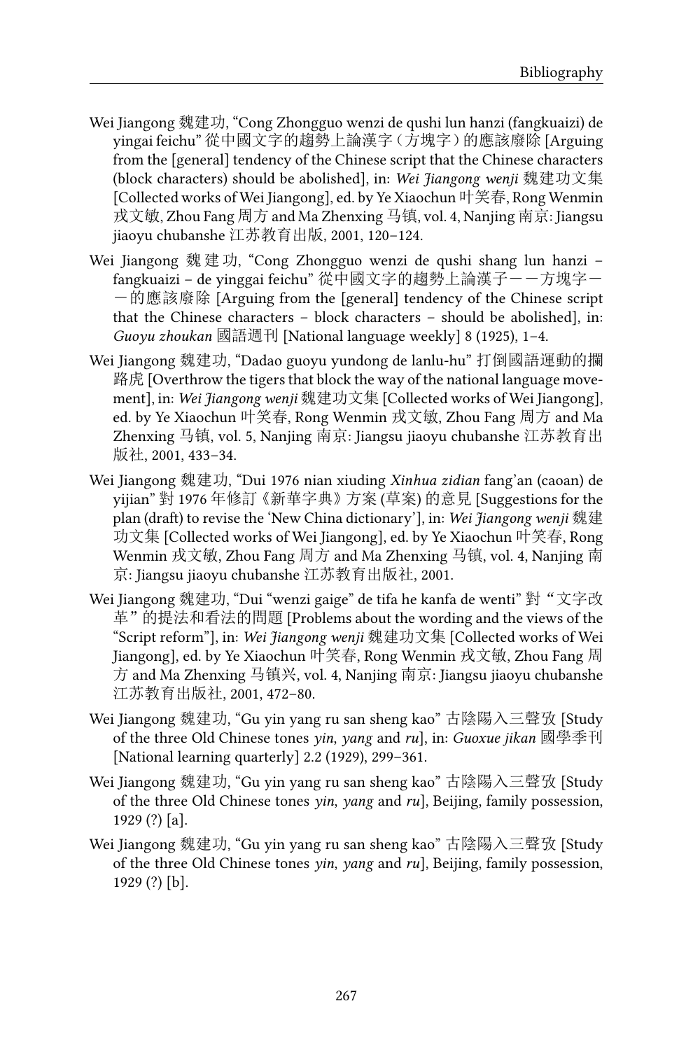Wei Jiangong 魏建功, "Cong Zhongguo wenzi de qushi lun hanzi (fangkuaizi) de yingai feichu" 從中國文字的趨勢上論漢字（方塊字）的應該廢除 [Arguing from the [general] tendency of the Chinese script that the Chinese characters (block characters) should be abolished], in: *Wei Jiangong wenji* 魏建功文集 [Collected works of Wei Jiangong], ed. by Ye Xiaochun 叶笑春, Rong Wenmin 戎文敏, Zhou Fang 周方 and Ma Zhenxing 马镇, vol. 4, Nanjing 南京: Jiangsu jiaoyu chubanshe 江苏教育出版, 2001, 120–124.

Wei Jiangong 魏建功, "Cong Zhongguo wenzi de qushi shang lun hanzi – fangkuaizi – de yinggai feichu" 從中國文字的趨勢上論漢子——方塊字——的應該廢除 [Arguing from the [general] tendency of the Chinese script that the Chinese characters – block characters – should be abolished], in: *Guoyu zhoukan* 國語週刊 [National language weekly] 8 (1925), 1–4.

Wei Jiangong 魏建功, "Dadao guoyu yundong de lanlu-hu" 打倒國語運動的攔路虎 [Overthrow the tigers that block the way of the national language movement], in: *Wei Jiangong wenji* 魏建功文集 [Collected works of Wei Jiangong], ed. by Ye Xiaochun 叶笑春, Rong Wenmin 戎文敏, Zhou Fang 周方 and Ma Zhenxing 马镇, vol. 5, Nanjing 南京: Jiangsu jiaoyu chubanshe 江苏教育出版社, 2001, 433–34.

Wei Jiangong 魏建功, "Dui 1976 nian xiuding *Xinhua zidian* fang'an (caoan) de yijian" 對 1976 年修訂《新華字典》方案 (草案) 的意見 [Suggestions for the plan (draft) to revise the 'New China dictionary'], in: *Wei Jiangong wenji* 魏建功文集 [Collected works of Wei Jiangong], ed. by Ye Xiaochun 叶笑春, Rong Wenmin 戎文敏, Zhou Fang 周方 and Ma Zhenxing 马镇, vol. 4, Nanjing 南京: Jiangsu jiaoyu chubanshe 江苏教育出版社, 2001.

Wei Jiangong 魏建功, "Dui "wenzi gaige" de tifa he kanfa de wenti" 對"文字改革"的提法和看法的問題 [Problems about the wording and the views of the "Script reform"], in: *Wei Jiangong wenji* 魏建功文集 [Collected works of Wei Jiangong], ed. by Ye Xiaochun 叶笑春, Rong Wenmin 戎文敏, Zhou Fang 周方 and Ma Zhenxing 马镇兴, vol. 4, Nanjing 南京: Jiangsu jiaoyu chubanshe 江苏教育出版社, 2001, 472–80.

Wei Jiangong 魏建功, "Gu yin yang ru san sheng kao" 古陰陽入三聲攷 [Study of the three Old Chinese tones *yin*, *yang* and *ru*], in: *Guoxue jikan* 國學季刊 [National learning quarterly] 2.2 (1929), 299–361.

Wei Jiangong 魏建功, "Gu yin yang ru san sheng kao" 古陰陽入三聲攷 [Study of the three Old Chinese tones *yin*, *yang* and *ru*], Beijing, family possession, 1929 (?) [a].

Wei Jiangong 魏建功, "Gu yin yang ru san sheng kao" 古陰陽入三聲攷 [Study of the three Old Chinese tones *yin*, *yang* and *ru*], Beijing, family possession, 1929 (?) [b].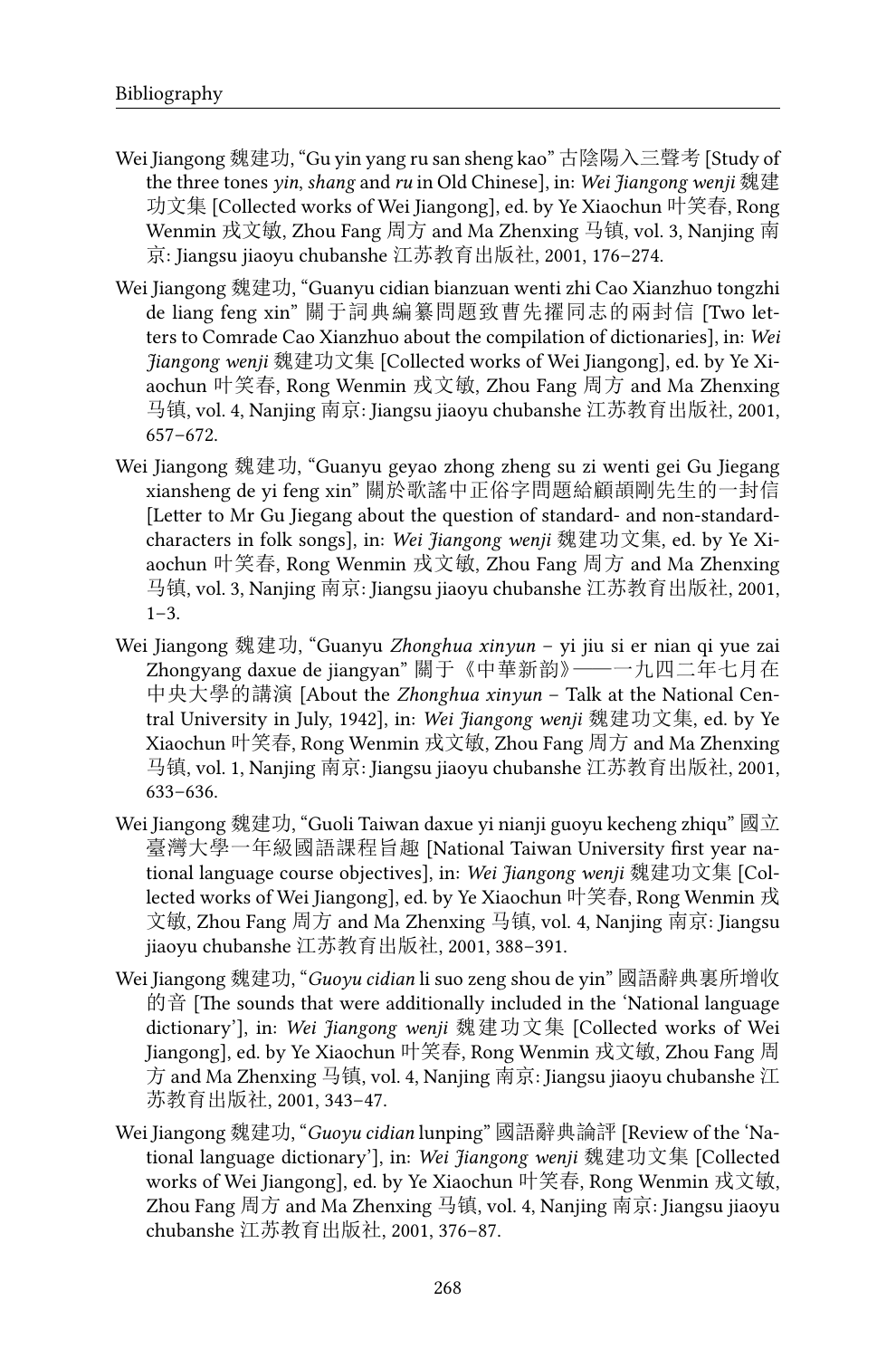Wei Jiangong 魏建功, "Gu yin yang ru san sheng kao" 古陰陽入三聲考 [Study of the three tones *yin*, *shang* and *ru* in Old Chinese], in: *Wei Jiangong wenji* 魏建功文集 [Collected works of Wei Jiangong], ed. by Ye Xiaochun 叶笑春, Rong Wenmin 戎文敏, Zhou Fang 周方 and Ma Zhenxing 马镇, vol. 3, Nanjing 南京: Jiangsu jiaoyu chubanshe 江苏教育出版社, 2001, 176–274.

Wei Jiangong 魏建功, "Guanyu cidian bianzuan wenti zhi Cao Xianzhuo tongzhi de liang feng xin" 關于詞典編纂問題致曹先擢同志的兩封信 [Two letters to Comrade Cao Xianzhuo about the compilation of dictionaries], in: *Wei Jiangong wenji* 魏建功文集 [Collected works of Wei Jiangong], ed. by Ye Xiaochun 叶笑春, Rong Wenmin 戎文敏, Zhou Fang 周方 and Ma Zhenxing 马镇, vol. 4, Nanjing 南京: Jiangsu jiaoyu chubanshe 江苏教育出版社, 2001, 657–672.

Wei Jiangong 魏建功, "Guanyu geyao zhong zheng su zi wenti gei Gu Jiegang xiansheng de yi feng xin" 關於歌謠中正俗字問題給顧頡剛先生的一封信 [Letter to Mr Gu Jiegang about the question of standard- and non-standard-characters in folk songs], in: *Wei Jiangong wenji* 魏建功文集, ed. by Ye Xiaochun 叶笑春, Rong Wenmin 戎文敏, Zhou Fang 周方 and Ma Zhenxing 马镇, vol. 3, Nanjing 南京: Jiangsu jiaoyu chubanshe 江苏教育出版社, 2001, 1–3.

Wei Jiangong 魏建功, "Guanyu *Zhonghua xinyun* – yi jiu si er nian qi yue zai Zhongyang daxue de jiangyan" 關于《中華新韵》——一九四二年七月在中央大學的講演 [About the *Zhonghua xinyun* – Talk at the National Central University in July, 1942], in: *Wei Jiangong wenji* 魏建功文集, ed. by Ye Xiaochun 叶笑春, Rong Wenmin 戎文敏, Zhou Fang 周方 and Ma Zhenxing 马镇, vol. 1, Nanjing 南京: Jiangsu jiaoyu chubanshe 江苏教育出版社, 2001, 633–636.

Wei Jiangong 魏建功, "Guoli Taiwan daxue yi nianji guoyu kecheng zhiqu" 國立臺灣大學一年級國語課程旨趣 [National Taiwan University first year national language course objectives], in: *Wei Jiangong wenji* 魏建功文集 [Collected works of Wei Jiangong], ed. by Ye Xiaochun 叶笑春, Rong Wenmin 戎文敏, Zhou Fang 周方 and Ma Zhenxing 马镇, vol. 4, Nanjing 南京: Jiangsu jiaoyu chubanshe 江苏教育出版社, 2001, 388–391.

Wei Jiangong 魏建功, "*Guoyu cidian* li suo zeng shou de yin" 國語辭典裏所增收的音 [The sounds that were additionally included in the 'National language dictionary'], in: *Wei Jiangong wenji* 魏建功文集 [Collected works of Wei Jiangong], ed. by Ye Xiaochun 叶笑春, Rong Wenmin 戎文敏, Zhou Fang 周方 and Ma Zhenxing 马镇, vol. 4, Nanjing 南京: Jiangsu jiaoyu chubanshe 江苏教育出版社, 2001, 343–47.

Wei Jiangong 魏建功, "*Guoyu cidian* lunping" 國語辭典論評 [Review of the 'National language dictionary'], in: *Wei Jiangong wenji* 魏建功文集 [Collected works of Wei Jiangong], ed. by Ye Xiaochun 叶笑春, Rong Wenmin 戎文敏, Zhou Fang 周方 and Ma Zhenxing 马镇, vol. 4, Nanjing 南京: Jiangsu jiaoyu chubanshe 江苏教育出版社, 2001, 376–87.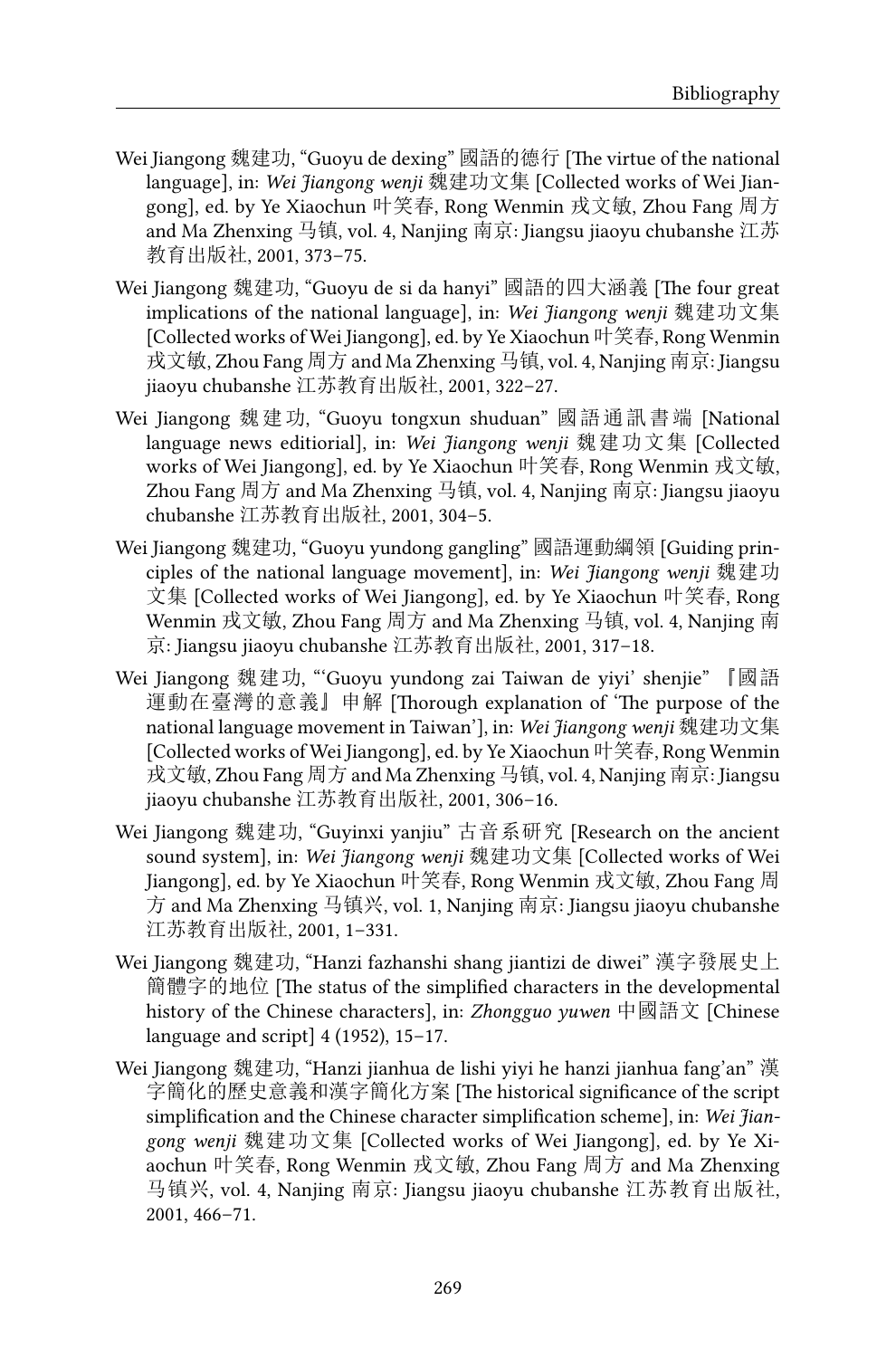Wei Jiangong 魏建功, "Guoyu de dexing" 國語的德行 [The virtue of the national language], in: *Wei Jiangong wenji* 魏建功文集 [Collected works of Wei Jiangong], ed. by Ye Xiaochun 叶笑春, Rong Wenmin 戎文敏, Zhou Fang 周方 and Ma Zhenxing 马镇, vol. 4, Nanjing 南京: Jiangsu jiaoyu chubanshe 江苏教育出版社, 2001, 373–75.

Wei Jiangong 魏建功, "Guoyu de si da hanyi" 國語的四大涵義 [The four great implications of the national language], in: *Wei Jiangong wenji* 魏建功文集 [Collected works of Wei Jiangong], ed. by Ye Xiaochun 叶笑春, Rong Wenmin 戎文敏, Zhou Fang 周方 and Ma Zhenxing 马镇, vol. 4, Nanjing 南京: Jiangsu jiaoyu chubanshe 江苏教育出版社, 2001, 322–27.

Wei Jiangong 魏建功, "Guoyu tongxun shuduan" 國語通訊書端 [National language news editiorial], in: *Wei Jiangong wenji* 魏建功文集 [Collected works of Wei Jiangong], ed. by Ye Xiaochun 叶笑春, Rong Wenmin 戎文敏, Zhou Fang 周方 and Ma Zhenxing 马镇, vol. 4, Nanjing 南京: Jiangsu jiaoyu chubanshe 江苏教育出版社, 2001, 304–5.

Wei Jiangong 魏建功, "Guoyu yundong gangling" 國語運動綱領 [Guiding principles of the national language movement], in: *Wei Jiangong wenji* 魏建功文集 [Collected works of Wei Jiangong], ed. by Ye Xiaochun 叶笑春, Rong Wenmin 戎文敏, Zhou Fang 周方 and Ma Zhenxing 马镇, vol. 4, Nanjing 南京: Jiangsu jiaoyu chubanshe 江苏教育出版社, 2001, 317–18.

Wei Jiangong 魏建功, "'Guoyu yundong zai Taiwan de yiyi' shenjie" 『國語運動在臺灣的意義』申解 [Thorough explanation of 'The purpose of the national language movement in Taiwan'], in: *Wei Jiangong wenji* 魏建功文集 [Collected works of Wei Jiangong], ed. by Ye Xiaochun 叶笑春, Rong Wenmin 戎文敏, Zhou Fang 周方 and Ma Zhenxing 马镇, vol. 4, Nanjing 南京: Jiangsu jiaoyu chubanshe 江苏教育出版社, 2001, 306–16.

Wei Jiangong 魏建功, "Guyinxi yanjiu" 古音系研究 [Research on the ancient sound system], in: *Wei Jiangong wenji* 魏建功文集 [Collected works of Wei Jiangong], ed. by Ye Xiaochun 叶笑春, Rong Wenmin 戎文敏, Zhou Fang 周方 and Ma Zhenxing 马镇兴, vol. 1, Nanjing 南京: Jiangsu jiaoyu chubanshe 江苏教育出版社, 2001, 1–331.

Wei Jiangong 魏建功, "Hanzi fazhanshi shang jiantizi de diwei" 漢字發展史上簡體字的地位 [The status of the simplified characters in the developmental history of the Chinese characters], in: *Zhongguo yuwen* 中國語文 [Chinese language and script] 4 (1952), 15–17.

Wei Jiangong 魏建功, "Hanzi jianhua de lishi yiyi he hanzi jianhua fang'an" 漢字簡化的歷史意義和漢字簡化方案 [The historical significance of the script simplification and the Chinese character simplification scheme], in: *Wei Jiangong wenji* 魏建功文集 [Collected works of Wei Jiangong], ed. by Ye Xiaochun 叶笑春, Rong Wenmin 戎文敏, Zhou Fang 周方 and Ma Zhenxing 马镇兴, vol. 4, Nanjing 南京: Jiangsu jiaoyu chubanshe 江苏教育出版社, 2001, 466–71.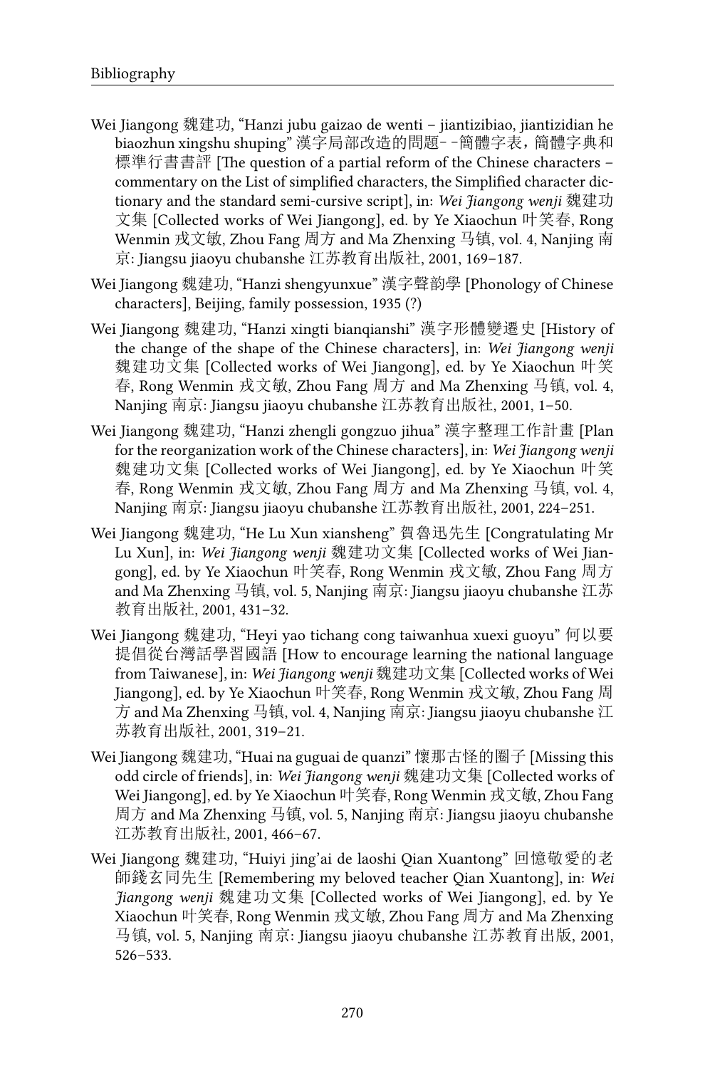Wei Jiangong 魏建功, "Hanzi jubu gaizao de wenti – jiantizibiao, jiantizidian he biaozhun xingshu shuping" 漢字局部改造的問題－－簡體字表，簡體字典和標準行書書評 [The question of a partial reform of the Chinese characters – commentary on the List of simplified characters, the Simplified character dictionary and the standard semi-cursive script], in: *Wei Jiangong wenji* 魏建功文集 [Collected works of Wei Jiangong], ed. by Ye Xiaochun 叶笑春, Rong Wenmin 戎文敏, Zhou Fang 周方 and Ma Zhenxing 马镇, vol. 4, Nanjing 南京: Jiangsu jiaoyu chubanshe 江苏教育出版社, 2001, 169–187.

Wei Jiangong 魏建功, "Hanzi shengyunxue" 漢字聲韵學 [Phonology of Chinese characters], Beijing, family possession, 1935 (?)

Wei Jiangong 魏建功, "Hanzi xingti bianqianshi" 漢字形體變遷史 [History of the change of the shape of the Chinese characters], in: *Wei Jiangong wenji* 魏建功文集 [Collected works of Wei Jiangong], ed. by Ye Xiaochun 叶笑春, Rong Wenmin 戎文敏, Zhou Fang 周方 and Ma Zhenxing 马镇, vol. 4, Nanjing 南京: Jiangsu jiaoyu chubanshe 江苏教育出版社, 2001, 1–50.

Wei Jiangong 魏建功, "Hanzi zhengli gongzuo jihua" 漢字整理工作計畫 [Plan for the reorganization work of the Chinese characters], in: *Wei Jiangong wenji* 魏建功文集 [Collected works of Wei Jiangong], ed. by Ye Xiaochun 叶笑春, Rong Wenmin 戎文敏, Zhou Fang 周方 and Ma Zhenxing 马镇, vol. 4, Nanjing 南京: Jiangsu jiaoyu chubanshe 江苏教育出版社, 2001, 224–251.

Wei Jiangong 魏建功, "He Lu Xun xiansheng" 賀魯迅先生 [Congratulating Mr Lu Xun], in: *Wei Jiangong wenji* 魏建功文集 [Collected works of Wei Jiangong], ed. by Ye Xiaochun 叶笑春, Rong Wenmin 戎文敏, Zhou Fang 周方 and Ma Zhenxing 马镇, vol. 5, Nanjing 南京: Jiangsu jiaoyu chubanshe 江苏教育出版社, 2001, 431–32.

Wei Jiangong 魏建功, "Heyi yao tichang cong taiwanhua xuexi guoyu" 何以要提倡從台灣話學習國語 [How to encourage learning the national language from Taiwanese], in: *Wei Jiangong wenji* 魏建功文集 [Collected works of Wei Jiangong], ed. by Ye Xiaochun 叶笑春, Rong Wenmin 戎文敏, Zhou Fang 周方 and Ma Zhenxing 马镇, vol. 4, Nanjing 南京: Jiangsu jiaoyu chubanshe 江苏教育出版社, 2001, 319–21.

Wei Jiangong 魏建功, "Huai na guguai de quanzi" 懷那古怪的圈子 [Missing this odd circle of friends], in: *Wei Jiangong wenji* 魏建功文集 [Collected works of Wei Jiangong], ed. by Ye Xiaochun 叶笑春, Rong Wenmin 戎文敏, Zhou Fang 周方 and Ma Zhenxing 马镇, vol. 5, Nanjing 南京: Jiangsu jiaoyu chubanshe 江苏教育出版社, 2001, 466–67.

Wei Jiangong 魏建功, "Huiyi jing'ai de laoshi Qian Xuantong" 回憶敬愛的老師錢玄同先生 [Remembering my beloved teacher Qian Xuantong], in: *Wei Jiangong wenji* 魏建功文集 [Collected works of Wei Jiangong], ed. by Ye Xiaochun 叶笑春, Rong Wenmin 戎文敏, Zhou Fang 周方 and Ma Zhenxing 马镇, vol. 5, Nanjing 南京: Jiangsu jiaoyu chubanshe 江苏教育出版, 2001, 526–533.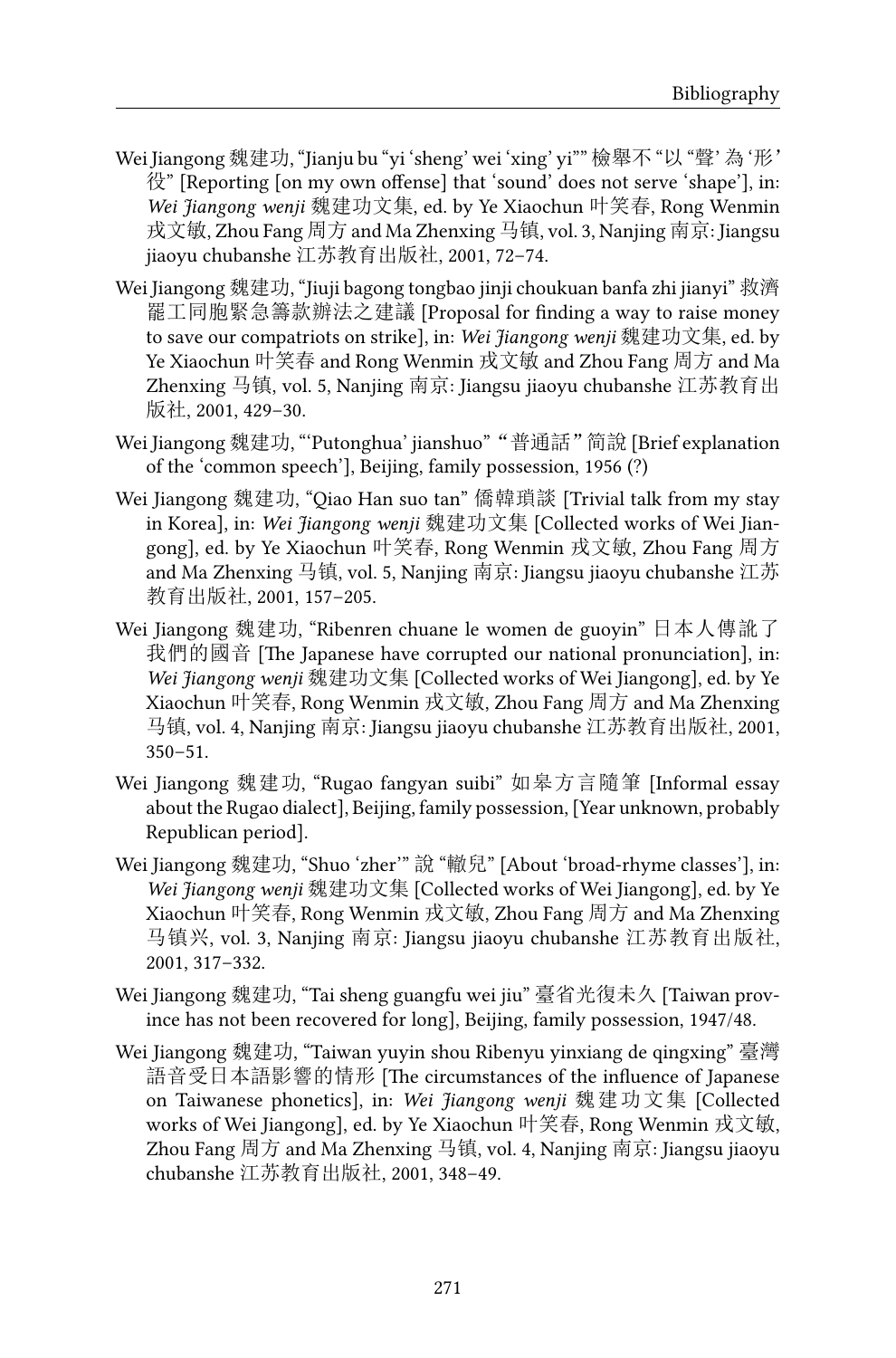Wei Jiangong 魏建功, "Jianju bu "yi 'sheng' wei 'xing' yi"" 檢舉不 "以 "聲' 為 '形' 役" [Reporting [on my own offense] that 'sound' does not serve 'shape'], in: *Wei Jiangong wenji* 魏建功文集, ed. by Ye Xiaochun 叶笑春, Rong Wenmin 戎文敏, Zhou Fang 周方 and Ma Zhenxing 马镇, vol. 3, Nanjing 南京: Jiangsu jiaoyu chubanshe 江苏教育出版社, 2001, 72–74.

Wei Jiangong 魏建功, "Jiuji bagong tongbao jinji choukuan banfa zhi jianyi" 救濟罷工同胞緊急籌款辦法之建議 [Proposal for finding a way to raise money to save our compatriots on strike], in: *Wei Jiangong wenji* 魏建功文集, ed. by Ye Xiaochun 叶笑春 and Rong Wenmin 戎文敏 and Zhou Fang 周方 and Ma Zhenxing 马镇, vol. 5, Nanjing 南京: Jiangsu jiaoyu chubanshe 江苏教育出版社, 2001, 429–30.

Wei Jiangong 魏建功, "'Putonghua' jianshuo" "普通話" 简說 [Brief explanation of the 'common speech'], Beijing, family possession, 1956 (?)

Wei Jiangong 魏建功, "Qiao Han suo tan" 僑韓瑣談 [Trivial talk from my stay in Korea], in: *Wei Jiangong wenji* 魏建功文集 [Collected works of Wei Jiangong], ed. by Ye Xiaochun 叶笑春, Rong Wenmin 戎文敏, Zhou Fang 周方 and Ma Zhenxing 马镇, vol. 5, Nanjing 南京: Jiangsu jiaoyu chubanshe 江苏教育出版社, 2001, 157–205.

Wei Jiangong 魏建功, "Ribenren chuane le women de guoyin" 日本人傳訛了我們的國音 [The Japanese have corrupted our national pronunciation], in: *Wei Jiangong wenji* 魏建功文集 [Collected works of Wei Jiangong], ed. by Ye Xiaochun 叶笑春, Rong Wenmin 戎文敏, Zhou Fang 周方 and Ma Zhenxing 马镇, vol. 4, Nanjing 南京: Jiangsu jiaoyu chubanshe 江苏教育出版社, 2001, 350–51.

Wei Jiangong 魏建功, "Rugao fangyan suibi" 如皋方言隨筆 [Informal essay about the Rugao dialect], Beijing, family possession, [Year unknown, probably Republican period].

Wei Jiangong 魏建功, "Shuo 'zher'" 說 "轍兒" [About 'broad-rhyme classes'], in: *Wei Jiangong wenji* 魏建功文集 [Collected works of Wei Jiangong], ed. by Ye Xiaochun 叶笑春, Rong Wenmin 戎文敏, Zhou Fang 周方 and Ma Zhenxing 马镇兴, vol. 3, Nanjing 南京: Jiangsu jiaoyu chubanshe 江苏教育出版社, 2001, 317–332.

Wei Jiangong 魏建功, "Tai sheng guangfu wei jiu" 臺省光復未久 [Taiwan province has not been recovered for long], Beijing, family possession, 1947/48.

Wei Jiangong 魏建功, "Taiwan yuyin shou Ribenyu yinxiang de qingxing" 臺灣語音受日本語影響的情形 [The circumstances of the influence of Japanese on Taiwanese phonetics], in: *Wei Jiangong wenji* 魏建功文集 [Collected works of Wei Jiangong], ed. by Ye Xiaochun 叶笑春, Rong Wenmin 戎文敏, Zhou Fang 周方 and Ma Zhenxing 马镇, vol. 4, Nanjing 南京: Jiangsu jiaoyu chubanshe 江苏教育出版社, 2001, 348–49.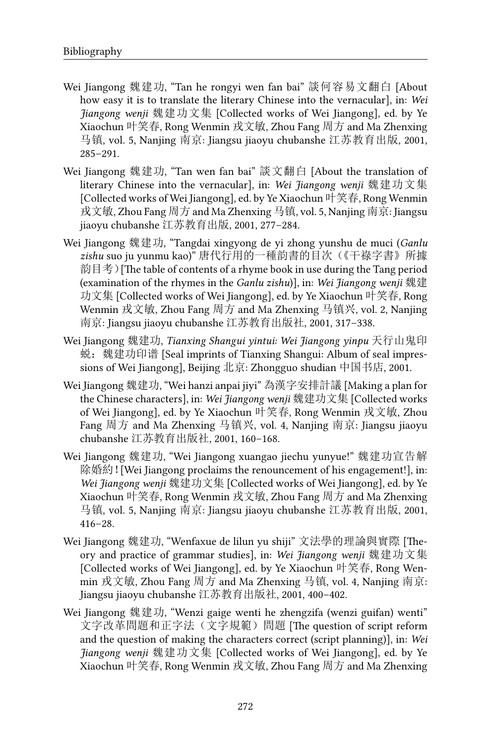Wei Jiangong 魏建功, "Tan he rongyi wen fan bai" 談何容易文翻白 [About how easy it is to translate the literary Chinese into the vernacular], in: *Wei Jiangong wenji* 魏建功文集 [Collected works of Wei Jiangong], ed. by Ye Xiaochun 叶笑春, Rong Wenmin 戎文敏, Zhou Fang 周方 and Ma Zhenxing 马镇, vol. 5, Nanjing 南京: Jiangsu jiaoyu chubanshe 江苏教育出版, 2001, 285–291.

Wei Jiangong 魏建功, "Tan wen fan bai" 談文翻白 [About the translation of literary Chinese into the vernacular], in: *Wei Jiangong wenji* 魏建功文集 [Collected works of Wei Jiangong], ed. by Ye Xiaochun 叶笑春, Rong Wenmin 戎文敏, Zhou Fang 周方 and Ma Zhenxing 马镇, vol. 5, Nanjing 南京: Jiangsu jiaoyu chubanshe 江苏教育出版, 2001, 277–284.

Wei Jiangong 魏建功, "Tangdai xingyong de yi zhong yunshu de muci (*Ganlu zishu* suo ju yunmu kao)" 唐代行用的一種韵書的目次（《干祿字書》所據韵目考）[The table of contents of a rhyme book in use during the Tang period (examination of the rhymes in the *Ganlu zishu*)], in: *Wei Jiangong wenji* 魏建功文集 [Collected works of Wei Jiangong], ed. by Ye Xiaochun 叶笑春, Rong Wenmin 戎文敏, Zhou Fang 周方 and Ma Zhenxing 马镇兴, vol. 2, Nanjing 南京: Jiangsu jiaoyu chubanshe 江苏教育出版社, 2001, 317–338.

Wei Jiangong 魏建功, *Tianxing Shangui yintui: Wei Jiangong yinpu* 天行山鬼印蜕：魏建功印谱 [Seal imprints of Tianxing Shangui: Album of seal impressions of Wei Jiangong], Beijing 北京: Zhongguo shudian 中国书店, 2001.

Wei Jiangong 魏建功, "Wei hanzi anpai jiyi" 為漢字安排計議 [Making a plan for the Chinese characters], in: *Wei Jiangong wenji* 魏建功文集 [Collected works of Wei Jiangong], ed. by Ye Xiaochun 叶笑春, Rong Wenmin 戎文敏, Zhou Fang 周方 and Ma Zhenxing 马镇兴, vol. 4, Nanjing 南京: Jiangsu jiaoyu chubanshe 江苏教育出版社, 2001, 160–168.

Wei Jiangong 魏建功, "Wei Jiangong xuangao jiechu yunyue!" 魏建功宣告解除婚約！[Wei Jiangong proclaims the renouncement of his engagement!], in: *Wei Jiangong wenji* 魏建功文集 [Collected works of Wei Jiangong], ed. by Ye Xiaochun 叶笑春, Rong Wenmin 戎文敏, Zhou Fang 周方 and Ma Zhenxing 马镇, vol. 5, Nanjing 南京: Jiangsu jiaoyu chubanshe 江苏教育出版, 2001, 416–28.

Wei Jiangong 魏建功, "Wenfaxue de lilun yu shiji" 文法學的理論與實際 [Theory and practice of grammar studies], in: *Wei Jiangong wenji* 魏建功文集 [Collected works of Wei Jiangong], ed. by Ye Xiaochun 叶笑春, Rong Wenmin 戎文敏, Zhou Fang 周方 and Ma Zhenxing 马镇, vol. 4, Nanjing 南京: Jiangsu jiaoyu chubanshe 江苏教育出版社, 2001, 400–402.

Wei Jiangong 魏建功, "Wenzi gaige wenti he zhengzifa (wenzi guifan) wenti" 文字改革問題和正字法（文字規範）問題 [The question of script reform and the question of making the characters correct (script planning)], in: *Wei Jiangong wenji* 魏建功文集 [Collected works of Wei Jiangong], ed. by Ye Xiaochun 叶笑春, Rong Wenmin 戎文敏, Zhou Fang 周方 and Ma Zhenxing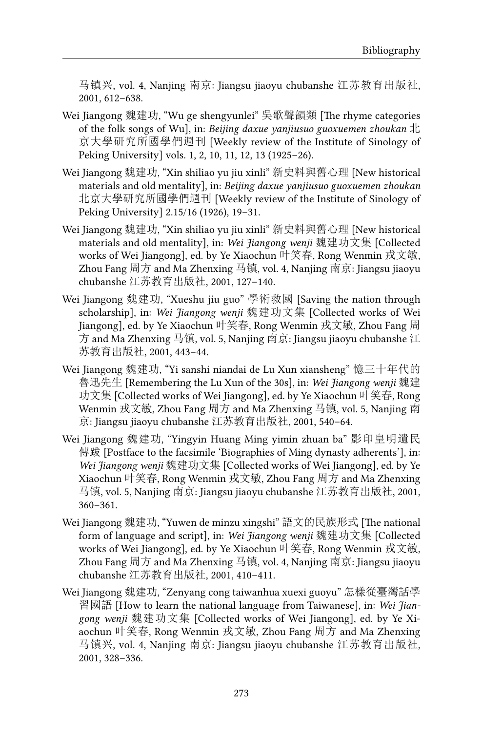马镇兴, vol. 4, Nanjing 南京: Jiangsu jiaoyu chubanshe 江苏教育出版社, 2001, 612–638.

Wei Jiangong 魏建功, "Wu ge shengyunlei" 吳歌聲韻類 [The rhyme categories of the folk songs of Wu], in: *Beijing daxue yanjiusuo guoxuemen zhoukan* 北京大學研究所國學們週刊 [Weekly review of the Institute of Sinology of Peking University] vols. 1, 2, 10, 11, 12, 13 (1925–26).

Wei Jiangong 魏建功, "Xin shiliao yu jiu xinli" 新史料與舊心理 [New historical materials and old mentality], in: *Beijing daxue yanjiusuo guoxuemen zhoukan* 北京大學研究所國學們週刊 [Weekly review of the Institute of Sinology of Peking University] 2.15/16 (1926), 19–31.

Wei Jiangong 魏建功, "Xin shiliao yu jiu xinli" 新史料與舊心理 [New historical materials and old mentality], in: *Wei Jiangong wenji* 魏建功文集 [Collected works of Wei Jiangong], ed. by Ye Xiaochun 叶笑春, Rong Wenmin 戎文敏, Zhou Fang 周方 and Ma Zhenxing 马镇, vol. 4, Nanjing 南京: Jiangsu jiaoyu chubanshe 江苏教育出版社, 2001, 127–140.

Wei Jiangong 魏建功, "Xueshu jiu guo" 學術救國 [Saving the nation through scholarship], in: *Wei Jiangong wenji* 魏建功文集 [Collected works of Wei Jiangong], ed. by Ye Xiaochun 叶笑春, Rong Wenmin 戎文敏, Zhou Fang 周方 and Ma Zhenxing 马镇, vol. 5, Nanjing 南京: Jiangsu jiaoyu chubanshe 江苏教育出版社, 2001, 443–44.

Wei Jiangong 魏建功, "Yi sanshi niandai de Lu Xun xiansheng" 憶三十年代的鲁迅先生 [Remembering the Lu Xun of the 30s], in: *Wei Jiangong wenji* 魏建功文集 [Collected works of Wei Jiangong], ed. by Ye Xiaochun 叶笑春, Rong Wenmin 戎文敏, Zhou Fang 周方 and Ma Zhenxing 马镇, vol. 5, Nanjing 南京: Jiangsu jiaoyu chubanshe 江苏教育出版社, 2001, 540–64.

Wei Jiangong 魏建功, "Yingyin Huang Ming yimin zhuan ba" 影印皇明遺民傳跋 [Postface to the facsimile 'Biographies of Ming dynasty adherents'], in: *Wei Jiangong wenji* 魏建功文集 [Collected works of Wei Jiangong], ed. by Ye Xiaochun 叶笑春, Rong Wenmin 戎文敏, Zhou Fang 周方 and Ma Zhenxing 马镇, vol. 5, Nanjing 南京: Jiangsu jiaoyu chubanshe 江苏教育出版社, 2001, 360–361.

Wei Jiangong 魏建功, "Yuwen de minzu xingshi" 語文的民族形式 [The national form of language and script], in: *Wei Jiangong wenji* 魏建功文集 [Collected works of Wei Jiangong], ed. by Ye Xiaochun 叶笑春, Rong Wenmin 戎文敏, Zhou Fang 周方 and Ma Zhenxing 马镇, vol. 4, Nanjing 南京: Jiangsu jiaoyu chubanshe 江苏教育出版社, 2001, 410–411.

Wei Jiangong 魏建功, "Zenyang cong taiwanhua xuexi guoyu" 怎樣從臺灣話學習國語 [How to learn the national language from Taiwanese], in: *Wei Jiangong wenji* 魏建功文集 [Collected works of Wei Jiangong], ed. by Ye Xiaochun 叶笑春, Rong Wenmin 戎文敏, Zhou Fang 周方 and Ma Zhenxing 马镇兴, vol. 4, Nanjing 南京: Jiangsu jiaoyu chubanshe 江苏教育出版社, 2001, 328–336.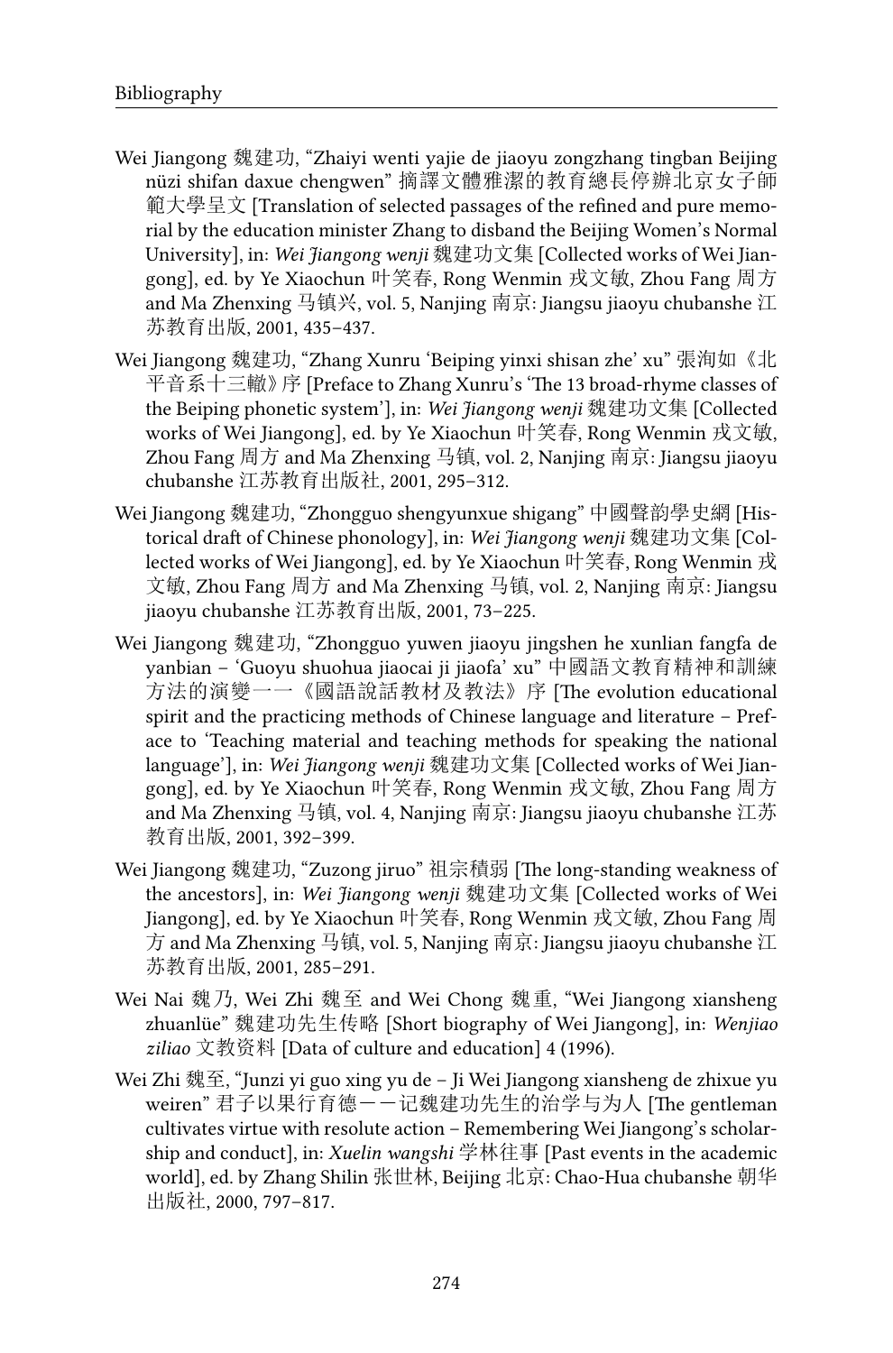Wei Jiangong 魏建功, "Zhaiyi wenti yajie de jiaoyu zongzhang tingban Beijing nüzi shifan daxue chengwen" 摘譯文體雅潔的教育總長停辦北京女子師範大學呈文 [Translation of selected passages of the refined and pure memorial by the education minister Zhang to disband the Beijing Women's Normal University], in: *Wei Jiangong wenji* 魏建功文集 [Collected works of Wei Jiangong], ed. by Ye Xiaochun 叶笑春, Rong Wenmin 戎文敏, Zhou Fang 周方 and Ma Zhenxing 马镇兴, vol. 5, Nanjing 南京: Jiangsu jiaoyu chubanshe 江苏教育出版, 2001, 435–437.

Wei Jiangong 魏建功, "Zhang Xunru 'Beiping yinxi shisan zhe' xu" 張洵如《北平音系十三轍》序 [Preface to Zhang Xunru's 'The 13 broad-rhyme classes of the Beiping phonetic system'], in: *Wei Jiangong wenji* 魏建功文集 [Collected works of Wei Jiangong], ed. by Ye Xiaochun 叶笑春, Rong Wenmin 戎文敏, Zhou Fang 周方 and Ma Zhenxing 马镇, vol. 2, Nanjing 南京: Jiangsu jiaoyu chubanshe 江苏教育出版社, 2001, 295–312.

Wei Jiangong 魏建功, "Zhongguo shengyunxue shigang" 中國聲韵學史綱 [Historical draft of Chinese phonology], in: *Wei Jiangong wenji* 魏建功文集 [Collected works of Wei Jiangong], ed. by Ye Xiaochun 叶笑春, Rong Wenmin 戎文敏, Zhou Fang 周方 and Ma Zhenxing 马镇, vol. 2, Nanjing 南京: Jiangsu jiaoyu chubanshe 江苏教育出版, 2001, 73–225.

Wei Jiangong 魏建功, "Zhongguo yuwen jiaoyu jingshen he xunlian fangfa de yanbian – 'Guoyu shuohua jiaocai ji jiaofa' xu" 中國語文教育精神和訓練方法的演變——《國語說話教材及教法》序 [The evolution educational spirit and the practicing methods of Chinese language and literature – Preface to 'Teaching material and teaching methods for speaking the national language'], in: *Wei Jiangong wenji* 魏建功文集 [Collected works of Wei Jiangong], ed. by Ye Xiaochun 叶笑春, Rong Wenmin 戎文敏, Zhou Fang 周方 and Ma Zhenxing 马镇, vol. 4, Nanjing 南京: Jiangsu jiaoyu chubanshe 江苏教育出版, 2001, 392–399.

Wei Jiangong 魏建功, "Zuzong jiruo" 祖宗積弱 [The long-standing weakness of the ancestors], in: *Wei Jiangong wenji* 魏建功文集 [Collected works of Wei Jiangong], ed. by Ye Xiaochun 叶笑春, Rong Wenmin 戎文敏, Zhou Fang 周方 and Ma Zhenxing 马镇, vol. 5, Nanjing 南京: Jiangsu jiaoyu chubanshe 江苏教育出版, 2001, 285–291.

Wei Nai 魏乃, Wei Zhi 魏至 and Wei Chong 魏重, "Wei Jiangong xiansheng zhuanlüe" 魏建功先生传略 [Short biography of Wei Jiangong], in: *Wenjiao ziliao* 文教资料 [Data of culture and education] 4 (1996).

Wei Zhi 魏至, "Junzi yi guo xing yu de – Ji Wei Jiangong xiansheng de zhixue yu weiren" 君子以果行育德——记魏建功先生的治学与为人 [The gentleman cultivates virtue with resolute action – Remembering Wei Jiangong's scholarship and conduct], in: *Xuelin wangshi* 学林往事 [Past events in the academic world], ed. by Zhang Shilin 张世林, Beijing 北京: Chao-Hua chubanshe 朝华出版社, 2000, 797–817.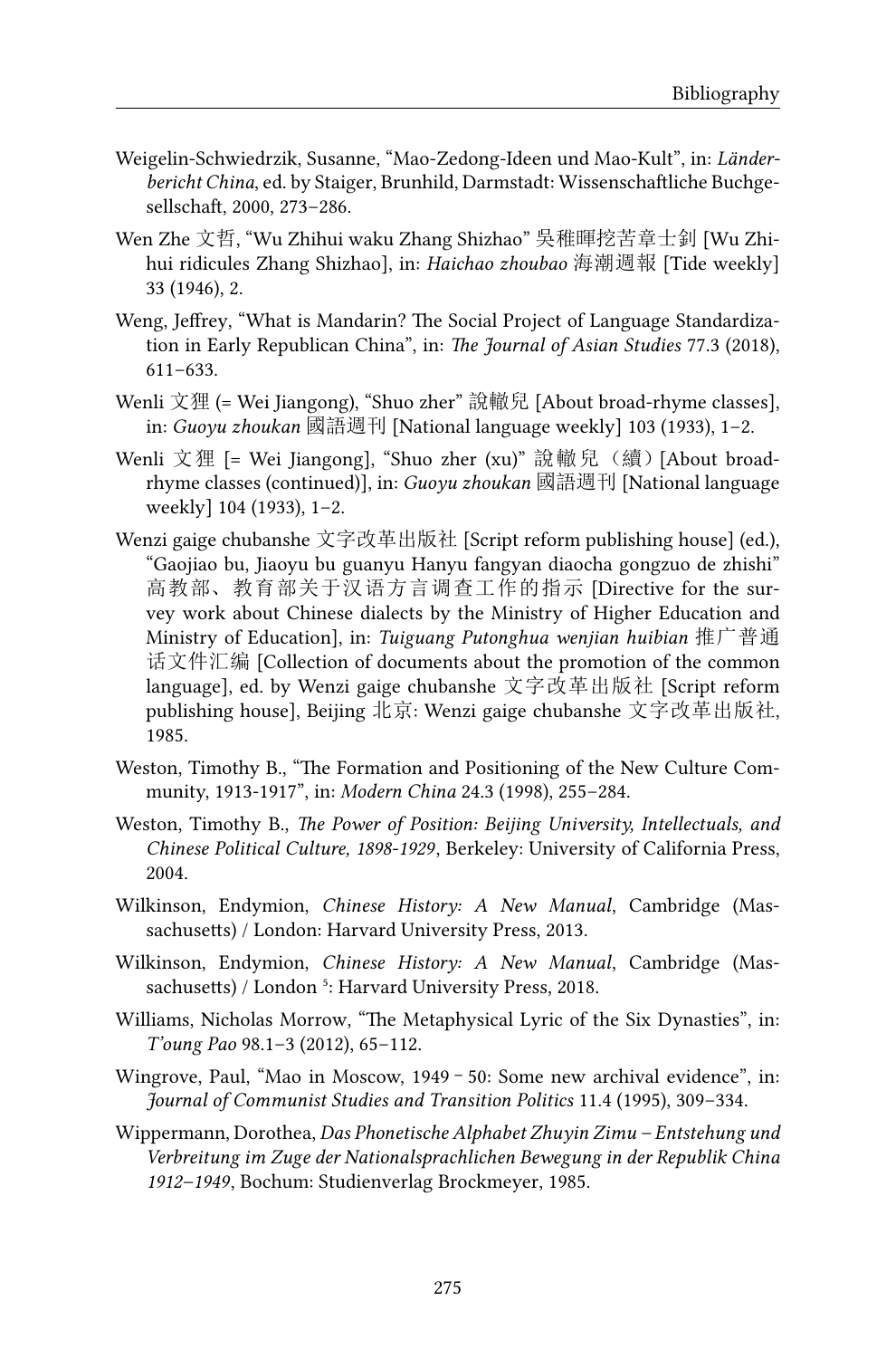Weigelin-Schwiedrzik, Susanne, "Mao-Zedong-Ideen und Mao-Kult", in: *Länderbericht China*, ed. by Staiger, Brunhild, Darmstadt: Wissenschaftliche Buchgesellschaft, 2000, 273–286.

Wen Zhe 文哲, "Wu Zhihui waku Zhang Shizhao" 吳稚暉挖苦章士釗 [Wu Zhihui ridicules Zhang Shizhao], in: *Haichao zhoubao* 海潮週報 [Tide weekly] 33 (1946), 2.

Weng, Jeffrey, "What is Mandarin? The Social Project of Language Standardization in Early Republican China", in: *The Journal of Asian Studies* 77.3 (2018), 611–633.

Wenli 文狸 (= Wei Jiangong), "Shuo zher" 說轍兒 [About broad-rhyme classes], in: *Guoyu zhoukan* 國語週刊 [National language weekly] 103 (1933), 1–2.

Wenli 文狸 [= Wei Jiangong], "Shuo zher (xu)" 說轍兒（續）[About broad-rhyme classes (continued)], in: *Guoyu zhoukan* 國語週刊 [National language weekly] 104 (1933), 1–2.

Wenzi gaige chubanshe 文字改革出版社 [Script reform publishing house] (ed.), "Gaojiao bu, Jiaoyu bu guanyu Hanyu fangyan diaocha gongzuo de zhishi" 高教部、教育部关于汉语方言调查工作的指示 [Directive for the survey work about Chinese dialects by the Ministry of Higher Education and Ministry of Education], in: *Tuiguang Putonghua wenjian huibian* 推广普通话文件汇编 [Collection of documents about the promotion of the common language], ed. by Wenzi gaige chubanshe 文字改革出版社 [Script reform publishing house], Beijing 北京: Wenzi gaige chubanshe 文字改革出版社, 1985.

Weston, Timothy B., "The Formation and Positioning of the New Culture Community, 1913-1917", in: *Modern China* 24.3 (1998), 255–284.

Weston, Timothy B., *The Power of Position: Beijing University, Intellectuals, and Chinese Political Culture, 1898-1929*, Berkeley: University of California Press, 2004.

Wilkinson, Endymion, *Chinese History: A New Manual*, Cambridge (Massachusetts) / London: Harvard University Press, 2013.

Wilkinson, Endymion, *Chinese History: A New Manual*, Cambridge (Massachusetts) / London [5]: Harvard University Press, 2018.

Williams, Nicholas Morrow, "The Metaphysical Lyric of the Six Dynasties", in: *T'oung Pao* 98.1–3 (2012), 65–112.

Wingrove, Paul, "Mao in Moscow, 1949 – 50: Some new archival evidence", in: *Journal of Communist Studies and Transition Politics* 11.4 (1995), 309–334.

Wippermann, Dorothea, *Das Phonetische Alphabet Zhuyin Zimu – Entstehung und Verbreitung im Zuge der Nationalsprachlichen Bewegung in der Republik China 1912–1949*, Bochum: Studienverlag Brockmeyer, 1985.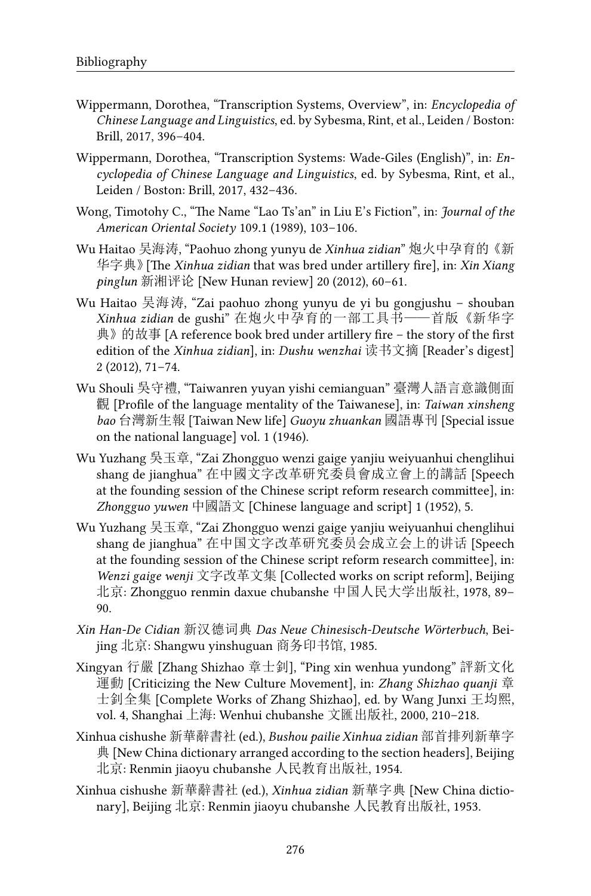Wippermann, Dorothea, "Transcription Systems, Overview", in: *Encyclopedia of Chinese Language and Linguistics*, ed. by Sybesma, Rint, et al., Leiden / Boston: Brill, 2017, 396–404.

Wippermann, Dorothea, "Transcription Systems: Wade-Giles (English)", in: *Encyclopedia of Chinese Language and Linguistics*, ed. by Sybesma, Rint, et al., Leiden / Boston: Brill, 2017, 432–436.

Wong, Timotohy C., "The Name "Lao Ts'an" in Liu E's Fiction", in: *Journal of the American Oriental Society* 109.1 (1989), 103–106.

Wu Haitao 吴海涛, "Paohuo zhong yunyu de *Xinhua zidian*" 炮火中孕育的《新华字典》[The *Xinhua zidian* that was bred under artillery fire], in: *Xin Xiang pinglun* 新湘评论 [New Hunan review] 20 (2012), 60–61.

Wu Haitao 吴海涛, "Zai paohuo zhong yunyu de yi bu gongjushu – shouban *Xinhua zidian* de gushi" 在炮火中孕育的一部工具书——首版《新华字典》的故事 [A reference book bred under artillery fire – the story of the first edition of the *Xinhua zidian*], in: *Dushu wenzhai* 读书文摘 [Reader's digest] 2 (2012), 71–74.

Wu Shouli 吳守禮, "Taiwanren yuyan yishi cemianguan" 臺灣人語言意識側面觀 [Profile of the language mentality of the Taiwanese], in: *Taiwan xinsheng bao* 台灣新生報 [Taiwan New life] *Guoyu zhuankan* 國語專刊 [Special issue on the national language] vol. 1 (1946).

Wu Yuzhang 吳玉章, "Zai Zhongguo wenzi gaige yanjiu weiyuanhui chenglihui shang de jianghua" 在中國文字改革研究委員會成立會上的講話 [Speech at the founding session of the Chinese script reform research committee], in: *Zhongguo yuwen* 中國語文 [Chinese language and script] 1 (1952), 5.

Wu Yuzhang 吴玉章, "Zai Zhongguo wenzi gaige yanjiu weiyuanhui chenglihui shang de jianghua" 在中国文字改革研究委员会成立会上的讲话 [Speech at the founding session of the Chinese script reform research committee], in: *Wenzi gaige wenji* 文字改革文集 [Collected works on script reform], Beijing 北京: Zhongguo renmin daxue chubanshe 中国人民大学出版社, 1978, 89–90.

*Xin Han-De Cidian* 新汉德词典 *Das Neue Chinesisch-Deutsche Wörterbuch*, Beijing 北京: Shangwu yinshuguan 商务印书馆, 1985.

Xingyan 行嚴 [Zhang Shizhao 章士釗], "Ping xin wenhua yundong" 評新文化運動 [Criticizing the New Culture Movement], in: *Zhang Shizhao quanji* 章士釗全集 [Complete Works of Zhang Shizhao], ed. by Wang Junxi 王均熙, vol. 4, Shanghai 上海: Wenhui chubanshe 文匯出版社, 2000, 210–218.

Xinhua cishushe 新華辭書社 (ed.), *Bushou pailie Xinhua zidian* 部首排列新華字典 [New China dictionary arranged according to the section headers], Beijing 北京: Renmin jiaoyu chubanshe 人民教育出版社, 1954.

Xinhua cishushe 新華辭書社 (ed.), *Xinhua zidian* 新華字典 [New China dictionary], Beijing 北京: Renmin jiaoyu chubanshe 人民教育出版社, 1953.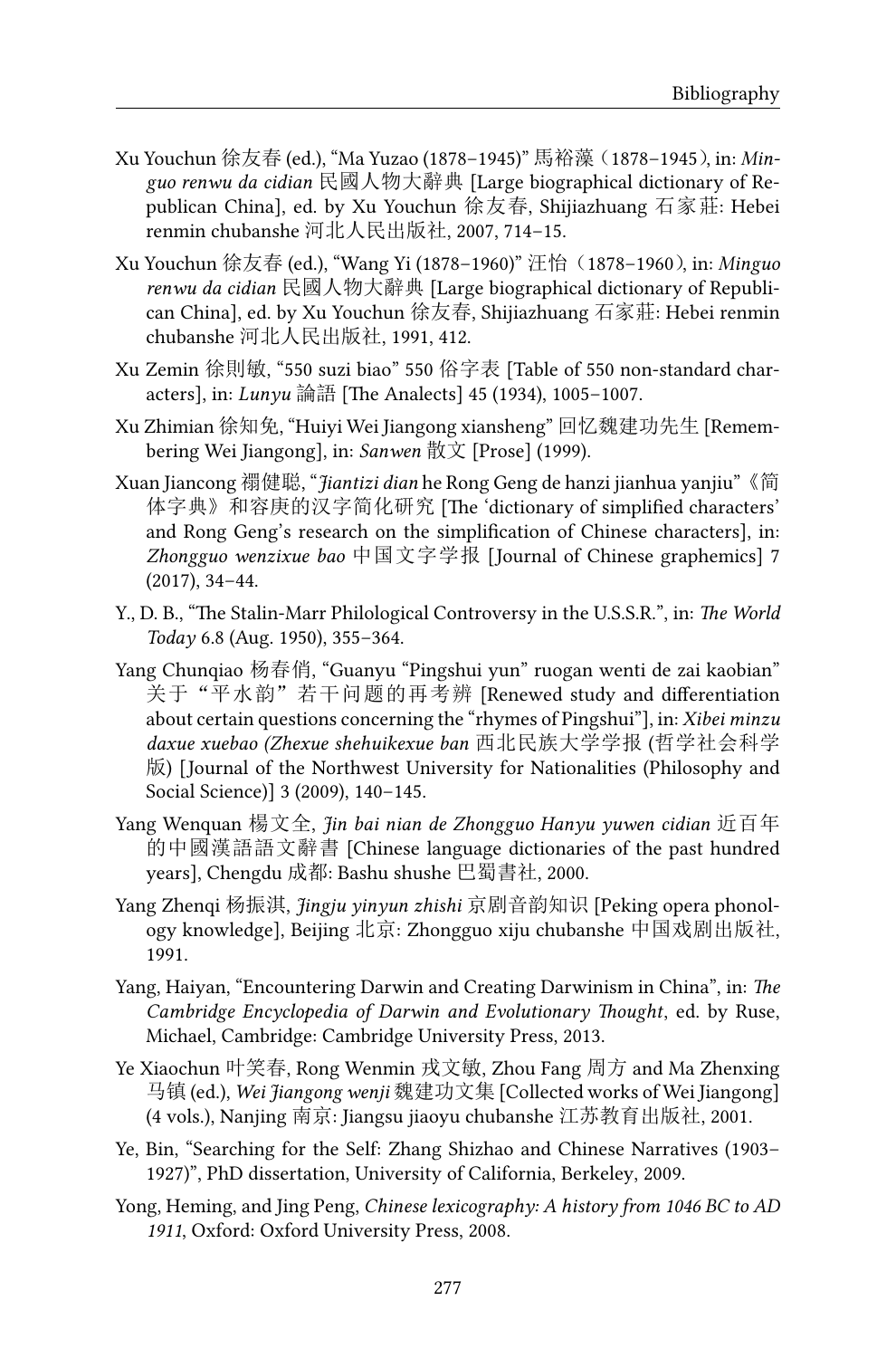Xu Youchun 徐友春 (ed.), “Ma Yuzao (1878–1945)” 馬裕藻（1878–1945）, in: *Minguo renwu da cidian* 民國人物大辭典 [Large biographical dictionary of Republican China], ed. by Xu Youchun 徐友春, Shijiazhuang 石家莊: Hebei renmin chubanshe 河北人民出版社, 2007, 714–15.

Xu Youchun 徐友春 (ed.), “Wang Yi (1878–1960)” 汪怡（1878–1960）, in: *Minguo renwu da cidian* 民國人物大辭典 [Large biographical dictionary of Republican China], ed. by Xu Youchun 徐友春, Shijiazhuang 石家莊: Hebei renmin chubanshe 河北人民出版社, 1991, 412.

Xu Zemin 徐則敏, “550 suzi biao” 550 俗字表 [Table of 550 non-standard characters], in: *Lunyu* 論語 [The Analects] 45 (1934), 1005–1007.

Xu Zhimian 徐知免, “Huiyi Wei Jiangong xiansheng” 回忆魏建功先生 [Remembering Wei Jiangong], in: *Sanwen* 散文 [Prose] (1999).

Xuan Jiancong 禤健聪, “*Jiantizi dian* he Rong Geng de hanzi jianhua yanjiu”《简体字典》和容庚的汉字简化研究 [The ‘dictionary of simplified characters’ and Rong Geng’s research on the simplification of Chinese characters], in: *Zhongguo wenzixue bao* 中国文字学报 [Journal of Chinese graphemics] 7 (2017), 34–44.

Y., D. B., “The Stalin-Marr Philological Controversy in the U.S.S.R.”, in: *The World Today* 6.8 (Aug. 1950), 355–364.

Yang Chunqiao 杨春俏, “Guanyu “Pingshui yun” ruogan wenti de zai kaobian” 关于“平水韵”若干问题的再考辨 [Renewed study and differentiation about certain questions concerning the “rhymes of Pingshui”], in: *Xibei minzu daxue xuebao (Zhexue shehuikexue ban* 西北民族大学学报 (哲学社会科学版) [Journal of the Northwest University for Nationalities (Philosophy and Social Science)] 3 (2009), 140–145.

Yang Wenquan 楊文全, *Jin bai nian de Zhongguo Hanyu yuwen cidian* 近百年的中國漢語語文辭書 [Chinese language dictionaries of the past hundred years], Chengdu 成都: Bashu shushe 巴蜀書社, 2000.

Yang Zhenqi 杨振淇, *Jingju yinyun zhishi* 京剧音韵知识 [Peking opera phonology knowledge], Beijing 北京: Zhongguo xiju chubanshe 中国戏剧出版社, 1991.

Yang, Haiyan, “Encountering Darwin and Creating Darwinism in China”, in: *The Cambridge Encyclopedia of Darwin and Evolutionary Thought*, ed. by Ruse, Michael, Cambridge: Cambridge University Press, 2013.

Ye Xiaochun 叶笑春, Rong Wenmin 戎文敏, Zhou Fang 周方 and Ma Zhenxing 马镇 (ed.), *Wei Jiangong wenji* 魏建功文集 [Collected works of Wei Jiangong] (4 vols.), Nanjing 南京: Jiangsu jiaoyu chubanshe 江苏教育出版社, 2001.

Ye, Bin, “Searching for the Self: Zhang Shizhao and Chinese Narratives (1903–1927)”, PhD dissertation, University of California, Berkeley, 2009.

Yong, Heming, and Jing Peng, *Chinese lexicography: A history from 1046 BC to AD 1911*, Oxford: Oxford University Press, 2008.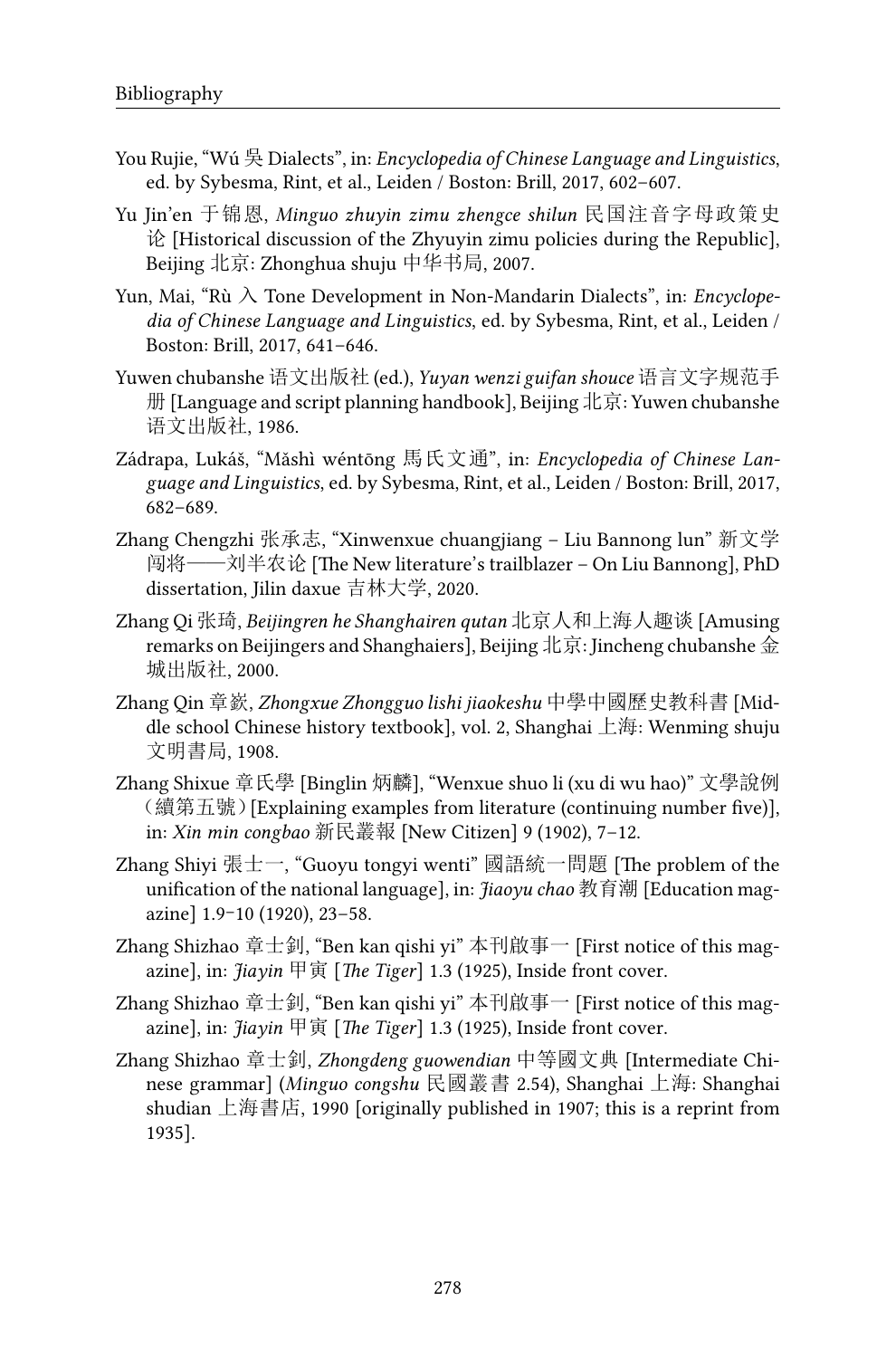You Rujie, “Wú 吳 Dialects”, in: *Encyclopedia of Chinese Language and Linguistics*, ed. by Sybesma, Rint, et al., Leiden / Boston: Brill, 2017, 602–607.

Yu Jin’en 于锦恩, *Minguo zhuyin zimu zhengce shilun* 民国注音字母政策史论 [Historical discussion of the Zhyuyin zimu policies during the Republic], Beijing 北京: Zhonghua shuju 中华书局, 2007.

Yun, Mai, “Rù 入 Tone Development in Non-Mandarin Dialects”, in: *Encyclopedia of Chinese Language and Linguistics*, ed. by Sybesma, Rint, et al., Leiden / Boston: Brill, 2017, 641–646.

Yuwen chubanshe 语文出版社 (ed.), *Yuyan wenzi guifan shouce* 语言文字规范手册 [Language and script planning handbook], Beijing 北京: Yuwen chubanshe 语文出版社, 1986.

Zádrapa, Lukáš, “Mǎshì wéntōng 馬氏文通”, in: *Encyclopedia of Chinese Language and Linguistics*, ed. by Sybesma, Rint, et al., Leiden / Boston: Brill, 2017, 682–689.

Zhang Chengzhi 张承志, “Xinwenxue chuangjiang – Liu Bannong lun” 新文学闯将——刘半农论 [The New literature’s trailblazer – On Liu Bannong], PhD dissertation, Jilin daxue 吉林大学, 2020.

Zhang Qi 张琦, *Beijingren he Shanghairen qutan* 北京人和上海人趣谈 [Amusing remarks on Beijingers and Shanghaiers], Beijing 北京: Jincheng chubanshe 金城出版社, 2000.

Zhang Qin 章嶔, *Zhongxue Zhongguo lishi jiaokeshu* 中學中國歷史教科書 [Middle school Chinese history textbook], vol. 2, Shanghai 上海: Wenming shuju 文明書局, 1908.

Zhang Shixue 章氏學 [Binglin 炳麟], “Wenxue shuo li (xu di wu hao)” 文學說例（續第五號）[Explaining examples from literature (continuing number five)], in: *Xin min congbao* 新民叢報 [New Citizen] 9 (1902), 7–12.

Zhang Shiyi 張士一, “Guoyu tongyi wenti” 國語統一問題 [The problem of the unification of the national language], in: *Jiaoyu chao* 教育潮 [Education magazine] 1.9–10 (1920), 23–58.

Zhang Shizhao 章士釗, “Ben kan qishi yi” 本刊啟事一 [First notice of this magazine], in: *Jiayin* 甲寅 [*The Tiger*] 1.3 (1925), Inside front cover.

Zhang Shizhao 章士釗, “Ben kan qishi yi” 本刊啟事一 [First notice of this magazine], in: *Jiayin* 甲寅 [*The Tiger*] 1.3 (1925), Inside front cover.

Zhang Shizhao 章士釗, *Zhongdeng guowendian* 中等國文典 [Intermediate Chinese grammar] (*Minguo congshu* 民國叢書 2.54), Shanghai 上海: Shanghai shudian 上海書店, 1990 [originally published in 1907; this is a reprint from 1935].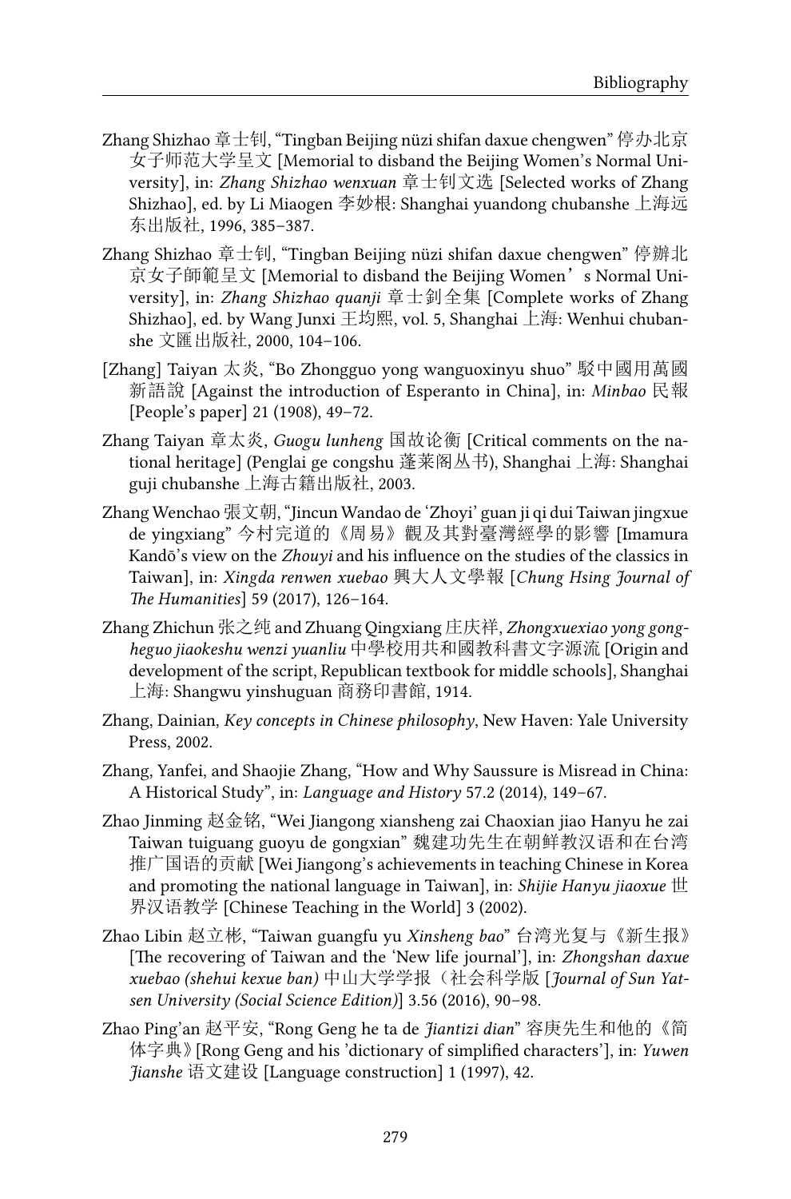Zhang Shizhao 章士钊, "Tingban Beijing nüzi shifan daxue chengwen" 停办北京女子师范大学呈文 [Memorial to disband the Beijing Women's Normal University], in: *Zhang Shizhao wenxuan* 章士钊文选 [Selected works of Zhang Shizhao], ed. by Li Miaogen 李妙根: Shanghai yuandong chubanshe 上海远东出版社, 1996, 385–387.

Zhang Shizhao 章士钊, "Tingban Beijing nüzi shifan daxue chengwen" 停辦北京女子師範呈文 [Memorial to disband the Beijing Women's Normal University], in: *Zhang Shizhao quanji* 章士釗全集 [Complete works of Zhang Shizhao], ed. by Wang Junxi 王均熙, vol. 5, Shanghai 上海: Wenhui chubanshe 文匯出版社, 2000, 104–106.

[Zhang] Taiyan 太炎, "Bo Zhongguo yong wanguoxinyu shuo" 駁中國用萬國新語說 [Against the introduction of Esperanto in China], in: *Minbao* 民報 [People's paper] 21 (1908), 49–72.

Zhang Taiyan 章太炎, *Guogu lunheng* 国故论衡 [Critical comments on the national heritage] (Penglai ge congshu 蓬莱阁丛书), Shanghai 上海: Shanghai guji chubanshe 上海古籍出版社, 2003.

Zhang Wenchao 張文朝, "Jincun Wandao de 'Zhoyi' guan ji qi dui Taiwan jingxue de yingxiang" 今村完道的《周易》觀及其對臺灣經學的影響 [Imamura Kandō's view on the *Zhouyi* and his influence on the studies of the classics in Taiwan], in: *Xingda renwen xuebao* 興大人文學報 [*Chung Hsing Journal of The Humanities*] 59 (2017), 126–164.

Zhang Zhichun 张之纯 and Zhuang Qingxiang 庄庆祥, *Zhongxuexiao yong gongheguo jiaokeshu wenzi yuanliu* 中學校用共和國教科書文字源流 [Origin and development of the script, Republican textbook for middle schools], Shanghai 上海: Shangwu yinshuguan 商務印書館, 1914.

Zhang, Dainian, *Key concepts in Chinese philosophy*, New Haven: Yale University Press, 2002.

Zhang, Yanfei, and Shaojie Zhang, "How and Why Saussure is Misread in China: A Historical Study", in: *Language and History* 57.2 (2014), 149–67.

Zhao Jinming 赵金铭, "Wei Jiangong xiansheng zai Chaoxian jiao Hanyu he zai Taiwan tuiguang guoyu de gongxian" 魏建功先生在朝鲜教汉语和在台湾推广国语的贡献 [Wei Jiangong's achievements in teaching Chinese in Korea and promoting the national language in Taiwan], in: *Shijie Hanyu jiaoxue* 世界汉语教学 [Chinese Teaching in the World] 3 (2002).

Zhao Libin 赵立彬, "Taiwan guangfu yu *Xinsheng bao*" 台湾光复与《新生报》[The recovering of Taiwan and the 'New life journal'], in: *Zhongshan daxue xuebao (shehui kexue ban)* 中山大学学报（社会科学版 [*Journal of Sun Yat-sen University (Social Science Edition)*] 3.56 (2016), 90–98.

Zhao Ping'an 赵平安, "Rong Geng he ta de *Jiantizi dian*" 容庚先生和他的《简体字典》[Rong Geng and his 'dictionary of simplified characters'], in: *Yuwen Jianshe* 语文建设 [Language construction] 1 (1997), 42.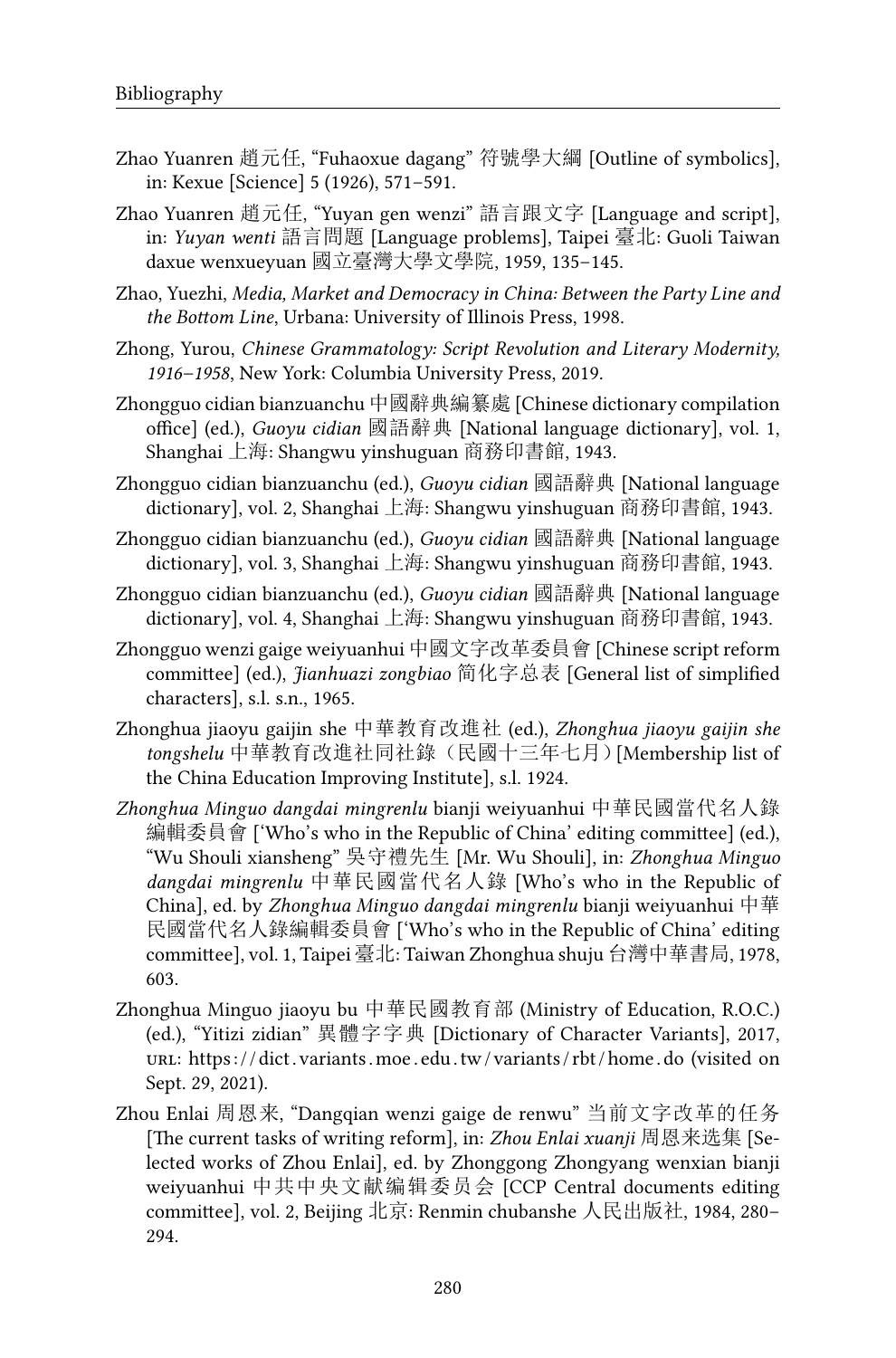Zhao Yuanren 趙元任, “Fuhaoxue dagang” 符號學大綱 [Outline of symbolics], in: Kexue [Science] 5 (1926), 571–591.

Zhao Yuanren 趙元任, “Yuyan gen wenzi” 語言跟文字 [Language and script], in: *Yuyan wenti* 語言問題 [Language problems], Taipei 臺北: Guoli Taiwan daxue wenxueyuan 國立臺灣大學文學院, 1959, 135–145.

Zhao, Yuezhi, *Media, Market and Democracy in China: Between the Party Line and the Bottom Line*, Urbana: University of Illinois Press, 1998.

Zhong, Yurou, *Chinese Grammatology: Script Revolution and Literary Modernity, 1916–1958*, New York: Columbia University Press, 2019.

Zhongguo cidian bianzuanchu 中國辭典編纂處 [Chinese dictionary compilation office] (ed.), *Guoyu cidian* 國語辭典 [National language dictionary], vol. 1, Shanghai 上海: Shangwu yinshuguan 商務印書館, 1943.

Zhongguo cidian bianzuanchu (ed.), *Guoyu cidian* 國語辭典 [National language dictionary], vol. 2, Shanghai 上海: Shangwu yinshuguan 商務印書館, 1943.

Zhongguo cidian bianzuanchu (ed.), *Guoyu cidian* 國語辭典 [National language dictionary], vol. 3, Shanghai 上海: Shangwu yinshuguan 商務印書館, 1943.

Zhongguo cidian bianzuanchu (ed.), *Guoyu cidian* 國語辭典 [National language dictionary], vol. 4, Shanghai 上海: Shangwu yinshuguan 商務印書館, 1943.

Zhongguo wenzi gaige weiyuanhui 中國文字改革委員會 [Chinese script reform committee] (ed.), *Jianhuazi zongbiao* 简化字总表 [General list of simplified characters], s.l. s.n., 1965.

Zhonghua jiaoyu gaijin she 中華教育改進社 (ed.), *Zhonghua jiaoyu gaijin she tongshelu* 中華教育改進社同社錄（民國十三年七月）[Membership list of the China Education Improving Institute], s.l. 1924.

*Zhonghua Minguo dangdai mingrenlu* bianji weiyuanhui 中華民國當代名人錄編輯委員會 [‘Who’s who in the Republic of China’ editing committee] (ed.), “Wu Shouli xiansheng” 吳守禮先生 [Mr. Wu Shouli], in: *Zhonghua Minguo dangdai mingrenlu* 中華民國當代名人錄 [Who’s who in the Republic of China], ed. by *Zhonghua Minguo dangdai mingrenlu* bianji weiyuanhui 中華民國當代名人錄編輯委員會 [‘Who’s who in the Republic of China’ editing committee], vol. 1, Taipei 臺北: Taiwan Zhonghua shuju 台灣中華書局, 1978, 603.

Zhonghua Minguo jiaoyu bu 中華民國教育部 (Ministry of Education, R.O.C.) (ed.), “Yitizi zidian” 異體字字典 [Dictionary of Character Variants], 2017, URL: https://dict.variants.moe.edu.tw/variants/rbt/home.do (visited on Sept. 29, 2021).

Zhou Enlai 周恩来, “Dangqian wenzi gaige de renwu” 当前文字改革的任务 [The current tasks of writing reform], in: *Zhou Enlai xuanji* 周恩来选集 [Selected works of Zhou Enlai], ed. by Zhonggong Zhongyang wenxian bianji weiyuanhui 中共中央文献编辑委员会 [CCP Central documents editing committee], vol. 2, Beijing 北京: Renmin chubanshe 人民出版社, 1984, 280–294.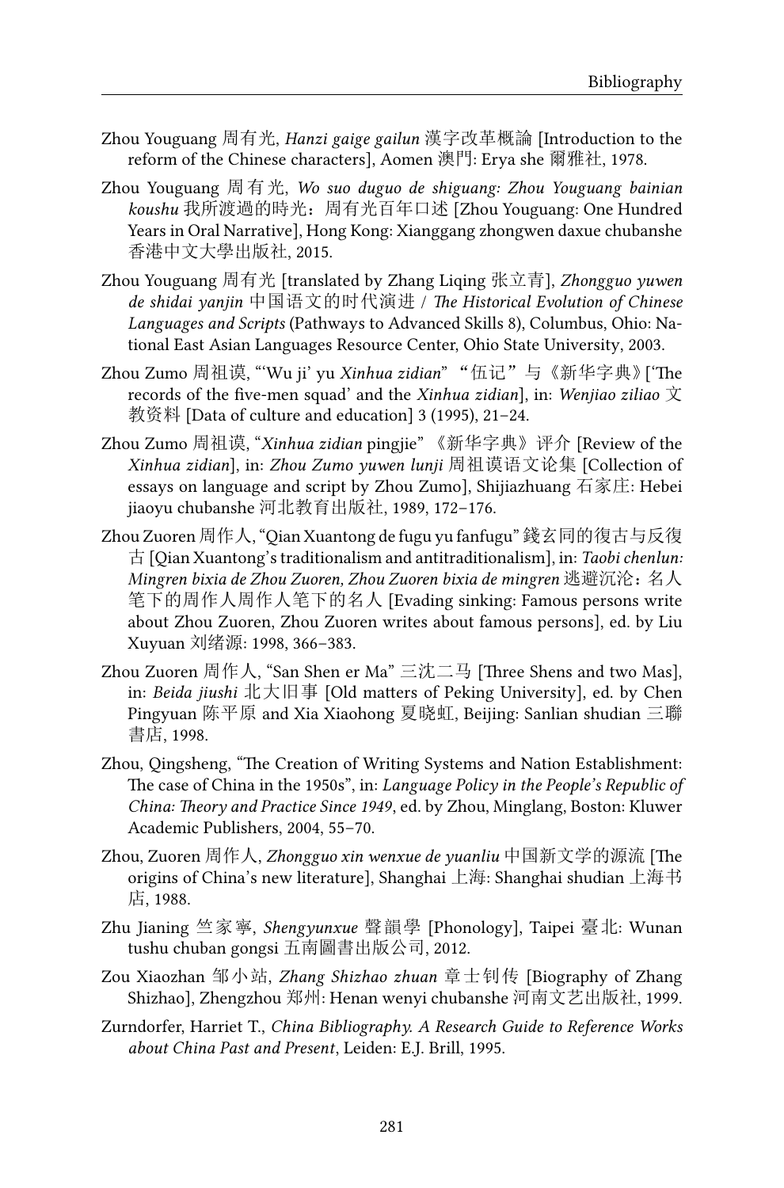Zhou Youguang 周有光, *Hanzi gaige gailun* 漢字改革概論 [Introduction to the reform of the Chinese characters], Aomen 澳門: Erya she 爾雅社, 1978.

Zhou Youguang 周有光, *Wo suo duguo de shiguang: Zhou Youguang bainian koushu* 我所渡過的時光：周有光百年口述 [Zhou Youguang: One Hundred Years in Oral Narrative], Hong Kong: Xianggang zhongwen daxue chubanshe 香港中文大學出版社, 2015.

Zhou Youguang 周有光 [translated by Zhang Liqing 张立青], *Zhongguo yuwen de shidai yanjin* 中国语文的时代演进 / *The Historical Evolution of Chinese Languages and Scripts* (Pathways to Advanced Skills 8), Columbus, Ohio: National East Asian Languages Resource Center, Ohio State University, 2003.

Zhou Zumo 周祖谟, "'Wu ji' yu *Xinhua zidian*" "伍记"与《新华字典》['The records of the five-men squad' and the *Xinhua zidian*], in: *Wenjiao ziliao* 文教资料 [Data of culture and education] 3 (1995), 21–24.

Zhou Zumo 周祖谟, "*Xinhua zidian* pingjie" 《新华字典》评介 [Review of the *Xinhua zidian*], in: *Zhou Zumo yuwen lunji* 周祖谟语文论集 [Collection of essays on language and script by Zhou Zumo], Shijiazhuang 石家庄: Hebei jiaoyu chubanshe 河北教育出版社, 1989, 172–176.

Zhou Zuoren 周作人, "Qian Xuantong de fugu yu fanfugu" 錢玄同的復古与反復古 [Qian Xuantong's traditionalism and antitraditionalism], in: *Taobi chenlun: Mingren bixia de Zhou Zuoren, Zhou Zuoren bixia de mingren* 逃避沉沦：名人笔下的周作人周作人笔下的名人 [Evading sinking: Famous persons write about Zhou Zuoren, Zhou Zuoren writes about famous persons], ed. by Liu Xuyuan 刘绪源: 1998, 366–383.

Zhou Zuoren 周作人, "San Shen er Ma" 三沈二马 [Three Shens and two Mas], in: *Beida jiushi* 北大旧事 [Old matters of Peking University], ed. by Chen Pingyuan 陈平原 and Xia Xiaohong 夏晓虹, Beijing: Sanlian shudian 三聯書店, 1998.

Zhou, Qingsheng, "The Creation of Writing Systems and Nation Establishment: The case of China in the 1950s", in: *Language Policy in the People's Republic of China: Theory and Practice Since 1949*, ed. by Zhou, Minglang, Boston: Kluwer Academic Publishers, 2004, 55–70.

Zhou, Zuoren 周作人, *Zhongguo xin wenxue de yuanliu* 中国新文学的源流 [The origins of China's new literature], Shanghai 上海: Shanghai shudian 上海书店, 1988.

Zhu Jianing 竺家寧, *Shengyunxue* 聲韻學 [Phonology], Taipei 臺北: Wunan tushu chuban gongsi 五南圖書出版公司, 2012.

Zou Xiaozhan 邹小站, *Zhang Shizhao zhuan* 章士钊传 [Biography of Zhang Shizhao], Zhengzhou 郑州: Henan wenyi chubanshe 河南文艺出版社, 1999.

Zurndorfer, Harriet T., *China Bibliography. A Research Guide to Reference Works about China Past and Present*, Leiden: E.J. Brill, 1995.